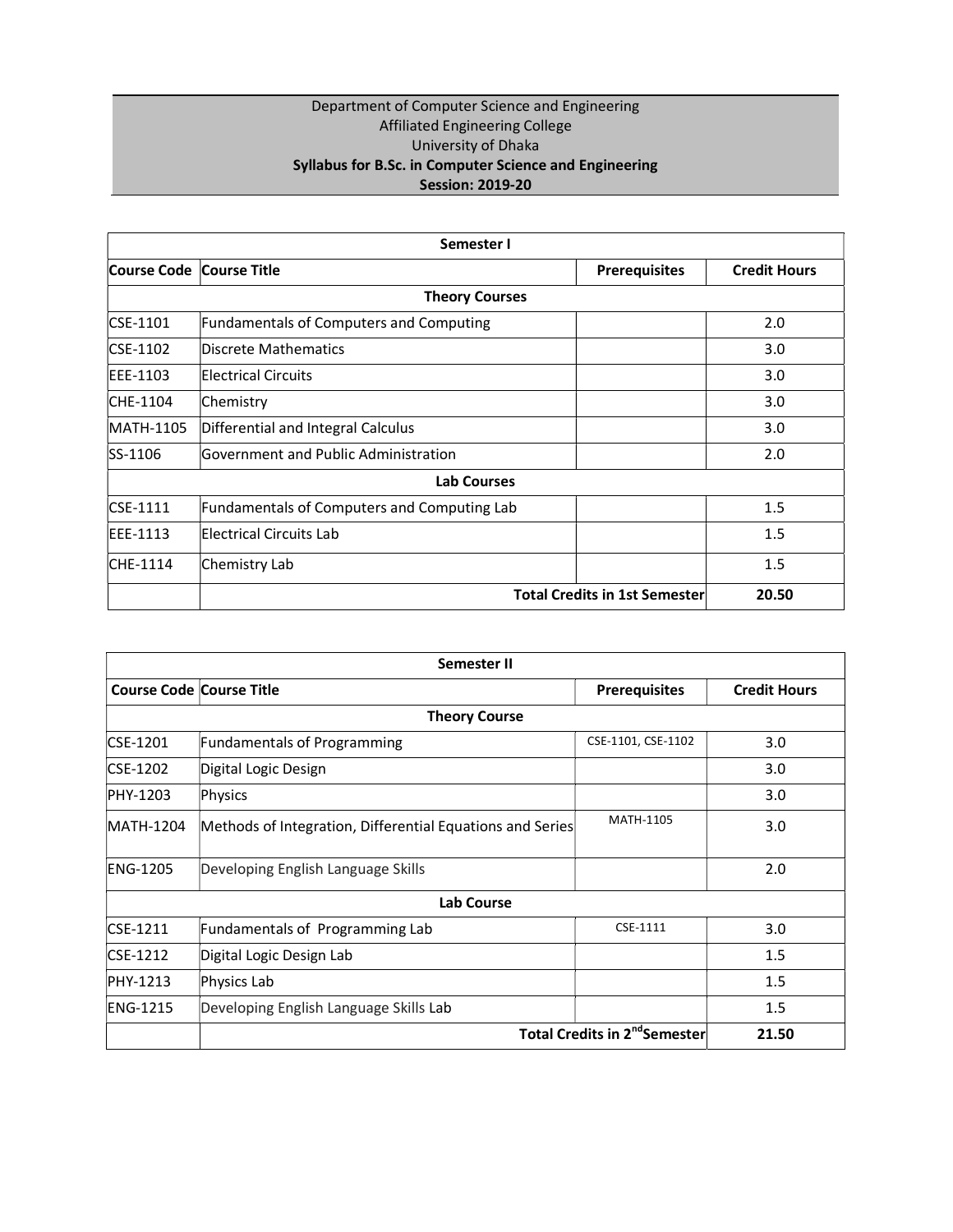Department of Computer Science and Engineering
Affiliated Engineering College
University of Dhaka

**Syllabus for B.Sc. in Computer Science and Engineering**

**Session: 2019-20**

| Semester I | | | |
|---|---|---|---|
| **Course Code** | **Course Title** | **Prerequisites** | **Credit Hours** |
| **Theory Courses** | | | |
| CSE-1101 | Fundamentals of Computers and Computing | | 2.0 |
| CSE-1102 | Discrete Mathematics | | 3.0 |
| EEE-1103 | Electrical Circuits | | 3.0 |
| CHE-1104 | Chemistry | | 3.0 |
| MATH-1105 | Differential and Integral Calculus | | 3.0 |
| SS-1106 | Government and Public Administration | | 2.0 |
| **Lab Courses** | | | |
| CSE-1111 | Fundamentals of Computers and Computing Lab | | 1.5 |
| EEE-1113 | Electrical Circuits Lab | | 1.5 |
| CHE-1114 | Chemistry Lab | | 1.5 |
| | **Total Credits in 1st Semester** | | **20.50** |

| Semester II | | | |
|---|---|---|---|
| **Course Code** | **Course Title** | **Prerequisites** | **Credit Hours** |
| **Theory Course** | | | |
| CSE-1201 | Fundamentals of Programming | CSE-1101, CSE-1102 | 3.0 |
| CSE-1202 | Digital Logic Design | | 3.0 |
| PHY-1203 | Physics | | 3.0 |
| MATH-1204 | Methods of Integration, Differential Equations and Series | MATH-1105 | 3.0 |
| ENG-1205 | Developing English Language Skills | | 2.0 |
| **Lab Course** | | | |
| CSE-1211 | Fundamentals of Programming Lab | CSE-1111 | 3.0 |
| CSE-1212 | Digital Logic Design Lab | | 1.5 |
| PHY-1213 | Physics Lab | | 1.5 |
| ENG-1215 | Developing English Language Skills Lab | | 1.5 |
| | **Total Credits in 2nd Semester** | | **21.50** |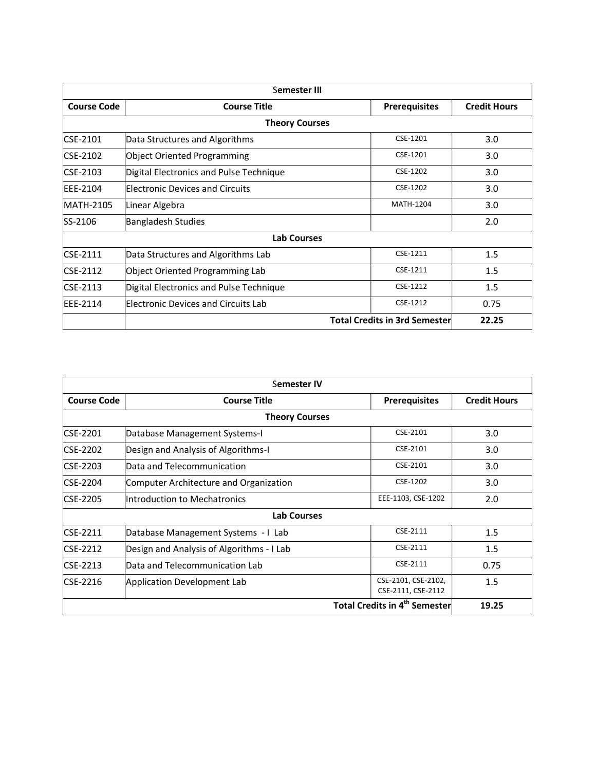| Semester III | | | |
|---|---|---|---|
| **Course Code** | **Course Title** | **Prerequisites** | **Credit Hours** |
| **Theory Courses** | | | |
| CSE-2101 | Data Structures and Algorithms | CSE-1201 | 3.0 |
| CSE-2102 | Object Oriented Programming | CSE-1201 | 3.0 |
| CSE-2103 | Digital Electronics and Pulse Technique | CSE-1202 | 3.0 |
| EEE-2104 | Electronic Devices and Circuits | CSE-1202 | 3.0 |
| MATH-2105 | Linear Algebra | MATH-1204 | 3.0 |
| SS-2106 | Bangladesh Studies | | 2.0 |
| **Lab Courses** | | | |
| CSE-2111 | Data Structures and Algorithms Lab | CSE-1211 | 1.5 |
| CSE-2112 | Object Oriented Programming Lab | CSE-1211 | 1.5 |
| CSE-2113 | Digital Electronics and Pulse Technique | CSE-1212 | 1.5 |
| EEE-2114 | Electronic Devices and Circuits Lab | CSE-1212 | 0.75 |
| | **Total Credits in 3rd Semester** | | **22.25** |

| Semester IV | | | |
|---|---|---|---|
| **Course Code** | **Course Title** | **Prerequisites** | **Credit Hours** |
| **Theory Courses** | | | |
| CSE-2201 | Database Management Systems-I | CSE-2101 | 3.0 |
| CSE-2202 | Design and Analysis of Algorithms-I | CSE-2101 | 3.0 |
| CSE-2203 | Data and Telecommunication | CSE-2101 | 3.0 |
| CSE-2204 | Computer Architecture and Organization | CSE-1202 | 3.0 |
| CSE-2205 | Introduction to Mechatronics | EEE-1103, CSE-1202 | 2.0 |
| **Lab Courses** | | | |
| CSE-2211 | Database Management Systems - I Lab | CSE-2111 | 1.5 |
| CSE-2212 | Design and Analysis of Algorithms - I Lab | CSE-2111 | 1.5 |
| CSE-2213 | Data and Telecommunication Lab | CSE-2111 | 0.75 |
| CSE-2216 | Application Development Lab | CSE-2101, CSE-2102, CSE-2111, CSE-2112 | 1.5 |
| | **Total Credits in 4th Semester** | | **19.25** |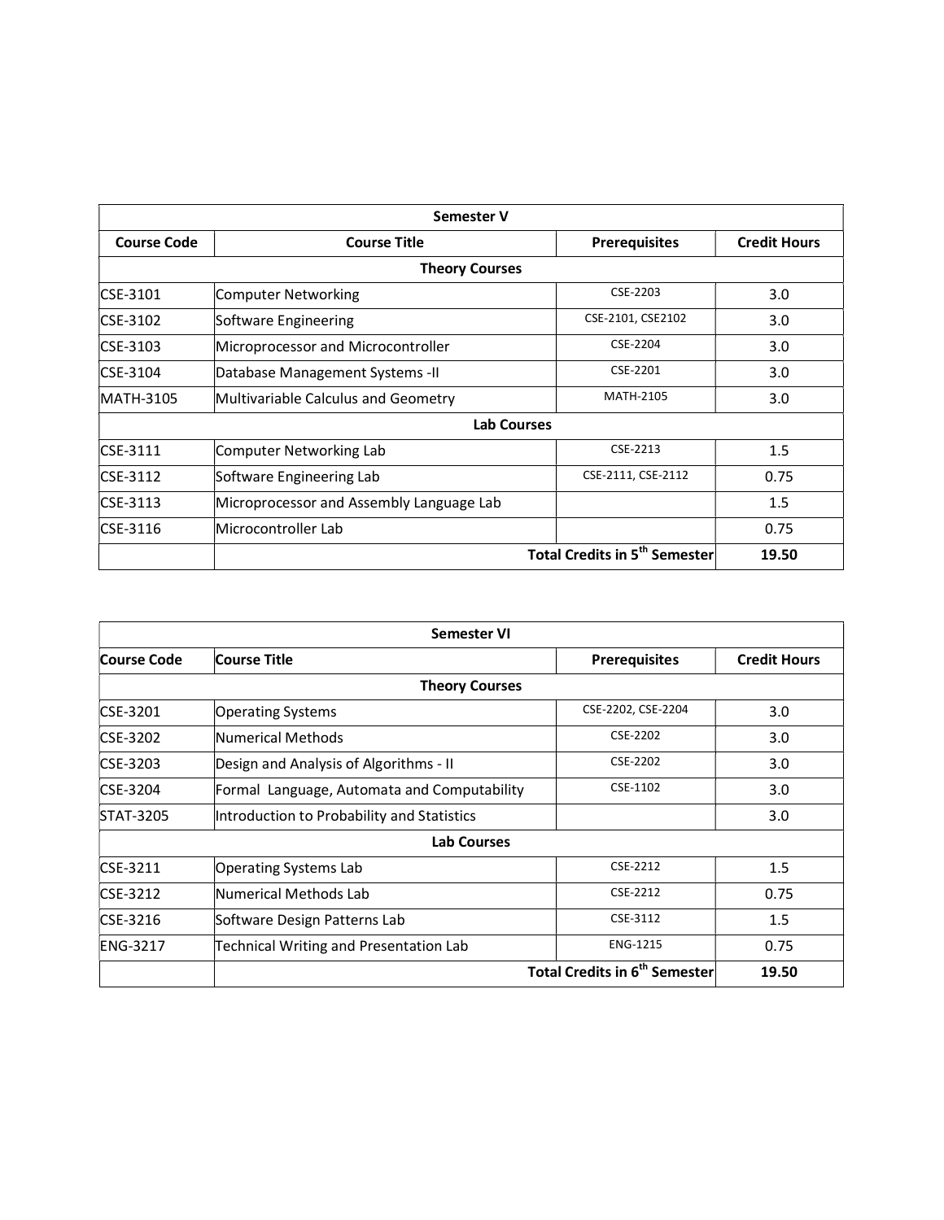| Semester V | | | |
|---|---|---|---|
| **Course Code** | **Course Title** | **Prerequisites** | **Credit Hours** |
| **Theory Courses** | | | |
| CSE-3101 | Computer Networking | CSE-2203 | 3.0 |
| CSE-3102 | Software Engineering | CSE-2101, CSE2102 | 3.0 |
| CSE-3103 | Microprocessor and Microcontroller | CSE-2204 | 3.0 |
| CSE-3104 | Database Management Systems -II | CSE-2201 | 3.0 |
| MATH-3105 | Multivariable Calculus and Geometry | MATH-2105 | 3.0 |
| **Lab Courses** | | | |
| CSE-3111 | Computer Networking Lab | CSE-2213 | 1.5 |
| CSE-3112 | Software Engineering Lab | CSE-2111, CSE-2112 | 0.75 |
| CSE-3113 | Microprocessor and Assembly Language Lab | | 1.5 |
| CSE-3116 | Microcontroller Lab | | 0.75 |
| | **Total Credits in 5th Semester** | | **19.50** |

| Semester VI | | | |
|---|---|---|---|
| **Course Code** | **Course Title** | **Prerequisites** | **Credit Hours** |
| **Theory Courses** | | | |
| CSE-3201 | Operating Systems | CSE-2202, CSE-2204 | 3.0 |
| CSE-3202 | Numerical Methods | CSE-2202 | 3.0 |
| CSE-3203 | Design and Analysis of Algorithms - II | CSE-2202 | 3.0 |
| CSE-3204 | Formal Language, Automata and Computability | CSE-1102 | 3.0 |
| STAT-3205 | Introduction to Probability and Statistics | | 3.0 |
| **Lab Courses** | | | |
| CSE-3211 | Operating Systems Lab | CSE-2212 | 1.5 |
| CSE-3212 | Numerical Methods Lab | CSE-2212 | 0.75 |
| CSE-3216 | Software Design Patterns Lab | CSE-3112 | 1.5 |
| ENG-3217 | Technical Writing and Presentation Lab | ENG-1215 | 0.75 |
| | **Total Credits in 6th Semester** | | **19.50** |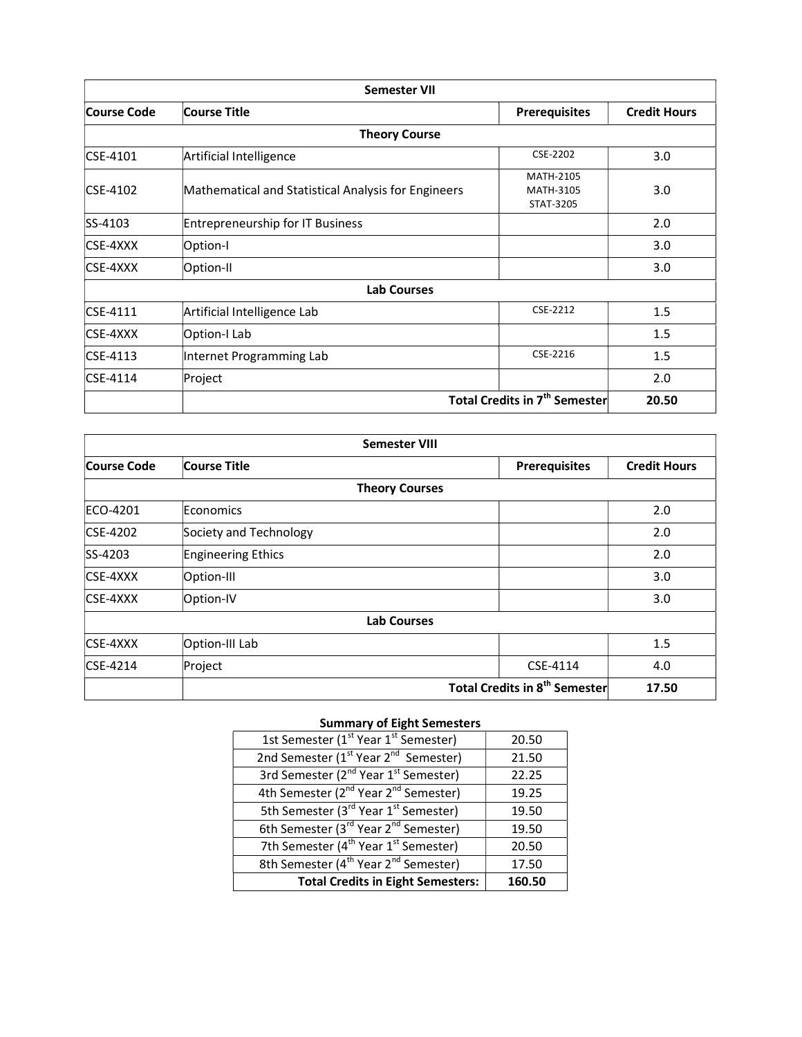| Semester VII | | | |
|---|---|---|---|
| **Course Code** | **Course Title** | **Prerequisites** | **Credit Hours** |
| **Theory Course** | | | |
| CSE-4101 | Artificial Intelligence | CSE-2202 | 3.0 |
| CSE-4102 | Mathematical and Statistical Analysis for Engineers | MATH-2105 MATH-3105 STAT-3205 | 3.0 |
| SS-4103 | Entrepreneurship for IT Business | | 2.0 |
| CSE-4XXX | Option-I | | 3.0 |
| CSE-4XXX | Option-II | | 3.0 |
| **Lab Courses** | | | |
| CSE-4111 | Artificial Intelligence Lab | CSE-2212 | 1.5 |
| CSE-4XXX | Option-I Lab | | 1.5 |
| CSE-4113 | Internet Programming Lab | CSE-2216 | 1.5 |
| CSE-4114 | Project | | 2.0 |
| | **Total Credits in 7th Semester** | | **20.50** |

| Semester VIII | | | |
|---|---|---|---|
| **Course Code** | **Course Title** | **Prerequisites** | **Credit Hours** |
| **Theory Courses** | | | |
| ECO-4201 | Economics | | 2.0 |
| CSE-4202 | Society and Technology | | 2.0 |
| SS-4203 | Engineering Ethics | | 2.0 |
| CSE-4XXX | Option-III | | 3.0 |
| CSE-4XXX | Option-IV | | 3.0 |
| **Lab Courses** | | | |
| CSE-4XXX | Option-III Lab | | 1.5 |
| CSE-4214 | Project | CSE-4114 | 4.0 |
| | **Total Credits in 8th Semester** | | **17.50** |

**Summary of Eight Semesters**

| Semester | Credits |
|---|---|
| 1st Semester (1st Year 1st Semester) | 20.50 |
| 2nd Semester (1st Year 2nd Semester) | 21.50 |
| 3rd Semester (2nd Year 1st Semester) | 22.25 |
| 4th Semester (2nd Year 2nd Semester) | 19.25 |
| 5th Semester (3rd Year 1st Semester) | 19.50 |
| 6th Semester (3rd Year 2nd Semester) | 19.50 |
| 7th Semester (4th Year 1st Semester) | 20.50 |
| 8th Semester (4th Year 2nd Semester) | 17.50 |
| **Total Credits in Eight Semesters:** | **160.50** |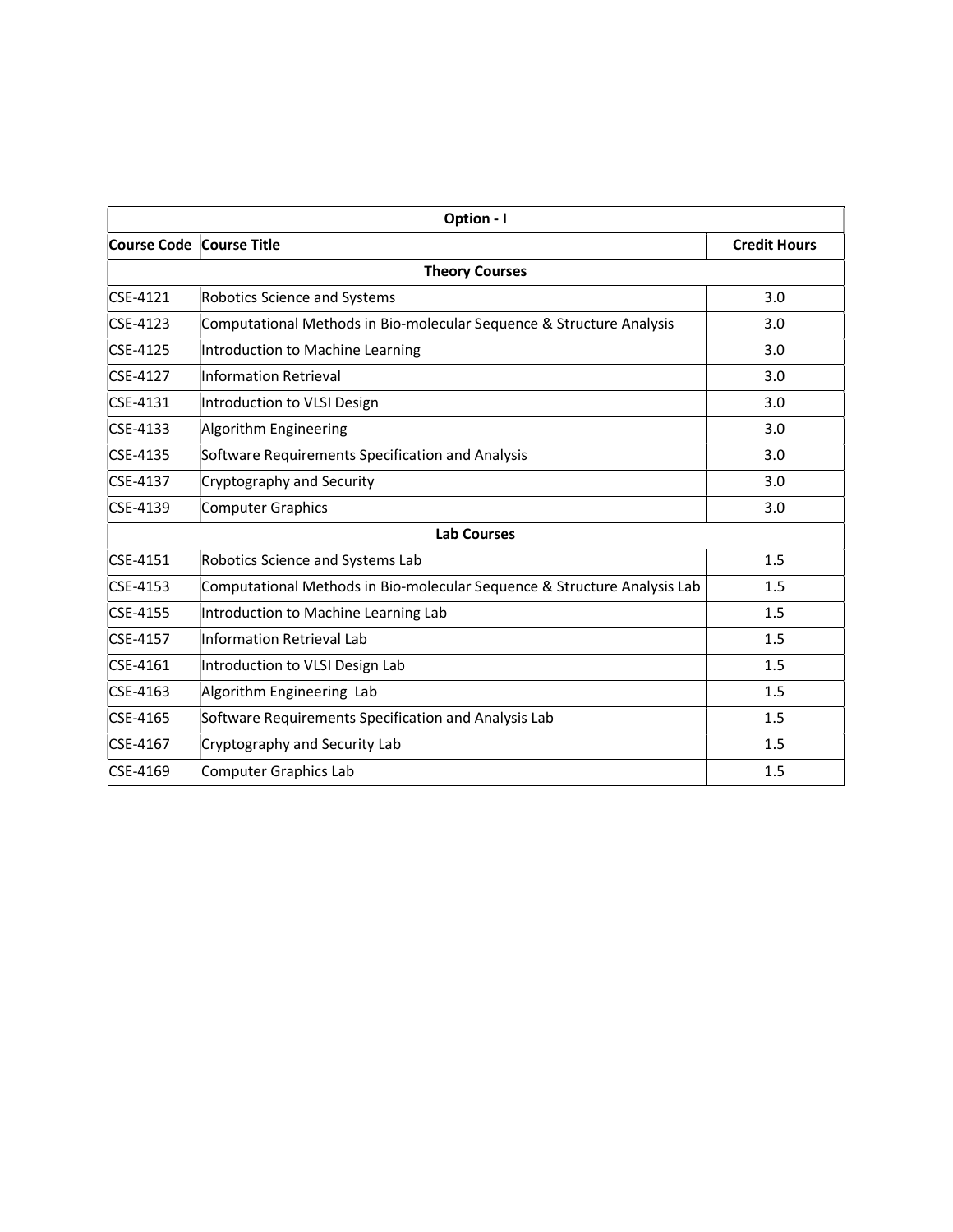| Option - I | | |
|---|---|---|
| **Course Code** | **Course Title** | **Credit Hours** |
| **Theory Courses** | | |
| CSE-4121 | Robotics Science and Systems | 3.0 |
| CSE-4123 | Computational Methods in Bio-molecular Sequence & Structure Analysis | 3.0 |
| CSE-4125 | Introduction to Machine Learning | 3.0 |
| CSE-4127 | Information Retrieval | 3.0 |
| CSE-4131 | Introduction to VLSI Design | 3.0 |
| CSE-4133 | Algorithm Engineering | 3.0 |
| CSE-4135 | Software Requirements Specification and Analysis | 3.0 |
| CSE-4137 | Cryptography and Security | 3.0 |
| CSE-4139 | Computer Graphics | 3.0 |
| **Lab Courses** | | |
| CSE-4151 | Robotics Science and Systems Lab | 1.5 |
| CSE-4153 | Computational Methods in Bio-molecular Sequence & Structure Analysis Lab | 1.5 |
| CSE-4155 | Introduction to Machine Learning Lab | 1.5 |
| CSE-4157 | Information Retrieval Lab | 1.5 |
| CSE-4161 | Introduction to VLSI Design Lab | 1.5 |
| CSE-4163 | Algorithm Engineering Lab | 1.5 |
| CSE-4165 | Software Requirements Specification and Analysis Lab | 1.5 |
| CSE-4167 | Cryptography and Security Lab | 1.5 |
| CSE-4169 | Computer Graphics Lab | 1.5 |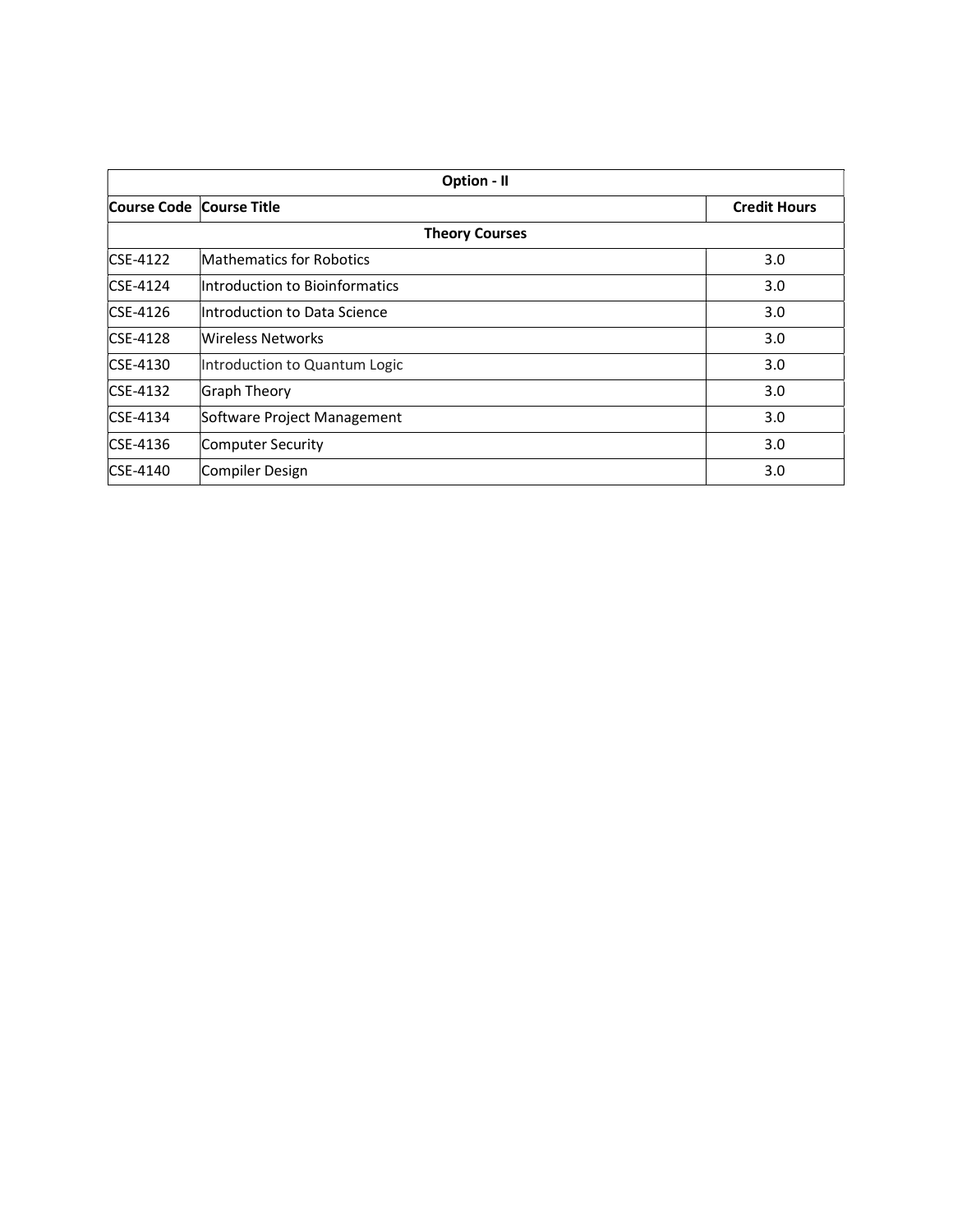| Option - II | | |
|---|---|---|
| **Course Code** | **Course Title** | **Credit Hours** |
| **Theory Courses** | | |
| CSE-4122 | Mathematics for Robotics | 3.0 |
| CSE-4124 | Introduction to Bioinformatics | 3.0 |
| CSE-4126 | Introduction to Data Science | 3.0 |
| CSE-4128 | Wireless Networks | 3.0 |
| CSE-4130 | Introduction to Quantum Logic | 3.0 |
| CSE-4132 | Graph Theory | 3.0 |
| CSE-4134 | Software Project Management | 3.0 |
| CSE-4136 | Computer Security | 3.0 |
| CSE-4140 | Compiler Design | 3.0 |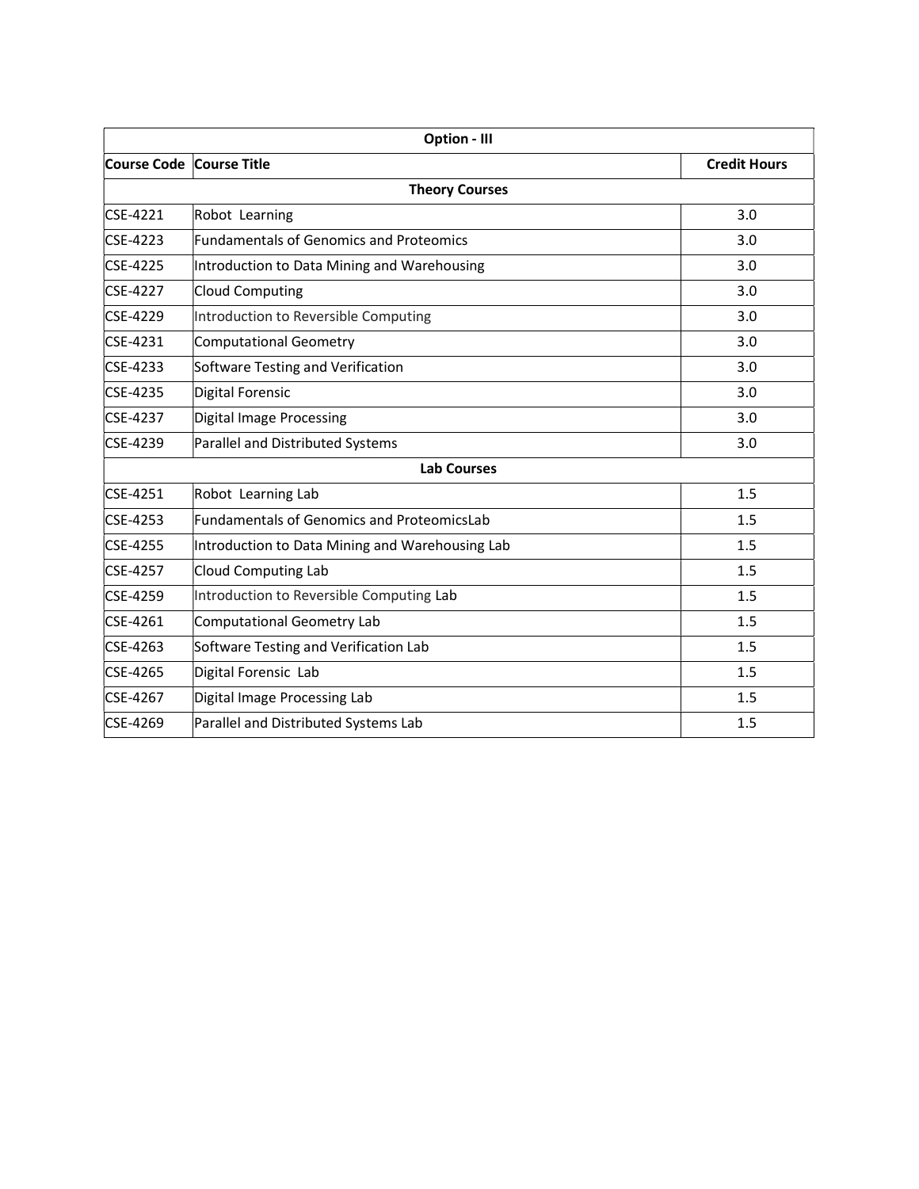| Option - III | | |
|---|---|---|
| **Course Code** | **Course Title** | **Credit Hours** |
| **Theory Courses** | | |
| CSE-4221 | Robot Learning | 3.0 |
| CSE-4223 | Fundamentals of Genomics and Proteomics | 3.0 |
| CSE-4225 | Introduction to Data Mining and Warehousing | 3.0 |
| CSE-4227 | Cloud Computing | 3.0 |
| CSE-4229 | Introduction to Reversible Computing | 3.0 |
| CSE-4231 | Computational Geometry | 3.0 |
| CSE-4233 | Software Testing and Verification | 3.0 |
| CSE-4235 | Digital Forensic | 3.0 |
| CSE-4237 | Digital Image Processing | 3.0 |
| CSE-4239 | Parallel and Distributed Systems | 3.0 |
| **Lab Courses** | | |
| CSE-4251 | Robot Learning Lab | 1.5 |
| CSE-4253 | Fundamentals of Genomics and ProteomicsLab | 1.5 |
| CSE-4255 | Introduction to Data Mining and Warehousing Lab | 1.5 |
| CSE-4257 | Cloud Computing Lab | 1.5 |
| CSE-4259 | Introduction to Reversible Computing Lab | 1.5 |
| CSE-4261 | Computational Geometry Lab | 1.5 |
| CSE-4263 | Software Testing and Verification Lab | 1.5 |
| CSE-4265 | Digital Forensic Lab | 1.5 |
| CSE-4267 | Digital Image Processing Lab | 1.5 |
| CSE-4269 | Parallel and Distributed Systems Lab | 1.5 |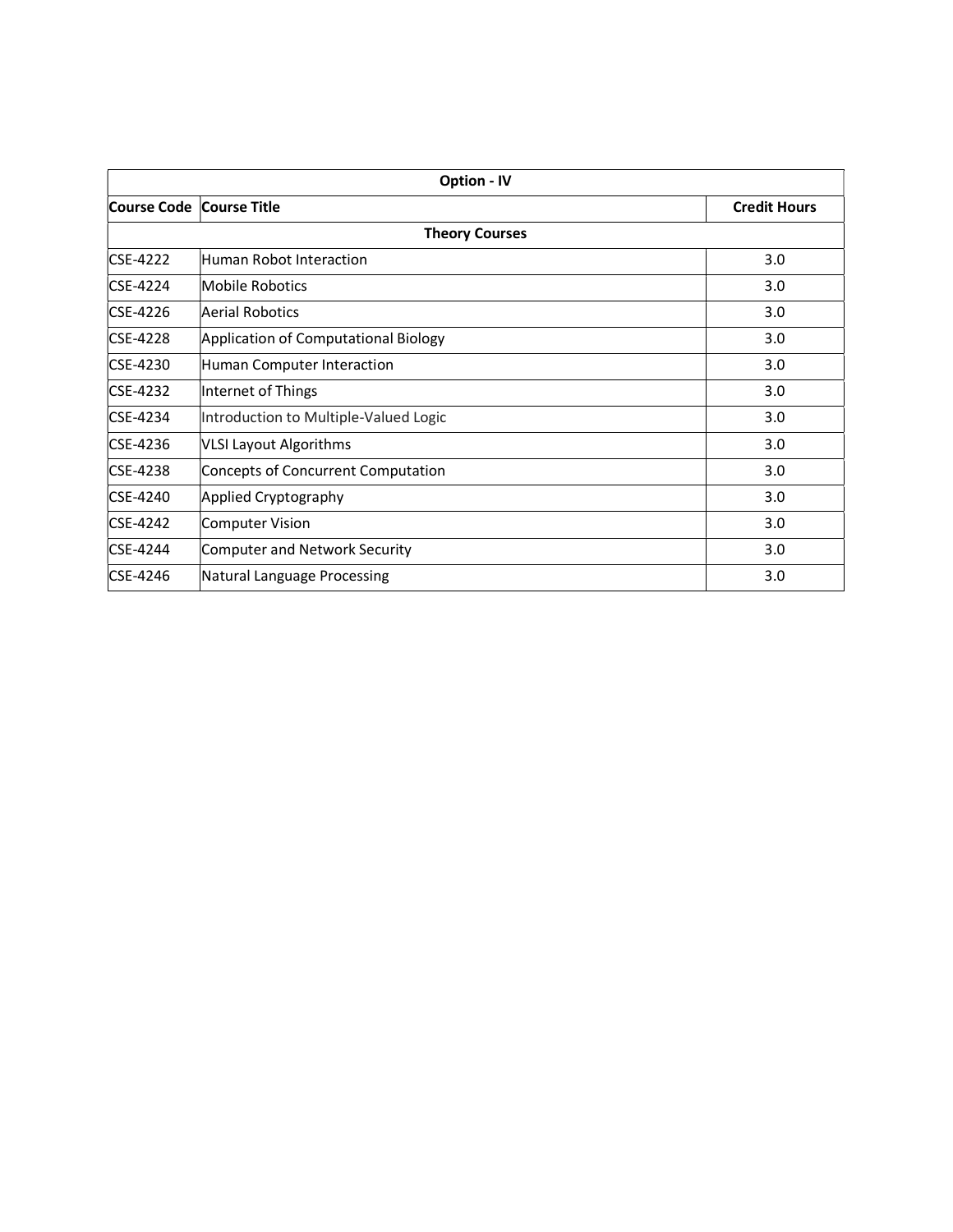| Option - IV | | |
| --- | --- | --- |
| **Course Code** | **Course Title** | **Credit Hours** |
| **Theory Courses** | | |
| CSE-4222 | Human Robot Interaction | 3.0 |
| CSE-4224 | Mobile Robotics | 3.0 |
| CSE-4226 | Aerial Robotics | 3.0 |
| CSE-4228 | Application of Computational Biology | 3.0 |
| CSE-4230 | Human Computer Interaction | 3.0 |
| CSE-4232 | Internet of Things | 3.0 |
| CSE-4234 | Introduction to Multiple-Valued Logic | 3.0 |
| CSE-4236 | VLSI Layout Algorithms | 3.0 |
| CSE-4238 | Concepts of Concurrent Computation | 3.0 |
| CSE-4240 | Applied Cryptography | 3.0 |
| CSE-4242 | Computer Vision | 3.0 |
| CSE-4244 | Computer and Network Security | 3.0 |
| CSE-4246 | Natural Language Processing | 3.0 |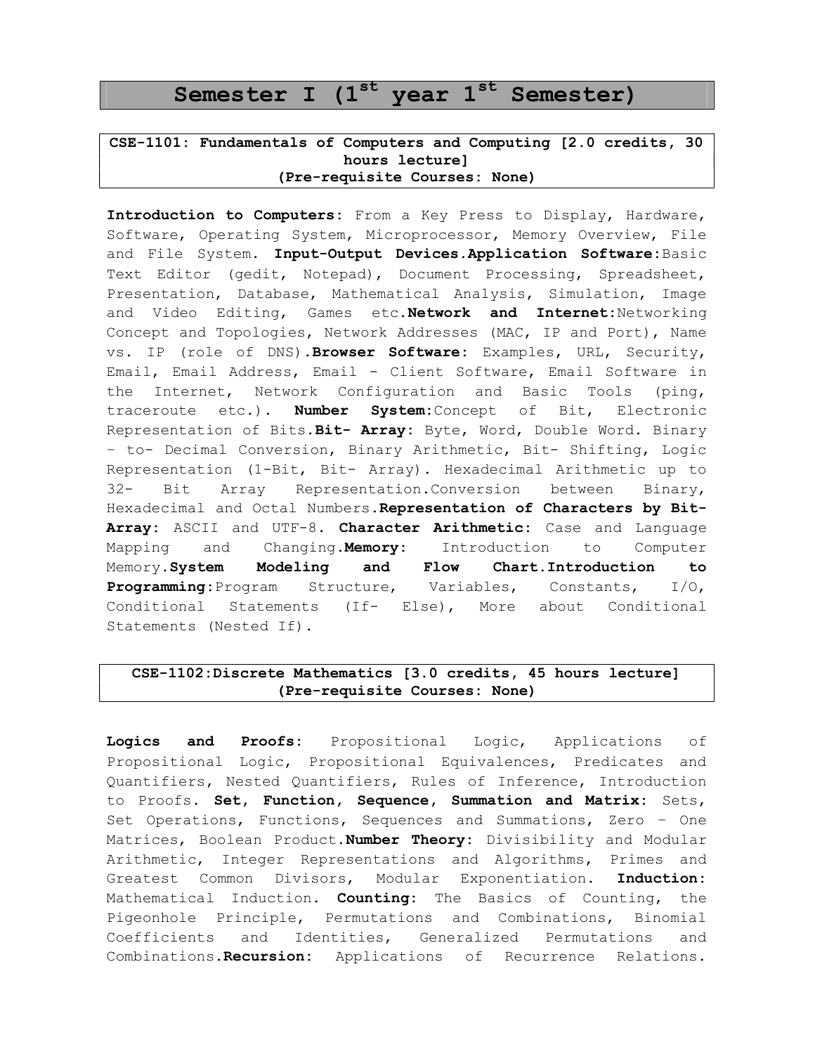# Semester I (1st year 1st Semester)

### CSE-1101: Fundamentals of Computers and Computing [2.0 credits, 30 hours lecture] (Pre-requisite Courses: None)

**Introduction to Computers:** From a Key Press to Display, Hardware, Software, Operating System, Microprocessor, Memory Overview, File and File System. **Input-Output Devices.Application Software:**Basic Text Editor (gedit, Notepad), Document Processing, Spreadsheet, Presentation, Database, Mathematical Analysis, Simulation, Image and Video Editing, Games etc.**Network and Internet:**Networking Concept and Topologies, Network Addresses (MAC, IP and Port), Name vs. IP (role of DNS).**Browser Software:** Examples, URL, Security, Email, Email Address, Email - Client Software, Email Software in the Internet, Network Configuration and Basic Tools (ping, traceroute etc.). **Number System:**Concept of Bit, Electronic Representation of Bits.**Bit- Array:** Byte, Word, Double Word. Binary – to- Decimal Conversion, Binary Arithmetic, Bit- Shifting, Logic Representation (1-Bit, Bit- Array). Hexadecimal Arithmetic up to 32- Bit Array Representation.Conversion between Binary, Hexadecimal and Octal Numbers.**Representation of Characters by Bit-Array:** ASCII and UTF-8. **Character Arithmetic:** Case and Language Mapping and Changing.**Memory:** Introduction to Computer Memory.**System Modeling and Flow Chart.Introduction to Programming:**Program Structure, Variables, Constants, I/O, Conditional Statements (If- Else), More about Conditional Statements (Nested If).

### CSE-1102:Discrete Mathematics [3.0 credits, 45 hours lecture] (Pre-requisite Courses: None)

**Logics and Proofs:** Propositional Logic, Applications of Propositional Logic, Propositional Equivalences, Predicates and Quantifiers, Nested Quantifiers, Rules of Inference, Introduction to Proofs. **Set, Function, Sequence, Summation and Matrix:** Sets, Set Operations, Functions, Sequences and Summations, Zero – One Matrices, Boolean Product.**Number Theory:** Divisibility and Modular Arithmetic, Integer Representations and Algorithms, Primes and Greatest Common Divisors, Modular Exponentiation. **Induction:** Mathematical Induction. **Counting:** The Basics of Counting, the Pigeonhole Principle, Permutations and Combinations, Binomial Coefficients and Identities, Generalized Permutations and Combinations.**Recursion:** Applications of Recurrence Relations.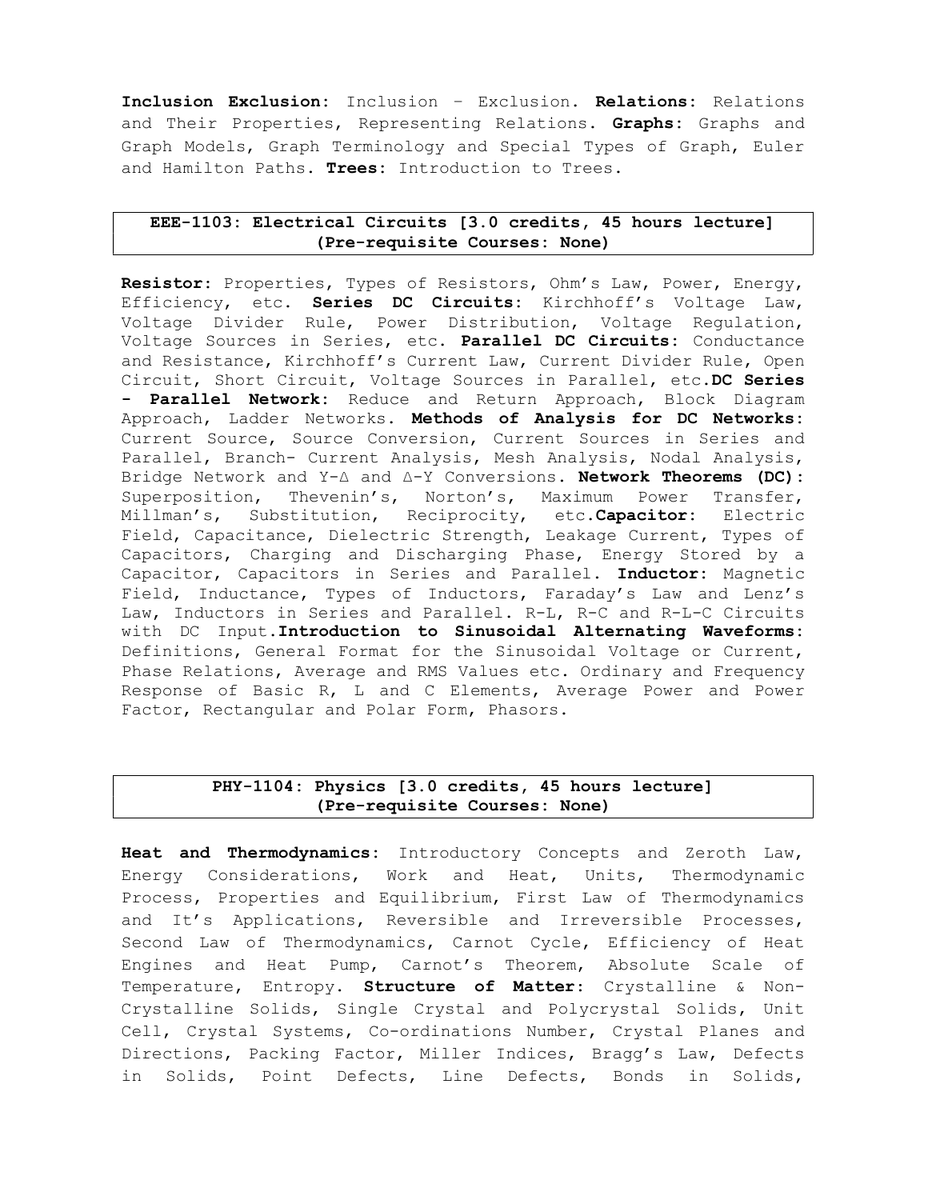**Inclusion Exclusion:** Inclusion – Exclusion. **Relations:** Relations and Their Properties, Representing Relations. **Graphs:** Graphs and Graph Models, Graph Terminology and Special Types of Graph, Euler and Hamilton Paths. **Trees:** Introduction to Trees.

## EEE-1103: Electrical Circuits [3.0 credits, 45 hours lecture] (Pre-requisite Courses: None)

**Resistor:** Properties, Types of Resistors, Ohm's Law, Power, Energy, Efficiency, etc. **Series DC Circuits:** Kirchhoff's Voltage Law, Voltage Divider Rule, Power Distribution, Voltage Regulation, Voltage Sources in Series, etc. **Parallel DC Circuits:** Conductance and Resistance, Kirchhoff's Current Law, Current Divider Rule, Open Circuit, Short Circuit, Voltage Sources in Parallel, etc.**DC Series - Parallel Network:** Reduce and Return Approach, Block Diagram Approach, Ladder Networks. **Methods of Analysis for DC Networks:** Current Source, Source Conversion, Current Sources in Series and Parallel, Branch- Current Analysis, Mesh Analysis, Nodal Analysis, Bridge Network and Y-Δ and Δ-Y Conversions. **Network Theorems (DC):** Superposition, Thevenin's, Norton's, Maximum Power Transfer, Millman's, Substitution, Reciprocity, etc.**Capacitor:** Electric Field, Capacitance, Dielectric Strength, Leakage Current, Types of Capacitors, Charging and Discharging Phase, Energy Stored by a Capacitor, Capacitors in Series and Parallel. **Inductor:** Magnetic Field, Inductance, Types of Inductors, Faraday's Law and Lenz's Law, Inductors in Series and Parallel. R-L, R-C and R-L-C Circuits with DC Input.**Introduction to Sinusoidal Alternating Waveforms:** Definitions, General Format for the Sinusoidal Voltage or Current, Phase Relations, Average and RMS Values etc. Ordinary and Frequency Response of Basic R, L and C Elements, Average Power and Power Factor, Rectangular and Polar Form, Phasors.

## PHY-1104: Physics [3.0 credits, 45 hours lecture] (Pre-requisite Courses: None)

**Heat and Thermodynamics:** Introductory Concepts and Zeroth Law, Energy Considerations, Work and Heat, Units, Thermodynamic Process, Properties and Equilibrium, First Law of Thermodynamics and It's Applications, Reversible and Irreversible Processes, Second Law of Thermodynamics, Carnot Cycle, Efficiency of Heat Engines and Heat Pump, Carnot's Theorem, Absolute Scale of Temperature, Entropy. **Structure of Matter:** Crystalline & Non-Crystalline Solids, Single Crystal and Polycrystal Solids, Unit Cell, Crystal Systems, Co-ordinations Number, Crystal Planes and Directions, Packing Factor, Miller Indices, Bragg's Law, Defects in Solids, Point Defects, Line Defects, Bonds in Solids,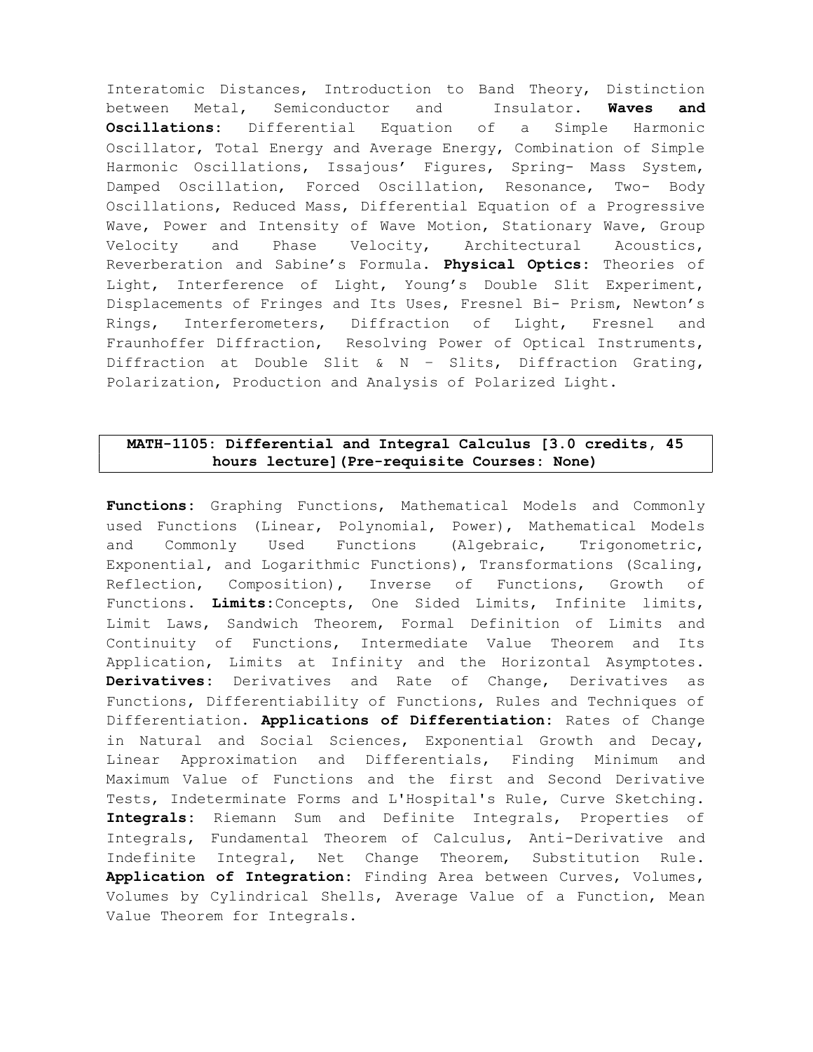Interatomic Distances, Introduction to Band Theory, Distinction between Metal, Semiconductor and Insulator. **Waves and Oscillations:** Differential Equation of a Simple Harmonic Oscillator, Total Energy and Average Energy, Combination of Simple Harmonic Oscillations, Issajous' Figures, Spring- Mass System, Damped Oscillation, Forced Oscillation, Resonance, Two- Body Oscillations, Reduced Mass, Differential Equation of a Progressive Wave, Power and Intensity of Wave Motion, Stationary Wave, Group Velocity and Phase Velocity, Architectural Acoustics, Reverberation and Sabine's Formula. **Physical Optics:** Theories of Light, Interference of Light, Young's Double Slit Experiment, Displacements of Fringes and Its Uses, Fresnel Bi- Prism, Newton's Rings, Interferometers, Diffraction of Light, Fresnel and Fraunhoffer Diffraction, Resolving Power of Optical Instruments, Diffraction at Double Slit & N – Slits, Diffraction Grating, Polarization, Production and Analysis of Polarized Light.

| **MATH-1105: Differential and Integral Calculus [3.0 credits, 45 hours lecture](Pre-requisite Courses: None)** |
|---|

**Functions:** Graphing Functions, Mathematical Models and Commonly used Functions (Linear, Polynomial, Power), Mathematical Models and Commonly Used Functions (Algebraic, Trigonometric, Exponential, and Logarithmic Functions), Transformations (Scaling, Reflection, Composition), Inverse of Functions, Growth of Functions. **Limits:**Concepts, One Sided Limits, Infinite limits, Limit Laws, Sandwich Theorem, Formal Definition of Limits and Continuity of Functions, Intermediate Value Theorem and Its Application, Limits at Infinity and the Horizontal Asymptotes. **Derivatives:** Derivatives and Rate of Change, Derivatives as Functions, Differentiability of Functions, Rules and Techniques of Differentiation. **Applications of Differentiation:** Rates of Change in Natural and Social Sciences, Exponential Growth and Decay, Linear Approximation and Differentials, Finding Minimum and Maximum Value of Functions and the first and Second Derivative Tests, Indeterminate Forms and L'Hospital's Rule, Curve Sketching. **Integrals:** Riemann Sum and Definite Integrals, Properties of Integrals, Fundamental Theorem of Calculus, Anti-Derivative and Indefinite Integral, Net Change Theorem, Substitution Rule. **Application of Integration:** Finding Area between Curves, Volumes, Volumes by Cylindrical Shells, Average Value of a Function, Mean Value Theorem for Integrals.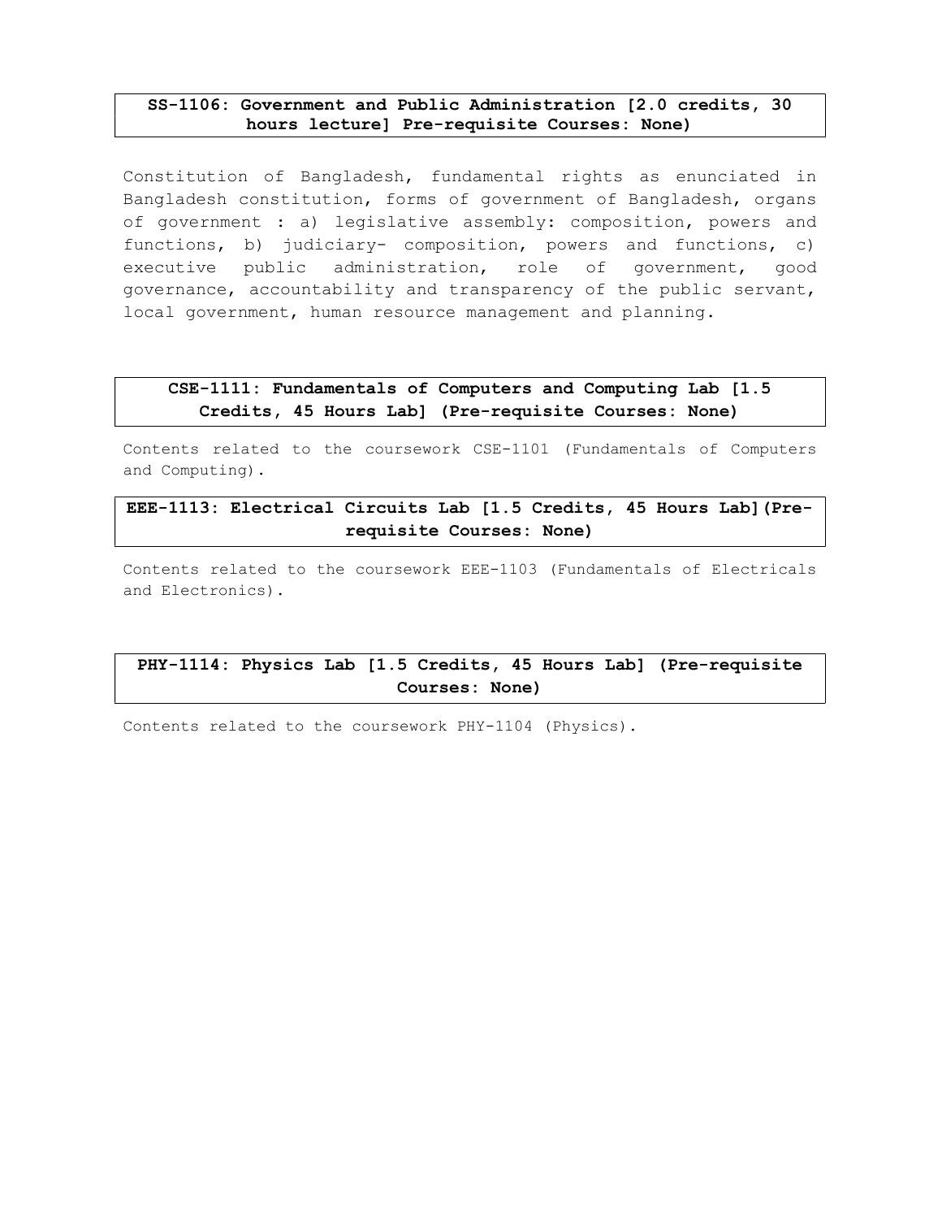### SS-1106: Government and Public Administration [2.0 credits, 30 hours lecture] Pre-requisite Courses: None)

Constitution of Bangladesh, fundamental rights as enunciated in Bangladesh constitution, forms of government of Bangladesh, organs of government : a) legislative assembly: composition, powers and functions, b) judiciary- composition, powers and functions, c) executive public administration, role of government, good governance, accountability and transparency of the public servant, local government, human resource management and planning.

### CSE-1111: Fundamentals of Computers and Computing Lab [1.5 Credits, 45 Hours Lab] (Pre-requisite Courses: None)

Contents related to the coursework CSE-1101 (Fundamentals of Computers and Computing).

### EEE-1113: Electrical Circuits Lab [1.5 Credits, 45 Hours Lab](Pre-requisite Courses: None)

Contents related to the coursework EEE-1103 (Fundamentals of Electricals and Electronics).

### PHY-1114: Physics Lab [1.5 Credits, 45 Hours Lab] (Pre-requisite Courses: None)

Contents related to the coursework PHY-1104 (Physics).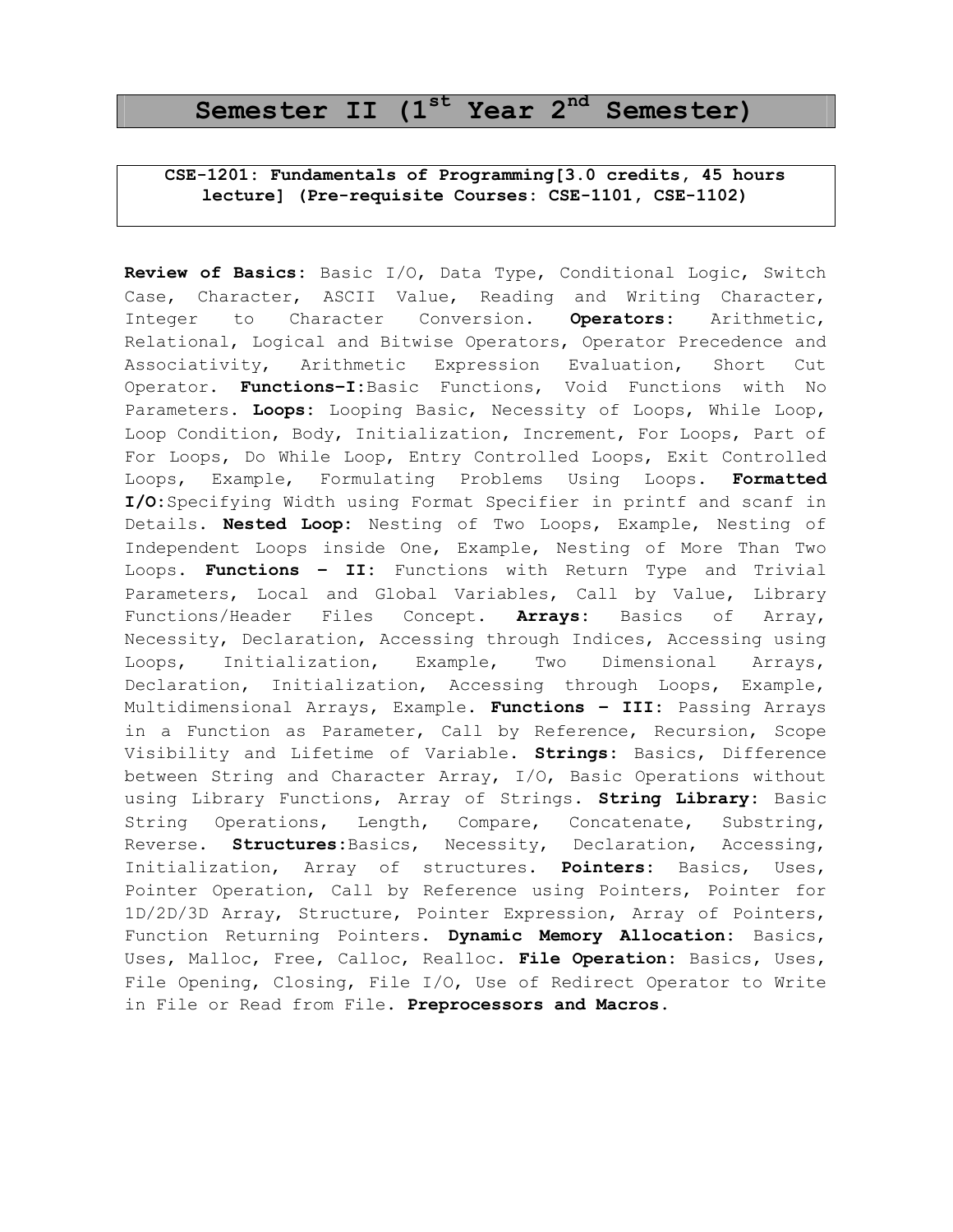# Semester II (1st Year 2nd Semester)

**CSE-1201: Fundamentals of Programming[3.0 credits, 45 hours lecture] (Pre-requisite Courses: CSE-1101, CSE-1102)**

**Review of Basics:** Basic I/O, Data Type, Conditional Logic, Switch Case, Character, ASCII Value, Reading and Writing Character, Integer to Character Conversion. **Operators:** Arithmetic, Relational, Logical and Bitwise Operators, Operator Precedence and Associativity, Arithmetic Expression Evaluation, Short Cut Operator. **Functions-I:**Basic Functions, Void Functions with No Parameters. **Loops:** Looping Basic, Necessity of Loops, While Loop, Loop Condition, Body, Initialization, Increment, For Loops, Part of For Loops, Do While Loop, Entry Controlled Loops, Exit Controlled Loops, Example, Formulating Problems Using Loops. **Formatted I/O:**Specifying Width using Format Specifier in printf and scanf in Details. **Nested Loop:** Nesting of Two Loops, Example, Nesting of Independent Loops inside One, Example, Nesting of More Than Two Loops. **Functions – II:** Functions with Return Type and Trivial Parameters, Local and Global Variables, Call by Value, Library Functions/Header Files Concept. **Arrays:** Basics of Array, Necessity, Declaration, Accessing through Indices, Accessing using Loops, Initialization, Example, Two Dimensional Arrays, Declaration, Initialization, Accessing through Loops, Example, Multidimensional Arrays, Example. **Functions – III:** Passing Arrays in a Function as Parameter, Call by Reference, Recursion, Scope Visibility and Lifetime of Variable. **Strings:** Basics, Difference between String and Character Array, I/O, Basic Operations without using Library Functions, Array of Strings. **String Library:** Basic String Operations, Length, Compare, Concatenate, Substring, Reverse. **Structures:**Basics, Necessity, Declaration, Accessing, Initialization, Array of structures. **Pointers:** Basics, Uses, Pointer Operation, Call by Reference using Pointers, Pointer for 1D/2D/3D Array, Structure, Pointer Expression, Array of Pointers, Function Returning Pointers. **Dynamic Memory Allocation:** Basics, Uses, Malloc, Free, Calloc, Realloc. **File Operation:** Basics, Uses, File Opening, Closing, File I/O, Use of Redirect Operator to Write in File or Read from File. **Preprocessors and Macros.**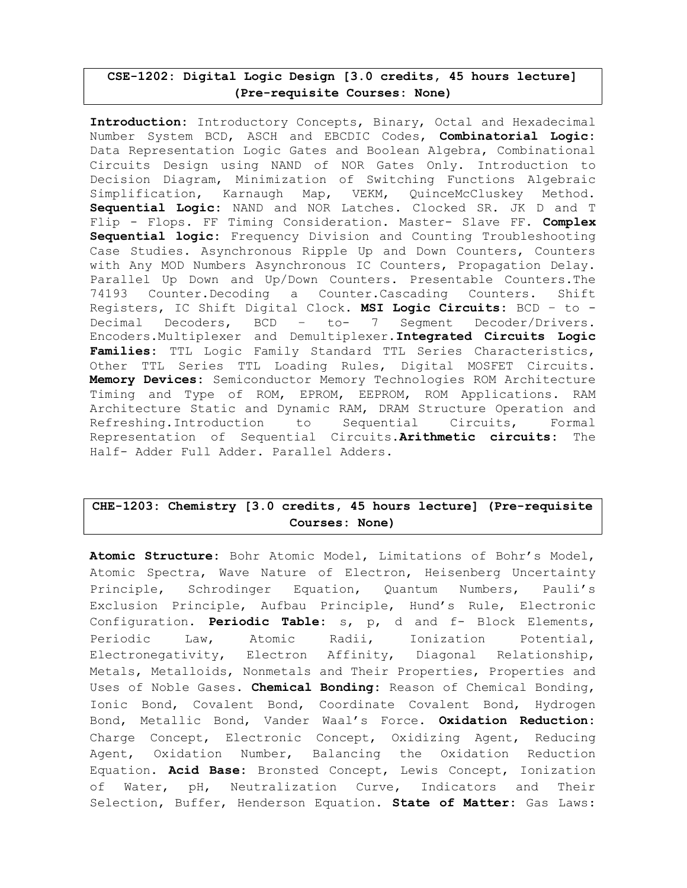## CSE-1202: Digital Logic Design [3.0 credits, 45 hours lecture] (Pre-requisite Courses: None)

**Introduction:** Introductory Concepts, Binary, Octal and Hexadecimal Number System BCD, ASCH and EBCDIC Codes, **Combinatorial Logic:** Data Representation Logic Gates and Boolean Algebra, Combinational Circuits Design using NAND of NOR Gates Only. Introduction to Decision Diagram, Minimization of Switching Functions Algebraic Simplification, Karnaugh Map, VEKM, QuinceMcCluskey Method. **Sequential Logic:** NAND and NOR Latches. Clocked SR. JK D and T Flip - Flops. FF Timing Consideration. Master- Slave FF. **Complex Sequential logic:** Frequency Division and Counting Troubleshooting Case Studies. Asynchronous Ripple Up and Down Counters, Counters with Any MOD Numbers Asynchronous IC Counters, Propagation Delay. Parallel Up Down and Up/Down Counters. Presentable Counters.The 74193 Counter.Decoding a Counter.Cascading Counters. Shift Registers, IC Shift Digital Clock. **MSI Logic Circuits:** BCD – to - Decimal Decoders, BCD – to- 7 Segment Decoder/Drivers. Encoders.Multiplexer and Demultiplexer.**Integrated Circuits Logic Families:** TTL Logic Family Standard TTL Series Characteristics, Other TTL Series TTL Loading Rules, Digital MOSFET Circuits. **Memory Devices:** Semiconductor Memory Technologies ROM Architecture Timing and Type of ROM, EPROM, EEPROM, ROM Applications. RAM Architecture Static and Dynamic RAM, DRAM Structure Operation and Refreshing.Introduction to Sequential Circuits, Formal Representation of Sequential Circuits.**Arithmetic circuits:** The Half- Adder Full Adder. Parallel Adders.

## CHE-1203: Chemistry [3.0 credits, 45 hours lecture] (Pre-requisite Courses: None)

**Atomic Structure:** Bohr Atomic Model, Limitations of Bohr's Model, Atomic Spectra, Wave Nature of Electron, Heisenberg Uncertainty Principle, Schrodinger Equation, Quantum Numbers, Pauli's Exclusion Principle, Aufbau Principle, Hund's Rule, Electronic Configuration. **Periodic Table:** s, p, d and f- Block Elements, Periodic Law, Atomic Radii, Ionization Potential, Electronegativity, Electron Affinity, Diagonal Relationship, Metals, Metalloids, Nonmetals and Their Properties, Properties and Uses of Noble Gases. **Chemical Bonding:** Reason of Chemical Bonding, Ionic Bond, Covalent Bond, Coordinate Covalent Bond, Hydrogen Bond, Metallic Bond, Vander Waal's Force. **Oxidation Reduction:** Charge Concept, Electronic Concept, Oxidizing Agent, Reducing Agent, Oxidation Number, Balancing the Oxidation Reduction Equation. **Acid Base:** Bronsted Concept, Lewis Concept, Ionization of Water, pH, Neutralization Curve, Indicators and Their Selection, Buffer, Henderson Equation. **State of Matter:** Gas Laws: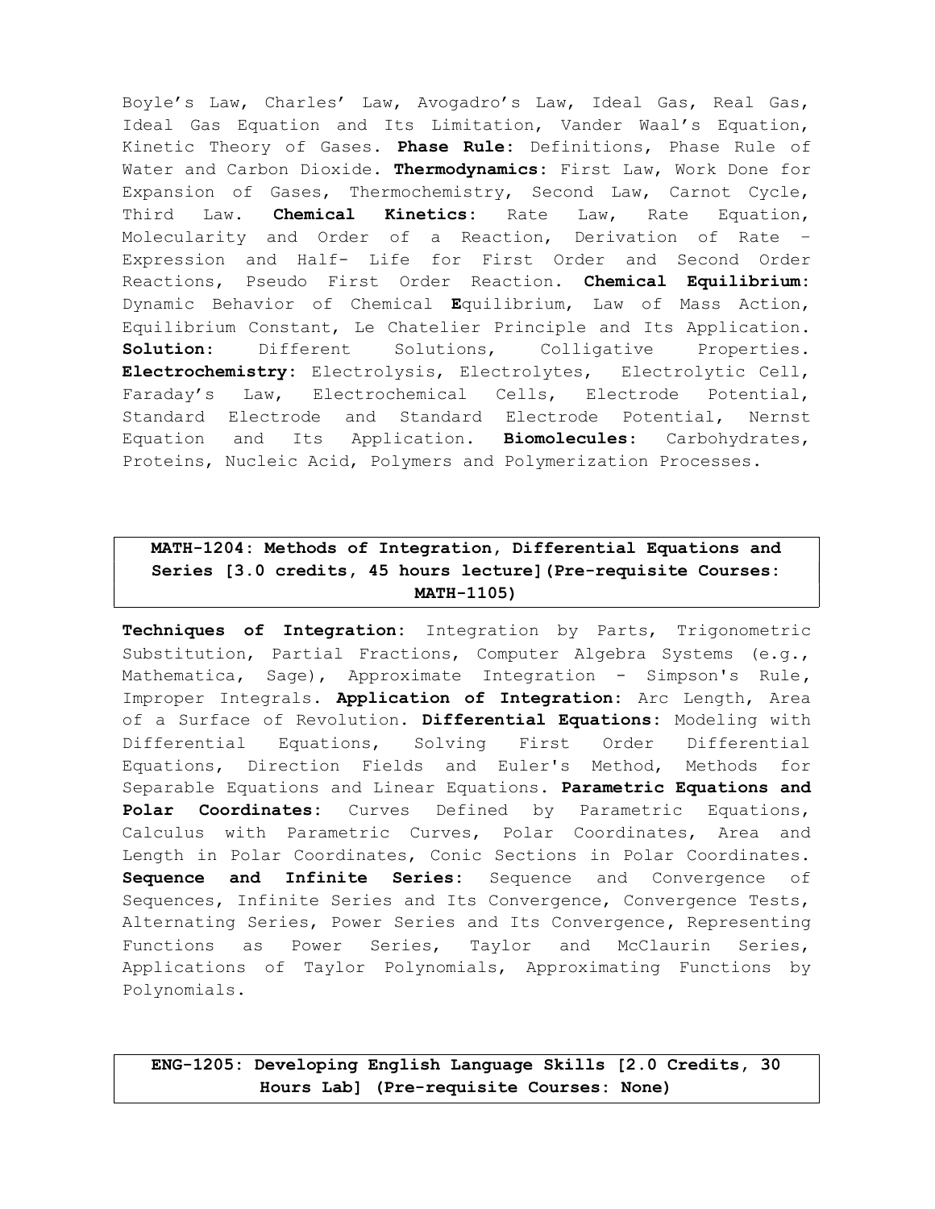Boyle's Law, Charles' Law, Avogadro's Law, Ideal Gas, Real Gas, Ideal Gas Equation and Its Limitation, Vander Waal's Equation, Kinetic Theory of Gases. **Phase Rule:** Definitions, Phase Rule of Water and Carbon Dioxide. **Thermodynamics:** First Law, Work Done for Expansion of Gases, Thermochemistry, Second Law, Carnot Cycle, Third Law. **Chemical Kinetics:** Rate Law, Rate Equation, Molecularity and Order of a Reaction, Derivation of Rate – Expression and Half- Life for First Order and Second Order Reactions, Pseudo First Order Reaction. **Chemical Equilibrium:** Dynamic Behavior of Chemical **E**quilibrium, Law of Mass Action, Equilibrium Constant, Le Chatelier Principle and Its Application. **Solution:** Different Solutions, Colligative Properties. **Electrochemistry:** Electrolysis, Electrolytes, Electrolytic Cell, Faraday's Law, Electrochemical Cells, Electrode Potential, Standard Electrode and Standard Electrode Potential, Nernst Equation and Its Application. **Biomolecules:** Carbohydrates, Proteins, Nucleic Acid, Polymers and Polymerization Processes.

### MATH-1204: Methods of Integration, Differential Equations and Series [3.0 credits, 45 hours lecture](Pre-requisite Courses: MATH-1105)

**Techniques of Integration:** Integration by Parts, Trigonometric Substitution, Partial Fractions, Computer Algebra Systems (e.g., Mathematica, Sage), Approximate Integration - Simpson's Rule, Improper Integrals. **Application of Integration:** Arc Length, Area of a Surface of Revolution. **Differential Equations:** Modeling with Differential Equations, Solving First Order Differential Equations, Direction Fields and Euler's Method, Methods for Separable Equations and Linear Equations. **Parametric Equations and Polar Coordinates:** Curves Defined by Parametric Equations, Calculus with Parametric Curves, Polar Coordinates, Area and Length in Polar Coordinates, Conic Sections in Polar Coordinates. **Sequence and Infinite Series:** Sequence and Convergence of Sequences, Infinite Series and Its Convergence, Convergence Tests, Alternating Series, Power Series and Its Convergence, Representing Functions as Power Series, Taylor and McClaurin Series, Applications of Taylor Polynomials, Approximating Functions by Polynomials.

### ENG-1205: Developing English Language Skills [2.0 Credits, 30 Hours Lab] (Pre-requisite Courses: None)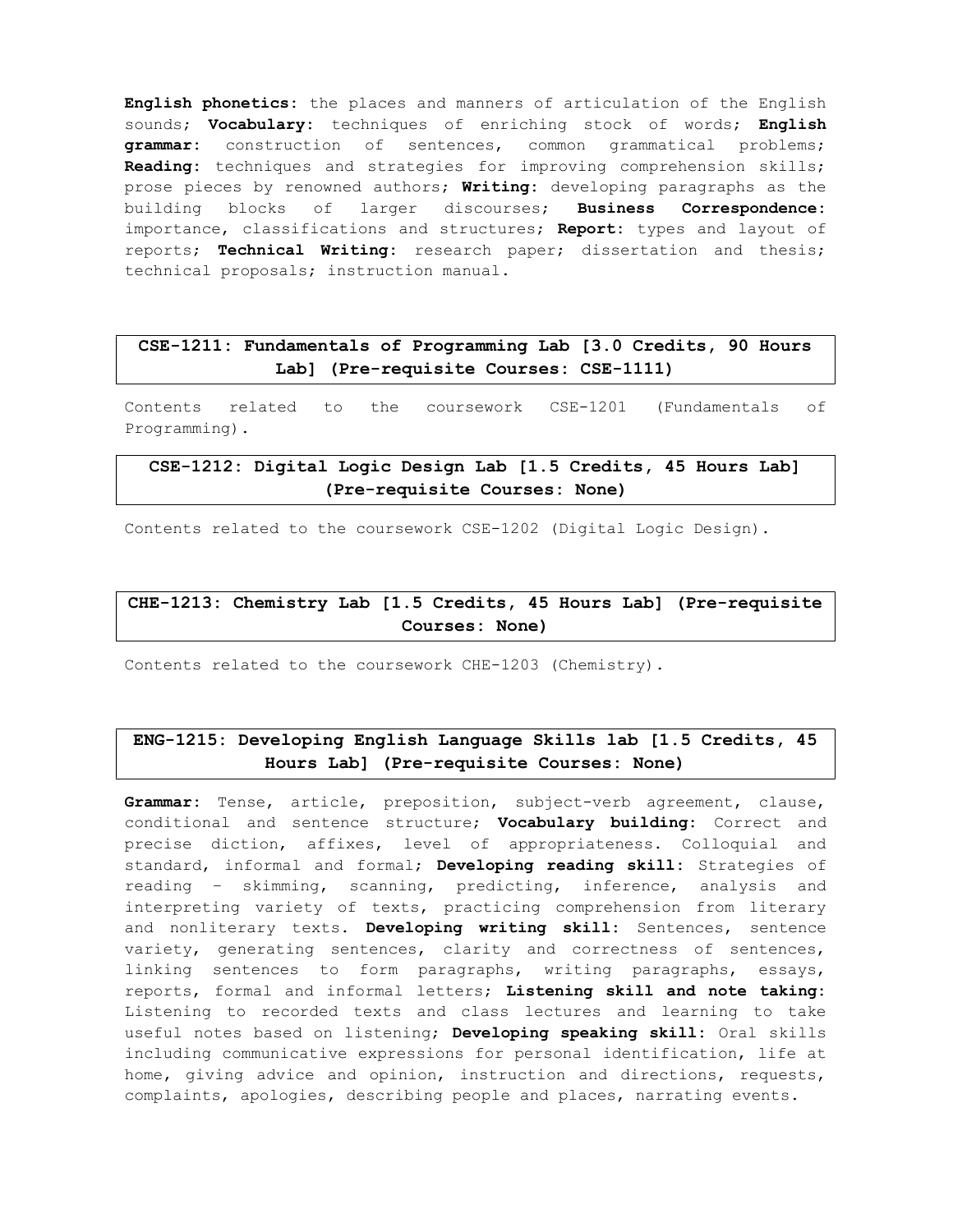**English phonetics:** the places and manners of articulation of the English sounds; **Vocabulary:** techniques of enriching stock of words; **English grammar:** construction of sentences, common grammatical problems; **Reading:** techniques and strategies for improving comprehension skills; prose pieces by renowned authors; **Writing:** developing paragraphs as the building blocks of larger discourses; **Business Correspondence:** importance, classifications and structures; **Report:** types and layout of reports; **Technical Writing:** research paper; dissertation and thesis; technical proposals; instruction manual.

## CSE-1211: Fundamentals of Programming Lab [3.0 Credits, 90 Hours Lab] (Pre-requisite Courses: CSE-1111)

Contents related to the coursework CSE-1201 (Fundamentals of Programming).

## CSE-1212: Digital Logic Design Lab [1.5 Credits, 45 Hours Lab] (Pre-requisite Courses: None)

Contents related to the coursework CSE-1202 (Digital Logic Design).

## CHE-1213: Chemistry Lab [1.5 Credits, 45 Hours Lab] (Pre-requisite Courses: None)

Contents related to the coursework CHE-1203 (Chemistry).

## ENG-1215: Developing English Language Skills lab [1.5 Credits, 45 Hours Lab] (Pre-requisite Courses: None)

**Grammar:** Tense, article, preposition, subject-verb agreement, clause, conditional and sentence structure; **Vocabulary building:** Correct and precise diction, affixes, level of appropriateness. Colloquial and standard, informal and formal; **Developing reading skill:** Strategies of reading – skimming, scanning, predicting, inference, analysis and interpreting variety of texts, practicing comprehension from literary and nonliterary texts. **Developing writing skill:** Sentences, sentence variety, generating sentences, clarity and correctness of sentences, linking sentences to form paragraphs, writing paragraphs, essays, reports, formal and informal letters; **Listening skill and note taking:** Listening to recorded texts and class lectures and learning to take useful notes based on listening; **Developing speaking skill:** Oral skills including communicative expressions for personal identification, life at home, giving advice and opinion, instruction and directions, requests, complaints, apologies, describing people and places, narrating events.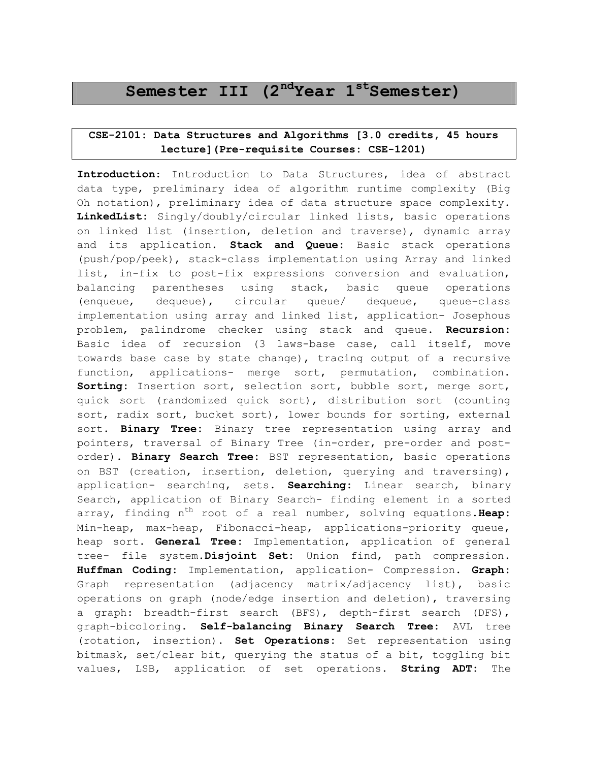# Semester III (2nd Year 1st Semester)

**CSE-2101: Data Structures and Algorithms [3.0 credits, 45 hours lecture](Pre-requisite Courses: CSE-1201)**

**Introduction:** Introduction to Data Structures, idea of abstract data type, preliminary idea of algorithm runtime complexity (Big Oh notation), preliminary idea of data structure space complexity. **LinkedList:** Singly/doubly/circular linked lists, basic operations on linked list (insertion, deletion and traverse), dynamic array and its application. **Stack and Queue:** Basic stack operations (push/pop/peek), stack-class implementation using Array and linked list, in-fix to post-fix expressions conversion and evaluation, balancing parentheses using stack, basic queue operations (enqueue, dequeue), circular queue/ dequeue, queue-class implementation using array and linked list, application- Josephous problem, palindrome checker using stack and queue. **Recursion:** Basic idea of recursion (3 laws-base case, call itself, move towards base case by state change), tracing output of a recursive function, applications- merge sort, permutation, combination. **Sorting:** Insertion sort, selection sort, bubble sort, merge sort, quick sort (randomized quick sort), distribution sort (counting sort, radix sort, bucket sort), lower bounds for sorting, external sort. **Binary Tree:** Binary tree representation using array and pointers, traversal of Binary Tree (in-order, pre-order and post-order). **Binary Search Tree:** BST representation, basic operations on BST (creation, insertion, deletion, querying and traversing), application- searching, sets. **Searching:** Linear search, binary Search, application of Binary Search- finding element in a sorted array, finding $n^{th}$ root of a real number, solving equations. **Heap:** Min-heap, max-heap, Fibonacci-heap, applications-priority queue, heap sort. **General Tree:** Implementation, application of general tree- file system. **Disjoint Set:** Union find, path compression. **Huffman Coding:** Implementation, application- Compression. **Graph:** Graph representation (adjacency matrix/adjacency list), basic operations on graph (node/edge insertion and deletion), traversing a graph: breadth-first search (BFS), depth-first search (DFS), graph-bicoloring. **Self-balancing Binary Search Tree:** AVL tree (rotation, insertion). **Set Operations:** Set representation using bitmask, set/clear bit, querying the status of a bit, toggling bit values, LSB, application of set operations. **String ADT:** The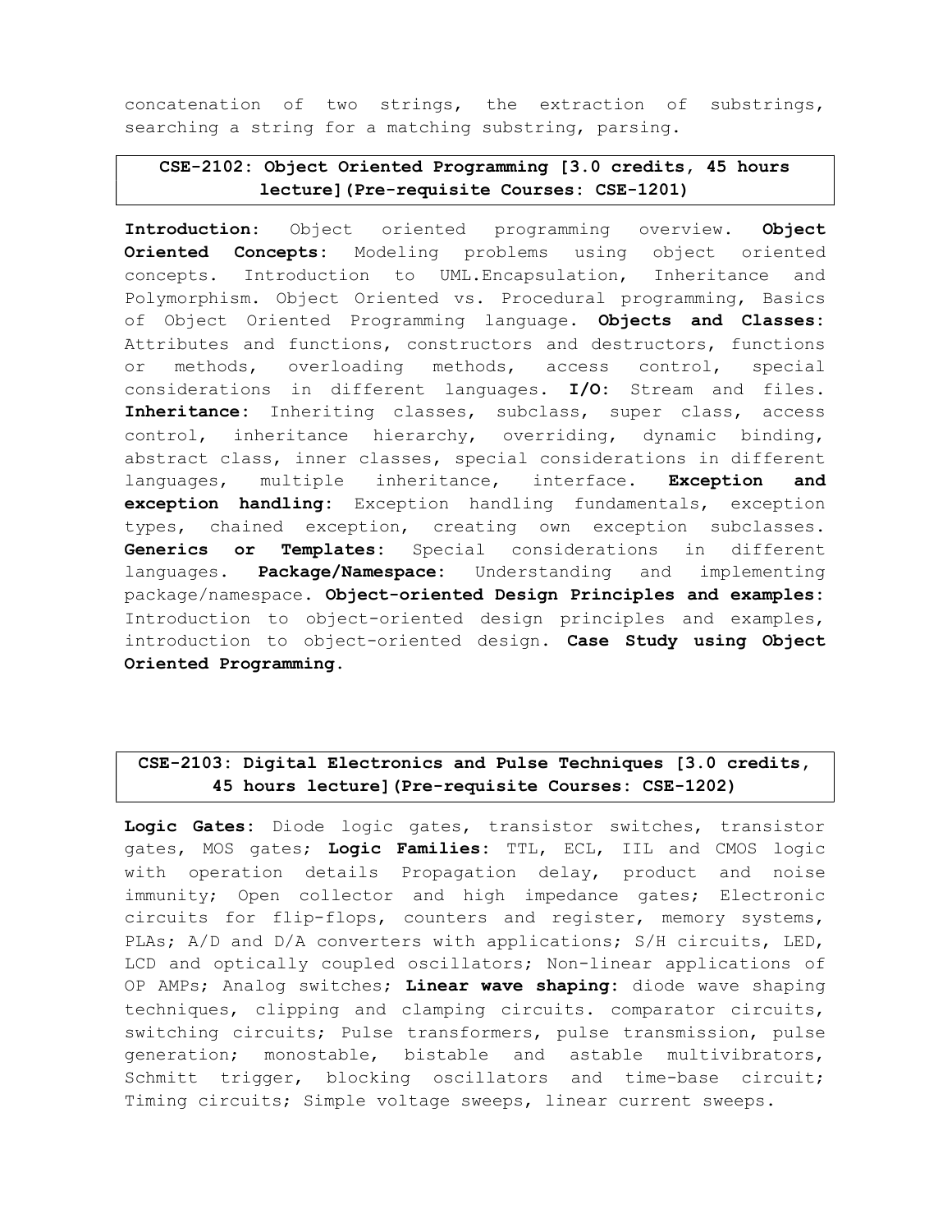concatenation of two strings, the extraction of substrings, searching a string for a matching substring, parsing.

### CSE-2102: Object Oriented Programming [3.0 credits, 45 hours lecture](Pre-requisite Courses: CSE-1201)

**Introduction:** Object oriented programming overview. **Object Oriented Concepts:** Modeling problems using object oriented concepts. Introduction to UML.Encapsulation, Inheritance and Polymorphism. Object Oriented vs. Procedural programming, Basics of Object Oriented Programming language. **Objects and Classes:** Attributes and functions, constructors and destructors, functions or methods, overloading methods, access control, special considerations in different languages. **I/O:** Stream and files. **Inheritance:** Inheriting classes, subclass, super class, access control, inheritance hierarchy, overriding, dynamic binding, abstract class, inner classes, special considerations in different languages, multiple inheritance, interface. **Exception and exception handling:** Exception handling fundamentals, exception types, chained exception, creating own exception subclasses. **Generics or Templates:** Special considerations in different languages. **Package/Namespace:** Understanding and implementing package/namespace. **Object-oriented Design Principles and examples:** Introduction to object-oriented design principles and examples, introduction to object-oriented design. **Case Study using Object Oriented Programming.**

### CSE-2103: Digital Electronics and Pulse Techniques [3.0 credits, 45 hours lecture](Pre-requisite Courses: CSE-1202)

**Logic Gates:** Diode logic gates, transistor switches, transistor gates, MOS gates; **Logic Families:** TTL, ECL, IIL and CMOS logic with operation details Propagation delay, product and noise immunity; Open collector and high impedance gates; Electronic circuits for flip-flops, counters and register, memory systems, PLAs; A/D and D/A converters with applications; S/H circuits, LED, LCD and optically coupled oscillators; Non-linear applications of OP AMPs; Analog switches; **Linear wave shaping:** diode wave shaping techniques, clipping and clamping circuits. comparator circuits, switching circuits; Pulse transformers, pulse transmission, pulse generation; monostable, bistable and astable multivibrators, Schmitt trigger, blocking oscillators and time-base circuit; Timing circuits; Simple voltage sweeps, linear current sweeps.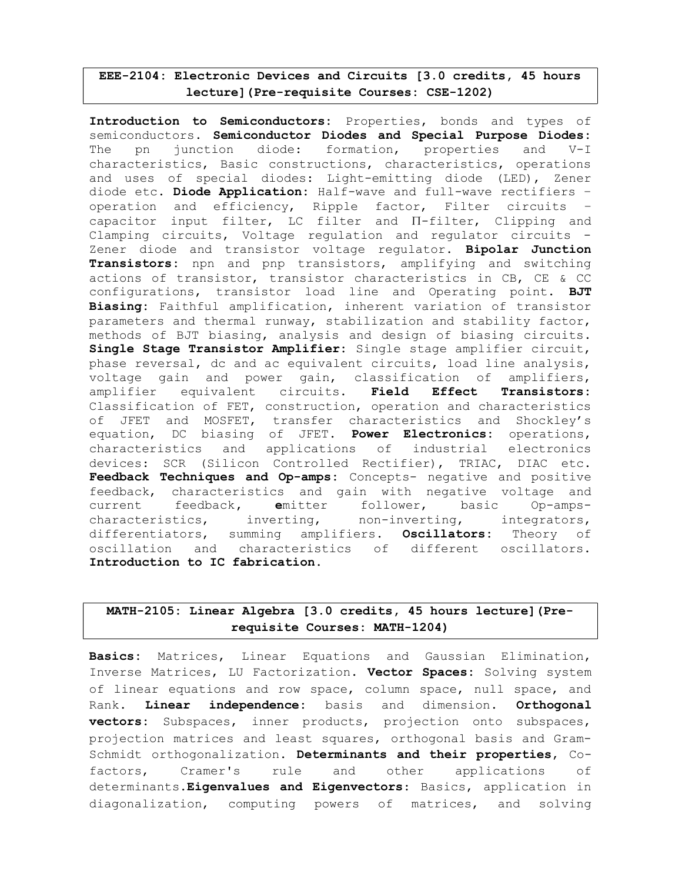## EEE-2104: Electronic Devices and Circuits [3.0 credits, 45 hours lecture](Pre-requisite Courses: CSE-1202)

**Introduction to Semiconductors:** Properties, bonds and types of semiconductors. **Semiconductor Diodes and Special Purpose Diodes:** The pn junction diode: formation, properties and V-I characteristics, Basic constructions, characteristics, operations and uses of special diodes: Light-emitting diode (LED), Zener diode etc. **Diode Application:** Half-wave and full-wave rectifiers – operation and efficiency, Ripple factor, Filter circuits – capacitor input filter, LC filter and Π-filter, Clipping and Clamping circuits, Voltage regulation and regulator circuits - Zener diode and transistor voltage regulator. **Bipolar Junction Transistors:** npn and pnp transistors, amplifying and switching actions of transistor, transistor characteristics in CB, CE & CC configurations, transistor load line and Operating point. **BJT Biasing:** Faithful amplification, inherent variation of transistor parameters and thermal runway, stabilization and stability factor, methods of BJT biasing, analysis and design of biasing circuits. **Single Stage Transistor Amplifier:** Single stage amplifier circuit, phase reversal, dc and ac equivalent circuits, load line analysis, voltage gain and power gain, classification of amplifiers, amplifier equivalent circuits. **Field Effect Transistors:** Classification of FET, construction, operation and characteristics of JFET and MOSFET, transfer characteristics and Shockley's equation, DC biasing of JFET. **Power Electronics:** operations, characteristics and applications of industrial electronics devices: SCR (Silicon Controlled Rectifier), TRIAC, DIAC etc. **Feedback Techniques and Op-amps:** Concepts- negative and positive feedback, characteristics and gain with negative voltage and current feedback, emitter follower, basic Op-amps-characteristics, inverting, non-inverting, integrators, differentiators, summing amplifiers. **Oscillators:** Theory of oscillation and characteristics of different oscillators. **Introduction to IC fabrication.**

## MATH-2105: Linear Algebra [3.0 credits, 45 hours lecture](Pre-requisite Courses: MATH-1204)

**Basics:** Matrices, Linear Equations and Gaussian Elimination, Inverse Matrices, LU Factorization. **Vector Spaces:** Solving system of linear equations and row space, column space, null space, and Rank. **Linear independence:** basis and dimension. **Orthogonal vectors:** Subspaces, inner products, projection onto subspaces, projection matrices and least squares, orthogonal basis and Gram-Schmidt orthogonalization. **Determinants and their properties**, Co-factors, Cramer's rule and other applications of determinants.**Eigenvalues and Eigenvectors:** Basics, application in diagonalization, computing powers of matrices, and solving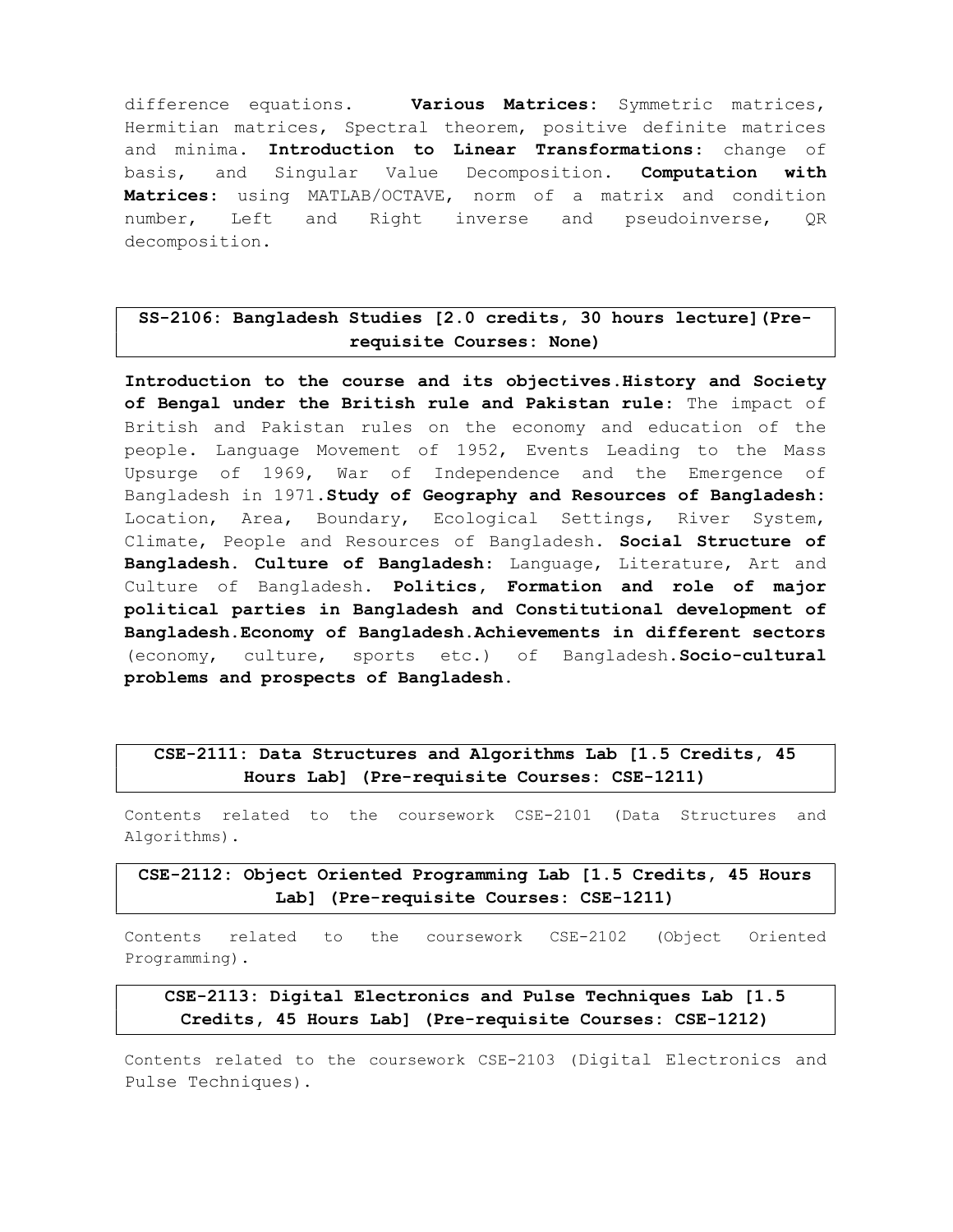difference equations. **Various Matrices:** Symmetric matrices, Hermitian matrices, Spectral theorem, positive definite matrices and minima. **Introduction to Linear Transformations:** change of basis, and Singular Value Decomposition. **Computation with Matrices:** using MATLAB/OCTAVE, norm of a matrix and condition number, Left and Right inverse and pseudoinverse, QR decomposition.

### SS-2106: Bangladesh Studies [2.0 credits, 30 hours lecture](Pre-requisite Courses: None)

**Introduction to the course and its objectives.History and Society of Bengal under the British rule and Pakistan rule:** The impact of British and Pakistan rules on the economy and education of the people. Language Movement of 1952, Events Leading to the Mass Upsurge of 1969, War of Independence and the Emergence of Bangladesh in 1971.**Study of Geography and Resources of Bangladesh:** Location, Area, Boundary, Ecological Settings, River System, Climate, People and Resources of Bangladesh. **Social Structure of Bangladesh. Culture of Bangladesh:** Language, Literature, Art and Culture of Bangladesh. **Politics, Formation and role of major political parties in Bangladesh and Constitutional development of Bangladesh.Economy of Bangladesh.Achievements in different sectors** (economy, culture, sports etc.) of Bangladesh.**Socio-cultural problems and prospects of Bangladesh.**

### CSE-2111: Data Structures and Algorithms Lab [1.5 Credits, 45 Hours Lab] (Pre-requisite Courses: CSE-1211)

Contents related to the coursework CSE-2101 (Data Structures and Algorithms).

### CSE-2112: Object Oriented Programming Lab [1.5 Credits, 45 Hours Lab] (Pre-requisite Courses: CSE-1211)

Contents related to the coursework CSE-2102 (Object Oriented Programming).

### CSE-2113: Digital Electronics and Pulse Techniques Lab [1.5 Credits, 45 Hours Lab] (Pre-requisite Courses: CSE-1212)

Contents related to the coursework CSE-2103 (Digital Electronics and Pulse Techniques).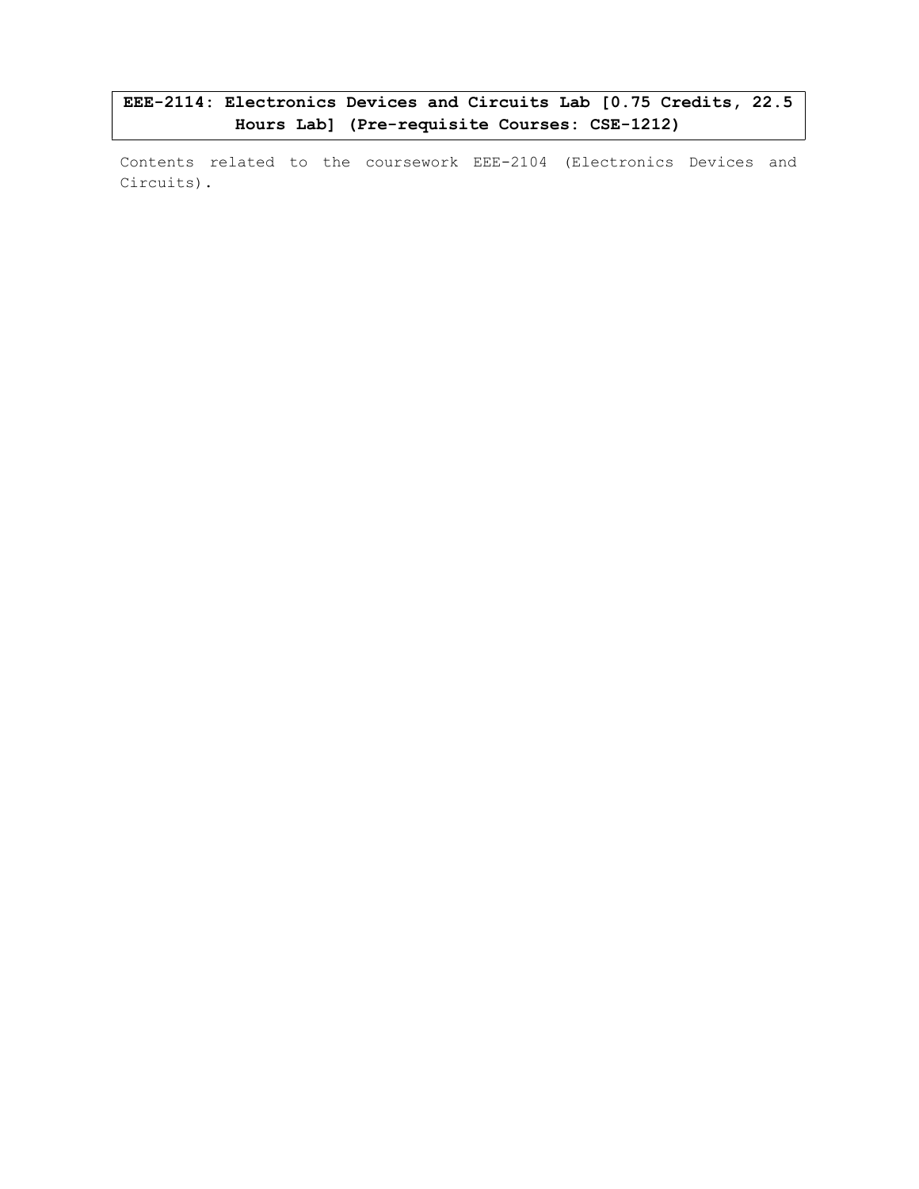### EEE-2114: Electronics Devices and Circuits Lab [0.75 Credits, 22.5 Hours Lab] (Pre-requisite Courses: CSE-1212)

Contents related to the coursework EEE-2104 (Electronics Devices and Circuits).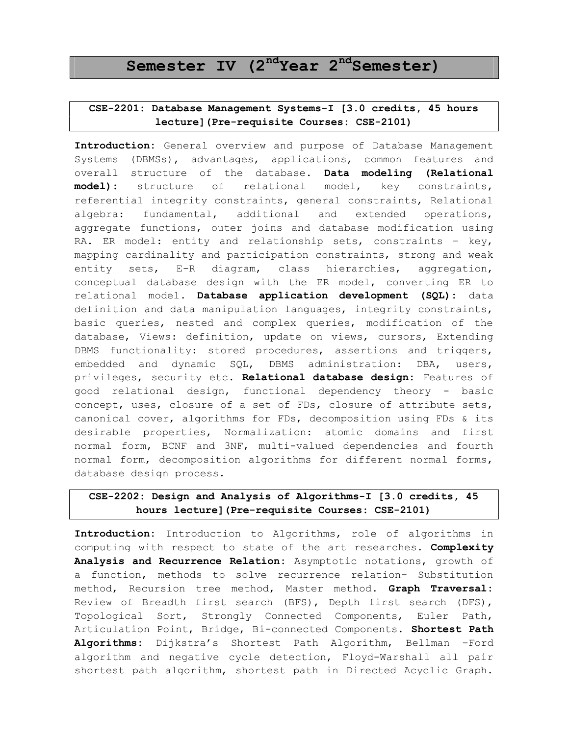# Semester IV (2nd Year 2nd Semester)

## CSE-2201: Database Management Systems-I [3.0 credits, 45 hours lecture](Pre-requisite Courses: CSE-2101)

**Introduction:** General overview and purpose of Database Management Systems (DBMSs), advantages, applications, common features and overall structure of the database. **Data modeling (Relational model):** structure of relational model, key constraints, referential integrity constraints, general constraints, Relational algebra: fundamental, additional and extended operations, aggregate functions, outer joins and database modification using RA. ER model: entity and relationship sets, constraints – key, mapping cardinality and participation constraints, strong and weak entity sets, E-R diagram, class hierarchies, aggregation, conceptual database design with the ER model, converting ER to relational model. **Database application development (SQL):** data definition and data manipulation languages, integrity constraints, basic queries, nested and complex queries, modification of the database, Views: definition, update on views, cursors, Extending DBMS functionality: stored procedures, assertions and triggers, embedded and dynamic SQL, DBMS administration: DBA, users, privileges, security etc. **Relational database design:** Features of good relational design, functional dependency theory - basic concept, uses, closure of a set of FDs, closure of attribute sets, canonical cover, algorithms for FDs, decomposition using FDs & its desirable properties, Normalization: atomic domains and first normal form, BCNF and 3NF, multi-valued dependencies and fourth normal form, decomposition algorithms for different normal forms, database design process.

## CSE-2202: Design and Analysis of Algorithms-I [3.0 credits, 45 hours lecture](Pre-requisite Courses: CSE-2101)

**Introduction:** Introduction to Algorithms, role of algorithms in computing with respect to state of the art researches. **Complexity Analysis and Recurrence Relation:** Asymptotic notations, growth of a function, methods to solve recurrence relation- Substitution method, Recursion tree method, Master method. **Graph Traversal:** Review of Breadth first search (BFS), Depth first search (DFS), Topological Sort, Strongly Connected Components, Euler Path, Articulation Point, Bridge, Bi-connected Components. **Shortest Path Algorithms:** Dijkstra's Shortest Path Algorithm, Bellman –Ford algorithm and negative cycle detection, Floyd-Warshall all pair shortest path algorithm, shortest path in Directed Acyclic Graph.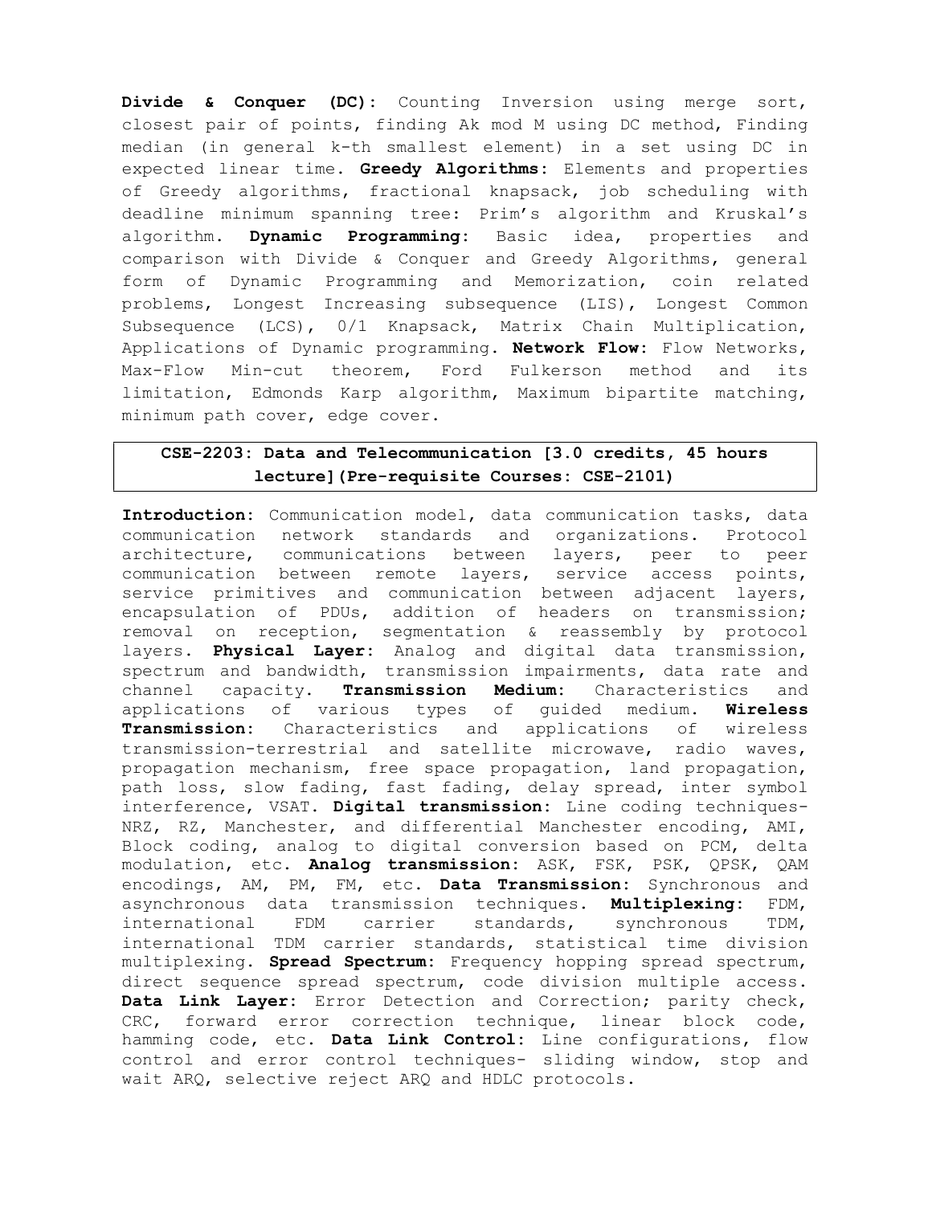**Divide & Conquer (DC):** Counting Inversion using merge sort, closest pair of points, finding Ak mod M using DC method, Finding median (in general k-th smallest element) in a set using DC in expected linear time. **Greedy Algorithms:** Elements and properties of Greedy algorithms, fractional knapsack, job scheduling with deadline minimum spanning tree: Prim's algorithm and Kruskal's algorithm. **Dynamic Programming:** Basic idea, properties and comparison with Divide & Conquer and Greedy Algorithms, general form of Dynamic Programming and Memorization, coin related problems, Longest Increasing subsequence (LIS), Longest Common Subsequence (LCS), 0/1 Knapsack, Matrix Chain Multiplication, Applications of Dynamic programming. **Network Flow:** Flow Networks, Max-Flow Min-cut theorem, Ford Fulkerson method and its limitation, Edmonds Karp algorithm, Maximum bipartite matching, minimum path cover, edge cover.

## CSE-2203: Data and Telecommunication [3.0 credits, 45 hours lecture](Pre-requisite Courses: CSE-2101)

**Introduction:** Communication model, data communication tasks, data communication network standards and organizations. Protocol architecture, communications between layers, peer to peer communication between remote layers, service access points, service primitives and communication between adjacent layers, encapsulation of PDUs, addition of headers on transmission; removal on reception, segmentation & reassembly by protocol layers. **Physical Layer:** Analog and digital data transmission, spectrum and bandwidth, transmission impairments, data rate and channel capacity. **Transmission Medium:** Characteristics and applications of various types of guided medium. **Wireless Transmission:** Characteristics and applications of wireless transmission-terrestrial and satellite microwave, radio waves, propagation mechanism, free space propagation, land propagation, path loss, slow fading, fast fading, delay spread, inter symbol interference, VSAT. **Digital transmission:** Line coding techniques-NRZ, RZ, Manchester, and differential Manchester encoding, AMI, Block coding, analog to digital conversion based on PCM, delta modulation, etc. **Analog transmission:** ASK, FSK, PSK, QPSK, QAM encodings, AM, PM, FM, etc. **Data Transmission:** Synchronous and asynchronous data transmission techniques. **Multiplexing:** FDM, international FDM carrier standards, synchronous TDM, international TDM carrier standards, statistical time division multiplexing. **Spread Spectrum:** Frequency hopping spread spectrum, direct sequence spread spectrum, code division multiple access. **Data Link Layer:** Error Detection and Correction; parity check, CRC, forward error correction technique, linear block code, hamming code, etc. **Data Link Control:** Line configurations, flow control and error control techniques- sliding window, stop and wait ARQ, selective reject ARQ and HDLC protocols.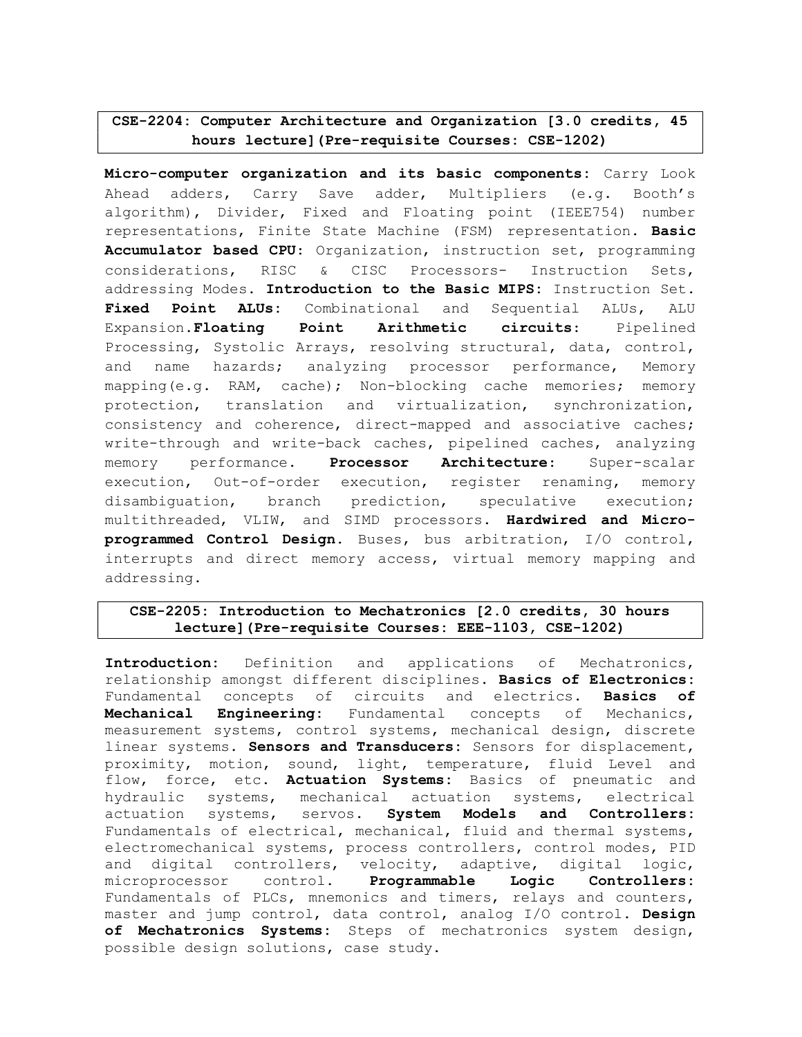## CSE-2204: Computer Architecture and Organization [3.0 credits, 45 hours lecture](Pre-requisite Courses: CSE-1202)

**Micro-computer organization and its basic components:** Carry Look Ahead adders, Carry Save adder, Multipliers (e.g. Booth's algorithm), Divider, Fixed and Floating point (IEEE754) number representations, Finite State Machine (FSM) representation. **Basic Accumulator based CPU:** Organization, instruction set, programming considerations, RISC & CISC Processors- Instruction Sets, addressing Modes. **Introduction to the Basic MIPS:** Instruction Set. **Fixed Point ALUs:** Combinational and Sequential ALUs, ALU Expansion.**Floating Point Arithmetic circuits:** Pipelined Processing, Systolic Arrays, resolving structural, data, control, and name hazards; analyzing processor performance, Memory mapping(e.g. RAM, cache); Non-blocking cache memories; memory protection, translation and virtualization, synchronization, consistency and coherence, direct-mapped and associative caches; write-through and write-back caches, pipelined caches, analyzing memory performance. **Processor Architecture:** Super-scalar execution, Out-of-order execution, register renaming, memory disambiguation, branch prediction, speculative execution; multithreaded, VLIW, and SIMD processors. **Hardwired and Micro-programmed Control Design.** Buses, bus arbitration, I/O control, interrupts and direct memory access, virtual memory mapping and addressing.

## CSE-2205: Introduction to Mechatronics [2.0 credits, 30 hours lecture](Pre-requisite Courses: EEE-1103, CSE-1202)

**Introduction:** Definition and applications of Mechatronics, relationship amongst different disciplines. **Basics of Electronics:** Fundamental concepts of circuits and electrics. **Basics of Mechanical Engineering:** Fundamental concepts of Mechanics, measurement systems, control systems, mechanical design, discrete linear systems. **Sensors and Transducers:** Sensors for displacement, proximity, motion, sound, light, temperature, fluid Level and flow, force, etc. **Actuation Systems:** Basics of pneumatic and hydraulic systems, mechanical actuation systems, electrical actuation systems, servos. **System Models and Controllers:** Fundamentals of electrical, mechanical, fluid and thermal systems, electromechanical systems, process controllers, control modes, PID and digital controllers, velocity, adaptive, digital logic, microprocessor control. **Programmable Logic Controllers:** Fundamentals of PLCs, mnemonics and timers, relays and counters, master and jump control, data control, analog I/O control. **Design of Mechatronics Systems:** Steps of mechatronics system design, possible design solutions, case study.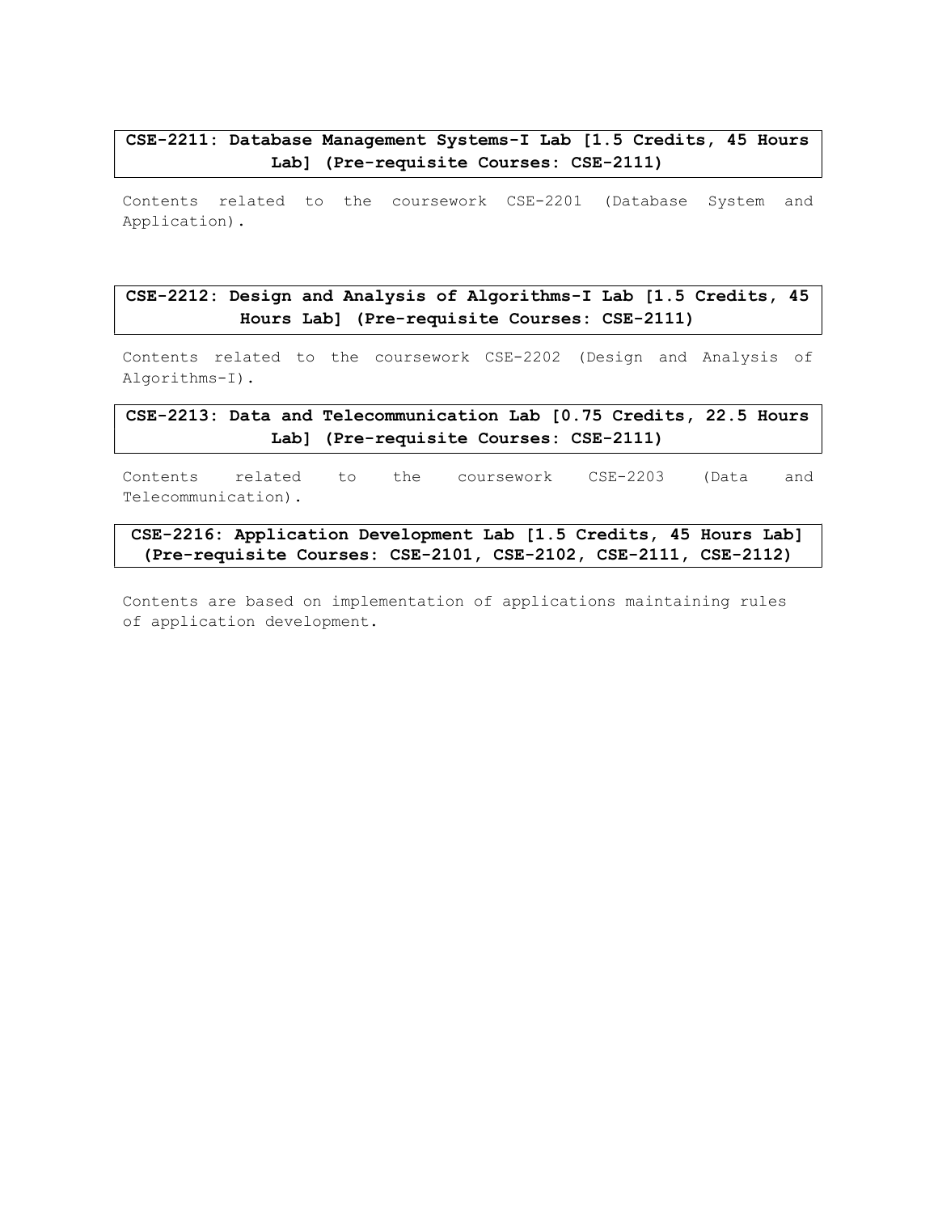### CSE-2211: Database Management Systems-I Lab [1.5 Credits, 45 Hours Lab] (Pre-requisite Courses: CSE-2111)

Contents related to the coursework CSE-2201 (Database System and Application).

### CSE-2212: Design and Analysis of Algorithms-I Lab [1.5 Credits, 45 Hours Lab] (Pre-requisite Courses: CSE-2111)

Contents related to the coursework CSE-2202 (Design and Analysis of Algorithms-I).

### CSE-2213: Data and Telecommunication Lab [0.75 Credits, 22.5 Hours Lab] (Pre-requisite Courses: CSE-2111)

Contents related to the coursework CSE-2203 (Data and Telecommunication).

### CSE-2216: Application Development Lab [1.5 Credits, 45 Hours Lab] (Pre-requisite Courses: CSE-2101, CSE-2102, CSE-2111, CSE-2112)

Contents are based on implementation of applications maintaining rules of application development.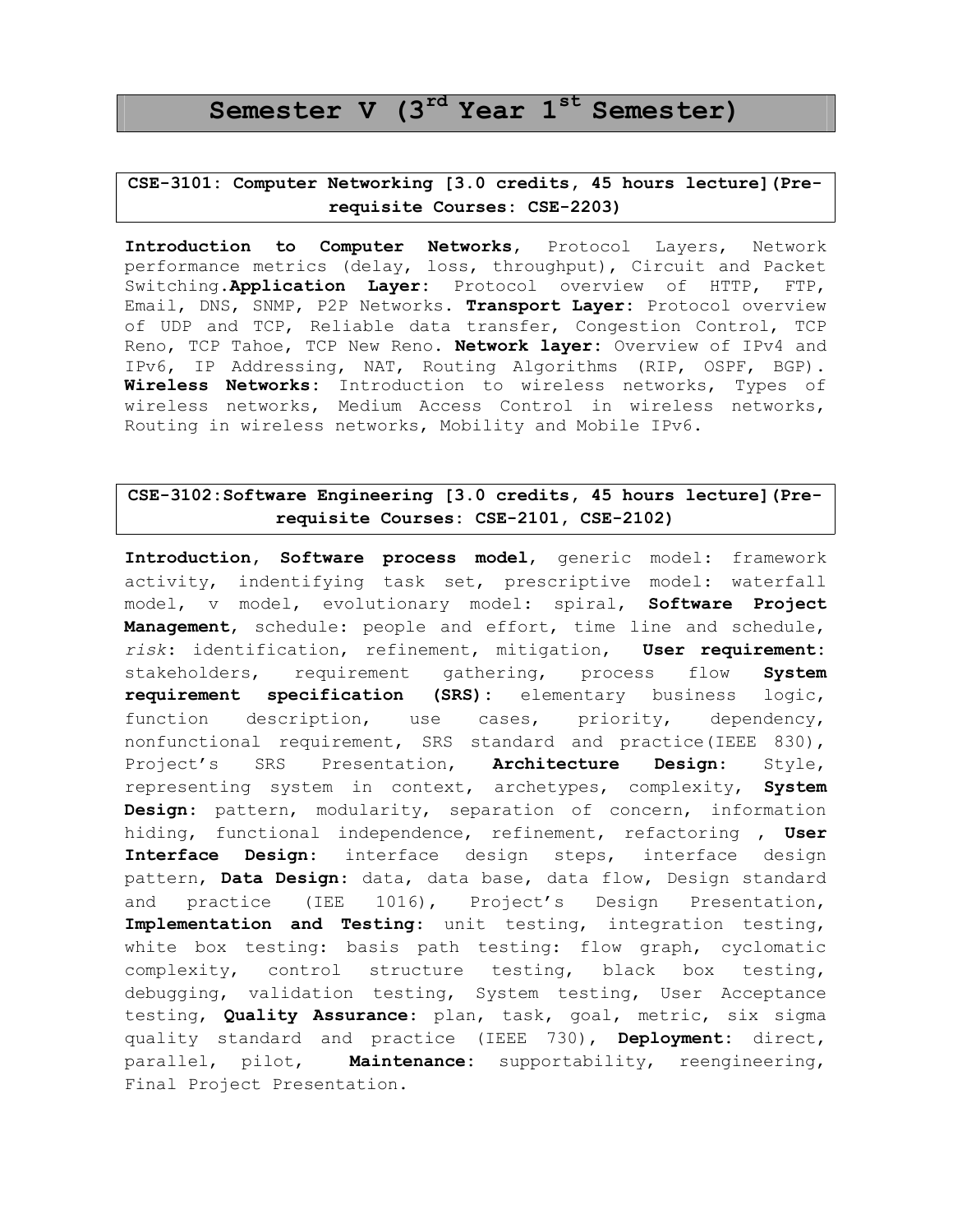# Semester V (3rd Year 1st Semester)

### CSE-3101: Computer Networking [3.0 credits, 45 hours lecture](Pre-requisite Courses: CSE-2203)

**Introduction to Computer Networks**, Protocol Layers, Network performance metrics (delay, loss, throughput), Circuit and Packet Switching.**Application Layer**: Protocol overview of HTTP, FTP, Email, DNS, SNMP, P2P Networks. **Transport Layer**: Protocol overview of UDP and TCP, Reliable data transfer, Congestion Control, TCP Reno, TCP Tahoe, TCP New Reno. **Network layer**: Overview of IPv4 and IPv6, IP Addressing, NAT, Routing Algorithms (RIP, OSPF, BGP). **Wireless Networks**: Introduction to wireless networks, Types of wireless networks, Medium Access Control in wireless networks, Routing in wireless networks, Mobility and Mobile IPv6.

### CSE-3102:Software Engineering [3.0 credits, 45 hours lecture](Pre-requisite Courses: CSE-2101, CSE-2102)

**Introduction**, **Software process model**, generic model: framework activity, indentifying task set, prescriptive model: waterfall model, v model, evolutionary model: spiral, **Software Project Management**, schedule: people and effort, time line and schedule, *risk*: identification, refinement, mitigation, **User requirement**: stakeholders, requirement gathering, process flow **System requirement specification (SRS)**: elementary business logic, function description, use cases, priority, dependency, nonfunctional requirement, SRS standard and practice(IEEE 830), Project's SRS Presentation, **Architecture Design**: Style, representing system in context, archetypes, complexity, **System Design**: pattern, modularity, separation of concern, information hiding, functional independence, refinement, refactoring , **User Interface Design**: interface design steps, interface design pattern, **Data Design**: data, data base, data flow, Design standard and practice (IEE 1016), Project's Design Presentation, **Implementation and Testing**: unit testing, integration testing, white box testing: basis path testing: flow graph, cyclomatic complexity, control structure testing, black box testing, debugging, validation testing, System testing, User Acceptance testing, **Quality Assurance**: plan, task, goal, metric, six sigma quality standard and practice (IEEE 730), **Deployment**: direct, parallel, pilot, **Maintenance**: supportability, reengineering, Final Project Presentation.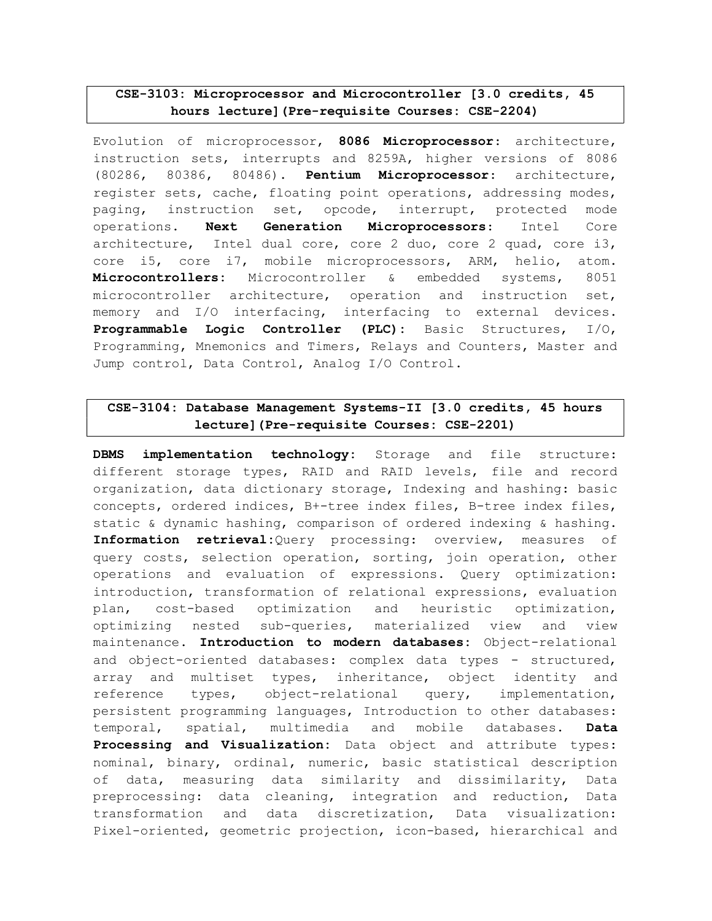## CSE-3103: Microprocessor and Microcontroller [3.0 credits, 45 hours lecture](Pre-requisite Courses: CSE-2204)

Evolution of microprocessor, **8086 Microprocessor:** architecture, instruction sets, interrupts and 8259A, higher versions of 8086 (80286, 80386, 80486). **Pentium Microprocessor:** architecture, register sets, cache, floating point operations, addressing modes, paging, instruction set, opcode, interrupt, protected mode operations. **Next Generation Microprocessors:** Intel Core architecture, Intel dual core, core 2 duo, core 2 quad, core i3, core i5, core i7, mobile microprocessors, ARM, helio, atom. **Microcontrollers:** Microcontroller & embedded systems, 8051 microcontroller architecture, operation and instruction set, memory and I/O interfacing, interfacing to external devices. **Programmable Logic Controller (PLC):** Basic Structures, I/O, Programming, Mnemonics and Timers, Relays and Counters, Master and Jump control, Data Control, Analog I/O Control.

## CSE-3104: Database Management Systems-II [3.0 credits, 45 hours lecture](Pre-requisite Courses: CSE-2201)

**DBMS implementation technology:** Storage and file structure: different storage types, RAID and RAID levels, file and record organization, data dictionary storage, Indexing and hashing: basic concepts, ordered indices, B+-tree index files, B-tree index files, static & dynamic hashing, comparison of ordered indexing & hashing. **Information retrieval:**Query processing: overview, measures of query costs, selection operation, sorting, join operation, other operations and evaluation of expressions. Query optimization: introduction, transformation of relational expressions, evaluation plan, cost-based optimization and heuristic optimization, optimizing nested sub-queries, materialized view and view maintenance. **Introduction to modern databases:** Object-relational and object-oriented databases: complex data types - structured, array and multiset types, inheritance, object identity and reference types, object-relational query, implementation, persistent programming languages, Introduction to other databases: temporal, spatial, multimedia and mobile databases. **Data Processing and Visualization:** Data object and attribute types: nominal, binary, ordinal, numeric, basic statistical description of data, measuring data similarity and dissimilarity, Data preprocessing: data cleaning, integration and reduction, Data transformation and data discretization, Data visualization: Pixel-oriented, geometric projection, icon-based, hierarchical and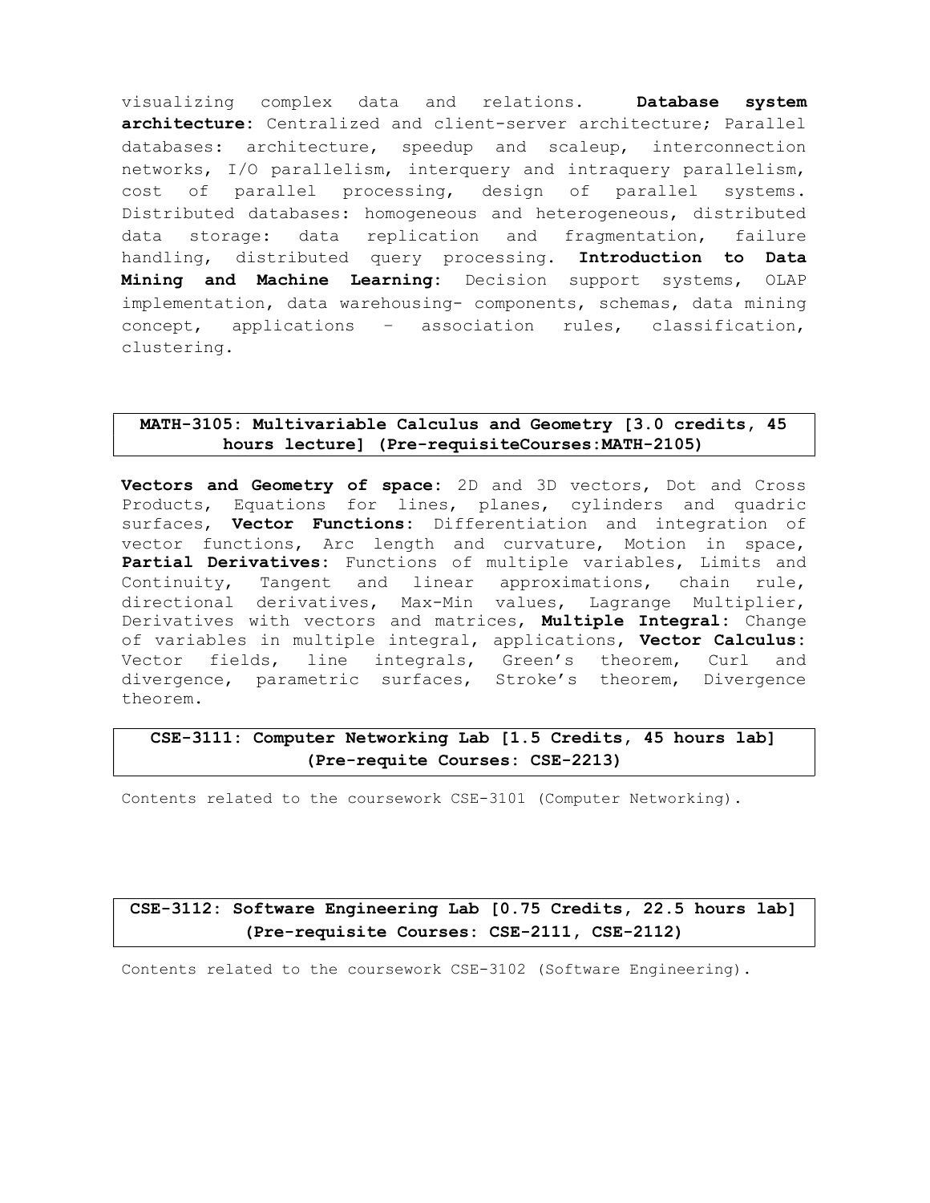visualizing complex data and relations. **Database system architecture:** Centralized and client-server architecture; Parallel databases: architecture, speedup and scaleup, interconnection networks, I/O parallelism, interquery and intraquery parallelism, cost of parallel processing, design of parallel systems. Distributed databases: homogeneous and heterogeneous, distributed data storage: data replication and fragmentation, failure handling, distributed query processing. **Introduction to Data Mining and Machine Learning:** Decision support systems, OLAP implementation, data warehousing- components, schemas, data mining concept, applications – association rules, classification, clustering.

### MATH-3105: Multivariable Calculus and Geometry [3.0 credits, 45 hours lecture] (Pre-requisiteCourses:MATH-2105)

**Vectors and Geometry of space:** 2D and 3D vectors, Dot and Cross Products, Equations for lines, planes, cylinders and quadric surfaces, **Vector Functions:** Differentiation and integration of vector functions, Arc length and curvature, Motion in space, **Partial Derivatives:** Functions of multiple variables, Limits and Continuity, Tangent and linear approximations, chain rule, directional derivatives, Max-Min values, Lagrange Multiplier, Derivatives with vectors and matrices, **Multiple Integral:** Change of variables in multiple integral, applications, **Vector Calculus:** Vector fields, line integrals, Green's theorem, Curl and divergence, parametric surfaces, Stroke's theorem, Divergence theorem.

### CSE-3111: Computer Networking Lab [1.5 Credits, 45 hours lab] (Pre-requite Courses: CSE-2213)

Contents related to the coursework CSE-3101 (Computer Networking).

### CSE-3112: Software Engineering Lab [0.75 Credits, 22.5 hours lab] (Pre-requisite Courses: CSE-2111, CSE-2112)

Contents related to the coursework CSE-3102 (Software Engineering).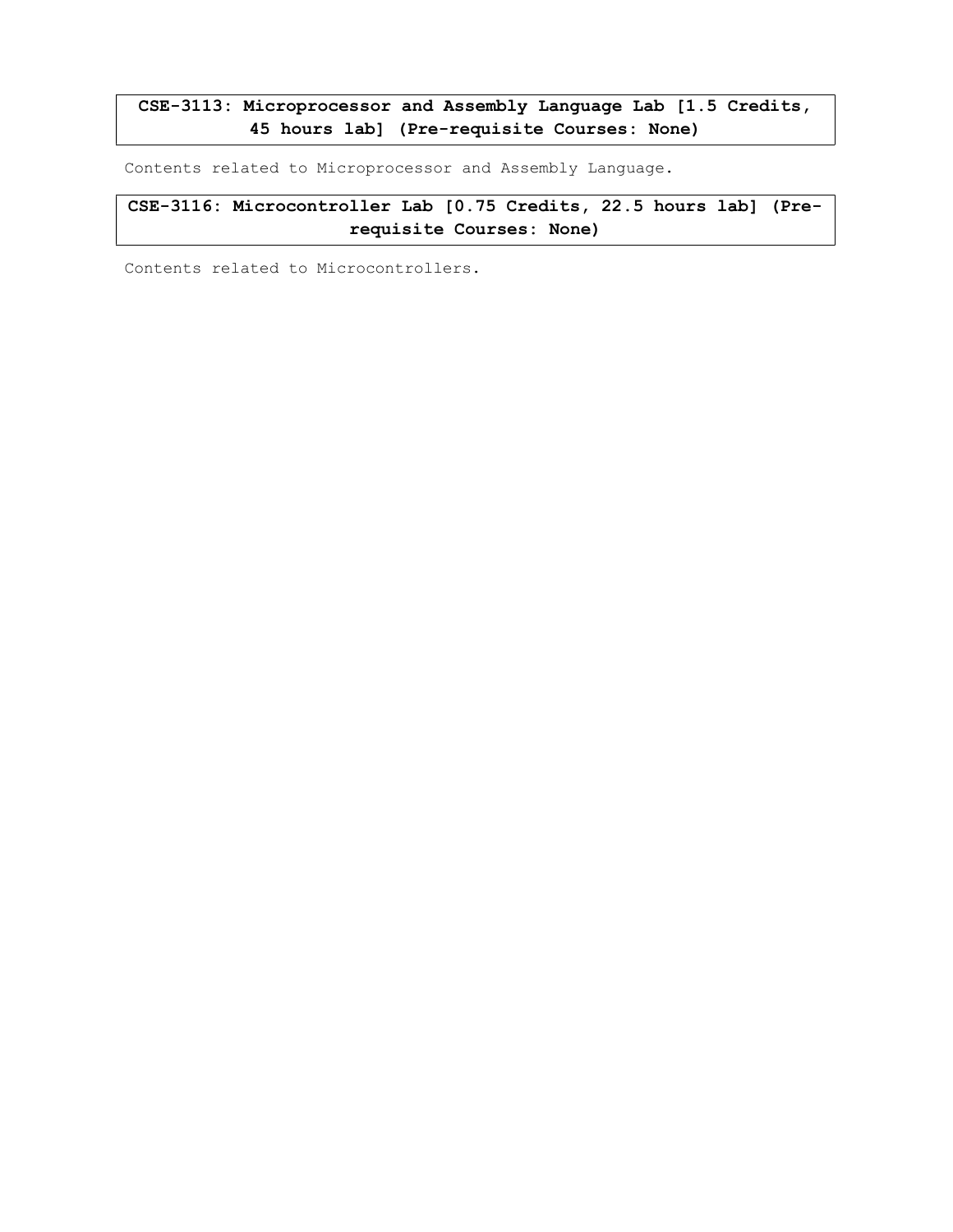**CSE-3113: Microprocessor and Assembly Language Lab [1.5 Credits, 45 hours lab] (Pre-requisite Courses: None)**

Contents related to Microprocessor and Assembly Language.

**CSE-3116: Microcontroller Lab [0.75 Credits, 22.5 hours lab] (Pre-requisite Courses: None)**

Contents related to Microcontrollers.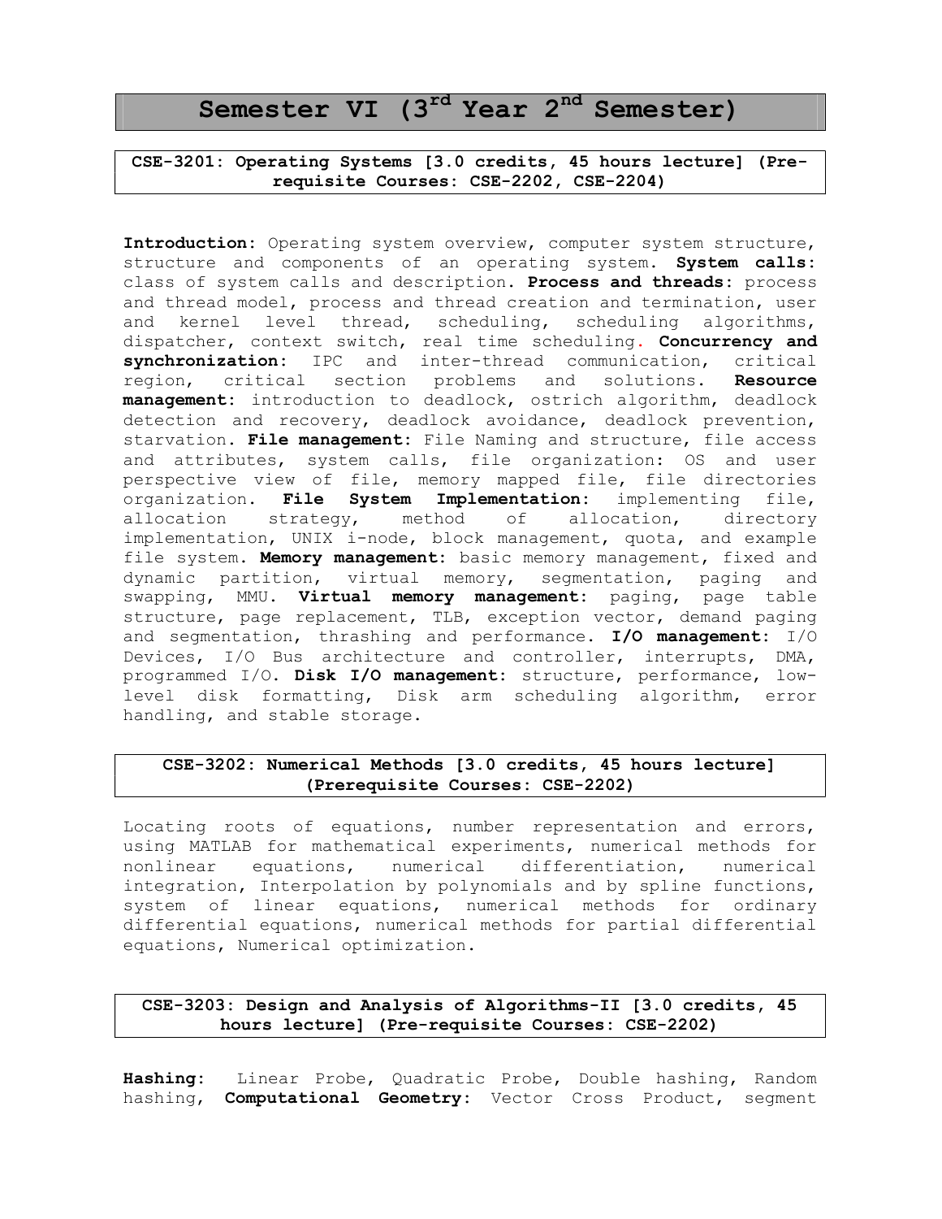# Semester VI ($3^{rd}$ Year $2^{nd}$ Semester)

## CSE-3201: Operating Systems [3.0 credits, 45 hours lecture] (Pre-requisite Courses: CSE-2202, CSE-2204)

**Introduction:** Operating system overview, computer system structure, structure and components of an operating system. **System calls:** class of system calls and description. **Process and threads:** process and thread model, process and thread creation and termination, user and kernel level thread, scheduling, scheduling algorithms, dispatcher, context switch, real time scheduling. **Concurrency and synchronization:** IPC and inter-thread communication, critical region, critical section problems and solutions. **Resource management:** introduction to deadlock, ostrich algorithm, deadlock detection and recovery, deadlock avoidance, deadlock prevention, starvation. **File management:** File Naming and structure, file access and attributes, system calls, file organization: OS and user perspective view of file, memory mapped file, file directories organization. **File System Implementation:** implementing file, allocation strategy, method of allocation, directory implementation, UNIX i-node, block management, quota, and example file system. **Memory management:** basic memory management, fixed and dynamic partition, virtual memory, segmentation, paging and swapping, MMU. **Virtual memory management:** paging, page table structure, page replacement, TLB, exception vector, demand paging and segmentation, thrashing and performance. **I/O management:** I/O Devices, I/O Bus architecture and controller, interrupts, DMA, programmed I/O. **Disk I/O management:** structure, performance, low-level disk formatting, Disk arm scheduling algorithm, error handling, and stable storage.

## CSE-3202: Numerical Methods [3.0 credits, 45 hours lecture] (Prerequisite Courses: CSE-2202)

Locating roots of equations, number representation and errors, using MATLAB for mathematical experiments, numerical methods for nonlinear equations, numerical differentiation, numerical integration, Interpolation by polynomials and by spline functions, system of linear equations, numerical methods for ordinary differential equations, numerical methods for partial differential equations, Numerical optimization.

## CSE-3203: Design and Analysis of Algorithms-II [3.0 credits, 45 hours lecture] (Pre-requisite Courses: CSE-2202)

**Hashing:** Linear Probe, Quadratic Probe, Double hashing, Random hashing, **Computational Geometry:** Vector Cross Product, segment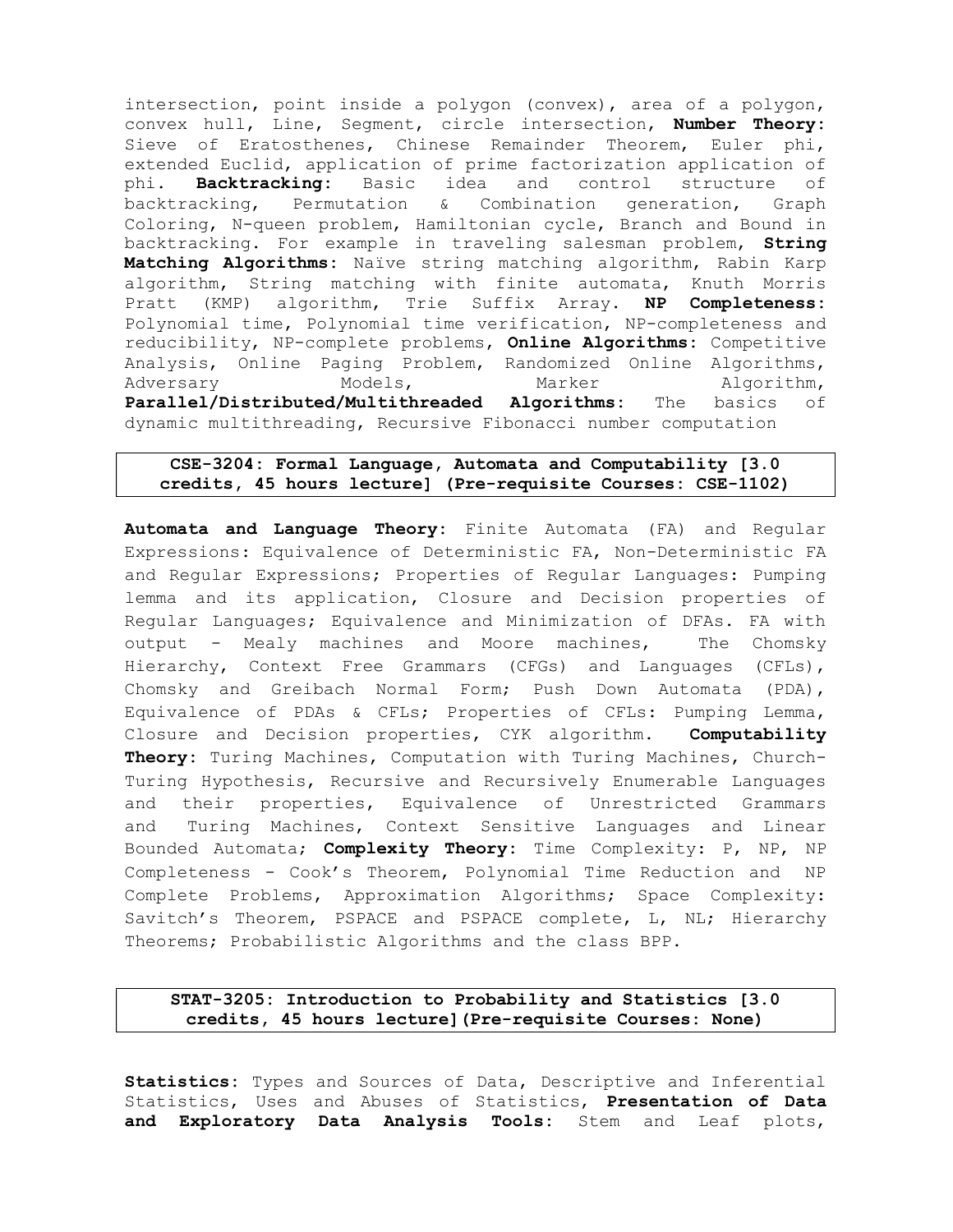intersection, point inside a polygon (convex), area of a polygon, convex hull, Line, Segment, circle intersection, **Number Theory:** Sieve of Eratosthenes, Chinese Remainder Theorem, Euler phi, extended Euclid, application of prime factorization application of phi. **Backtracking:** Basic idea and control structure of backtracking, Permutation & Combination generation, Graph Coloring, N-queen problem, Hamiltonian cycle, Branch and Bound in backtracking. For example in traveling salesman problem, **String Matching Algorithms:** Naïve string matching algorithm, Rabin Karp algorithm, String matching with finite automata, Knuth Morris Pratt (KMP) algorithm, Trie Suffix Array. **NP Completeness:** Polynomial time, Polynomial time verification, NP-completeness and reducibility, NP-complete problems, **Online Algorithms:** Competitive Analysis, Online Paging Problem, Randomized Online Algorithms, Adversary Models, Marker Algorithm, **Parallel/Distributed/Multithreaded Algorithms:** The basics of dynamic multithreading, Recursive Fibonacci number computation

## CSE-3204: Formal Language, Automata and Computability [3.0 credits, 45 hours lecture] (Pre-requisite Courses: CSE-1102)

**Automata and Language Theory:** Finite Automata (FA) and Regular Expressions: Equivalence of Deterministic FA, Non-Deterministic FA and Regular Expressions; Properties of Regular Languages: Pumping lemma and its application, Closure and Decision properties of Regular Languages; Equivalence and Minimization of DFAs. FA with output - Mealy machines and Moore machines, The Chomsky Hierarchy, Context Free Grammars (CFGs) and Languages (CFLs), Chomsky and Greibach Normal Form; Push Down Automata (PDA), Equivalence of PDAs & CFLs; Properties of CFLs: Pumping Lemma, Closure and Decision properties, CYK algorithm. **Computability Theory:** Turing Machines, Computation with Turing Machines, Church-Turing Hypothesis, Recursive and Recursively Enumerable Languages and their properties, Equivalence of Unrestricted Grammars and Turing Machines, Context Sensitive Languages and Linear Bounded Automata; **Complexity Theory:** Time Complexity: P, NP, NP Completeness - Cook's Theorem, Polynomial Time Reduction and NP Complete Problems, Approximation Algorithms; Space Complexity: Savitch's Theorem, PSPACE and PSPACE complete, L, NL; Hierarchy Theorems; Probabilistic Algorithms and the class BPP.

## STAT-3205: Introduction to Probability and Statistics [3.0 credits, 45 hours lecture](Pre-requisite Courses: None)

**Statistics:** Types and Sources of Data, Descriptive and Inferential Statistics, Uses and Abuses of Statistics, **Presentation of Data and Exploratory Data Analysis Tools:** Stem and Leaf plots,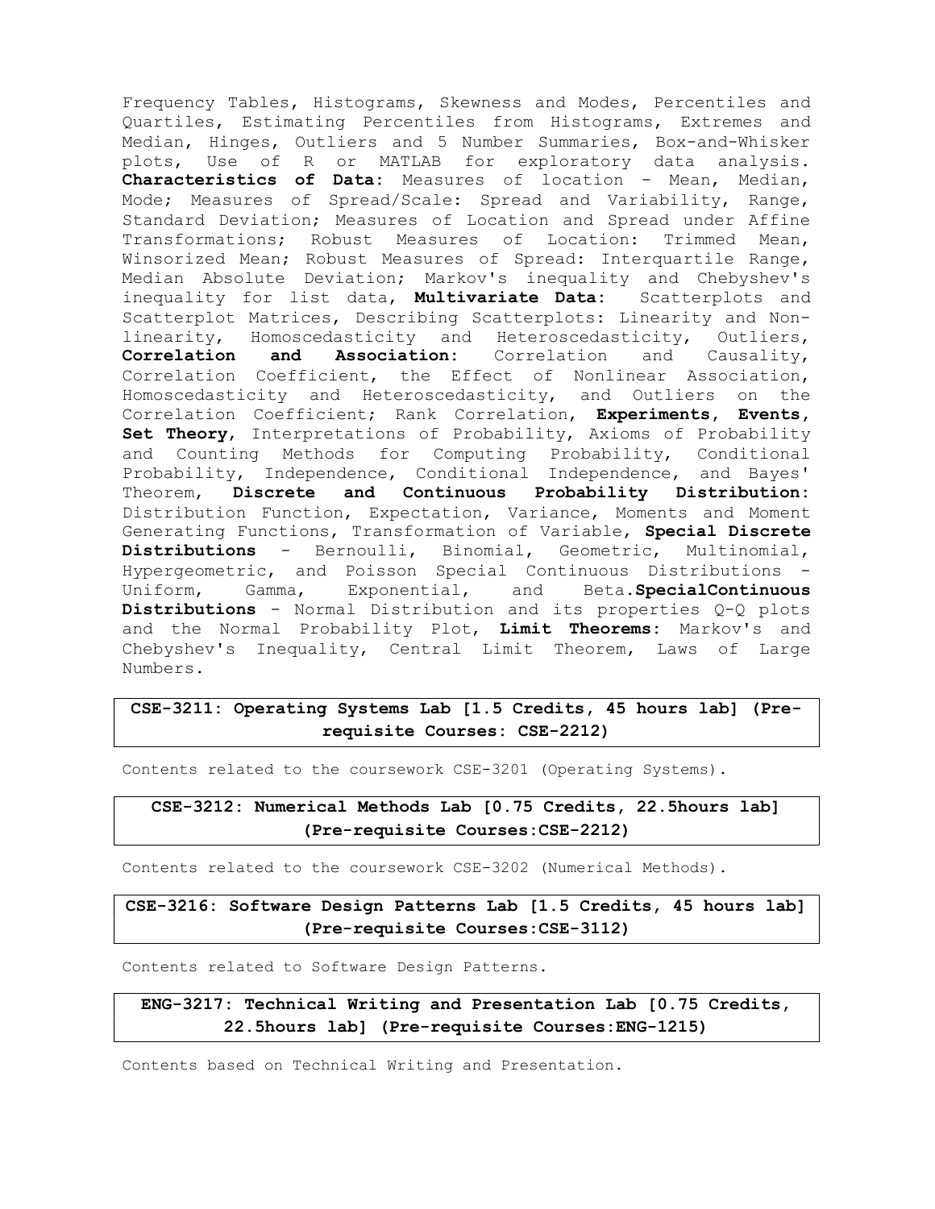Frequency Tables, Histograms, Skewness and Modes, Percentiles and Quartiles, Estimating Percentiles from Histograms, Extremes and Median, Hinges, Outliers and 5 Number Summaries, Box-and-Whisker plots, Use of R or MATLAB for exploratory data analysis. **Characteristics of Data**: Measures of location - Mean, Median, Mode; Measures of Spread/Scale: Spread and Variability, Range, Standard Deviation; Measures of Location and Spread under Affine Transformations; Robust Measures of Location: Trimmed Mean, Winsorized Mean; Robust Measures of Spread: Interquartile Range, Median Absolute Deviation; Markov's inequality and Chebyshev's inequality for list data, **Multivariate Data**: Scatterplots and Scatterplot Matrices, Describing Scatterplots: Linearity and Non-linearity, Homoscedasticity and Heteroscedasticity, Outliers, **Correlation and Association**: Correlation and Causality, Correlation Coefficient, the Effect of Nonlinear Association, Homoscedasticity and Heteroscedasticity, and Outliers on the Correlation Coefficient; Rank Correlation, **Experiments**, **Events**, **Set Theory**, Interpretations of Probability, Axioms of Probability and Counting Methods for Computing Probability, Conditional Probability, Independence, Conditional Independence, and Bayes' Theorem, **Discrete and Continuous Probability Distribution**: Distribution Function, Expectation, Variance, Moments and Moment Generating Functions, Transformation of Variable, **Special Discrete Distributions** - Bernoulli, Binomial, Geometric, Multinomial, Hypergeometric, and Poisson Special Continuous Distributions - Uniform, Gamma, Exponential, and Beta.**SpecialContinuous Distributions** - Normal Distribution and its properties Q-Q plots and the Normal Probability Plot, **Limit Theorems**: Markov's and Chebyshev's Inequality, Central Limit Theorem, Laws of Large Numbers.

### CSE-3211: Operating Systems Lab [1.5 Credits, 45 hours lab] (Pre-requisite Courses: CSE-2212)

Contents related to the coursework CSE-3201 (Operating Systems).

### CSE-3212: Numerical Methods Lab [0.75 Credits, 22.5hours lab] (Pre-requisite Courses:CSE-2212)

Contents related to the coursework CSE-3202 (Numerical Methods).

### CSE-3216: Software Design Patterns Lab [1.5 Credits, 45 hours lab] (Pre-requisite Courses:CSE-3112)

Contents related to Software Design Patterns.

### ENG-3217: Technical Writing and Presentation Lab [0.75 Credits, 22.5hours lab] (Pre-requisite Courses:ENG-1215)

Contents based on Technical Writing and Presentation.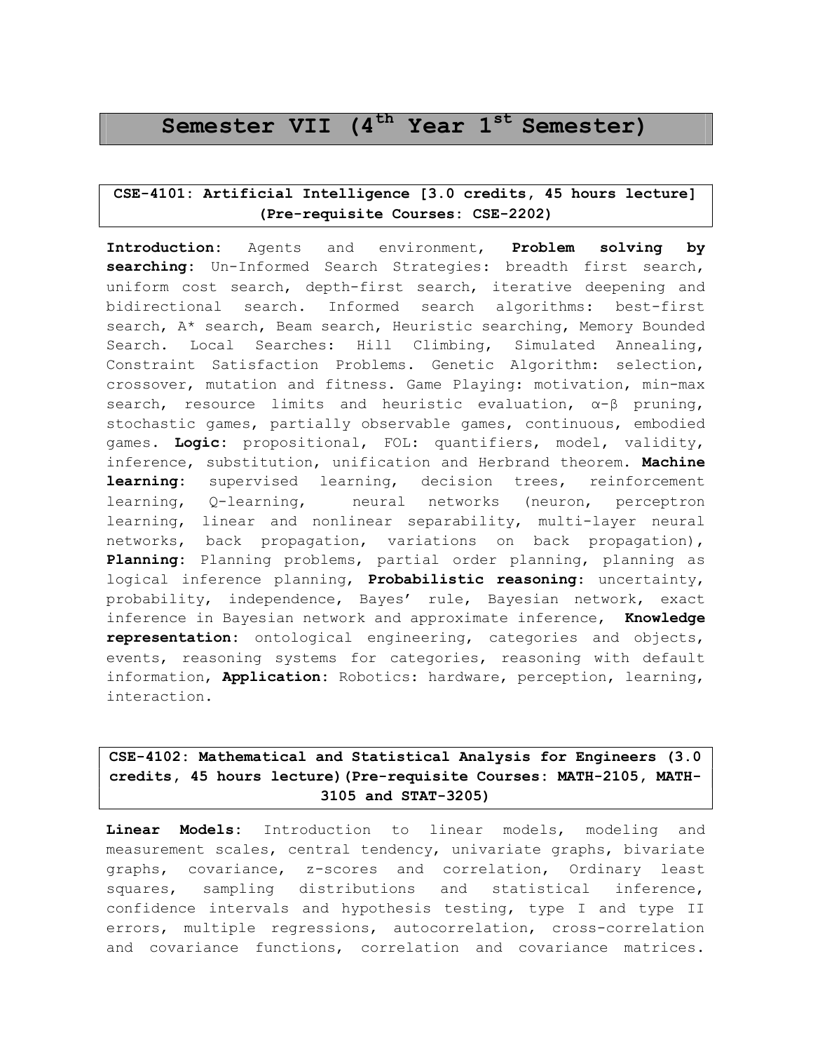# Semester VII (4$^{th}$ Year 1$^{st}$ Semester)

## CSE-4101: Artificial Intelligence [3.0 credits, 45 hours lecture] (Pre-requisite Courses: CSE-2202)

**Introduction:** Agents and environment, **Problem solving by searching:** Un-Informed Search Strategies: breadth first search, uniform cost search, depth-first search, iterative deepening and bidirectional search. Informed search algorithms: best-first search, A* search, Beam search, Heuristic searching, Memory Bounded Search. Local Searches: Hill Climbing, Simulated Annealing, Constraint Satisfaction Problems. Genetic Algorithm: selection, crossover, mutation and fitness. Game Playing: motivation, min-max search, resource limits and heuristic evaluation, $\alpha$-$\beta$ pruning, stochastic games, partially observable games, continuous, embodied games. **Logic:** propositional, FOL: quantifiers, model, validity, inference, substitution, unification and Herbrand theorem. **Machine learning:** supervised learning, decision trees, reinforcement learning, Q-learning, neural networks (neuron, perceptron learning, linear and nonlinear separability, multi-layer neural networks, back propagation, variations on back propagation), **Planning:** Planning problems, partial order planning, planning as logical inference planning, **Probabilistic reasoning:** uncertainty, probability, independence, Bayes' rule, Bayesian network, exact inference in Bayesian network and approximate inference, **Knowledge representation:** ontological engineering, categories and objects, events, reasoning systems for categories, reasoning with default information, **Application:** Robotics: hardware, perception, learning, interaction.

## CSE-4102: Mathematical and Statistical Analysis for Engineers (3.0 credits, 45 hours lecture)(Pre-requisite Courses: MATH-2105, MATH-3105 and STAT-3205)

**Linear Models:** Introduction to linear models, modeling and measurement scales, central tendency, univariate graphs, bivariate graphs, covariance, z-scores and correlation, Ordinary least squares, sampling distributions and statistical inference, confidence intervals and hypothesis testing, type I and type II errors, multiple regressions, autocorrelation, cross-correlation and covariance functions, correlation and covariance matrices.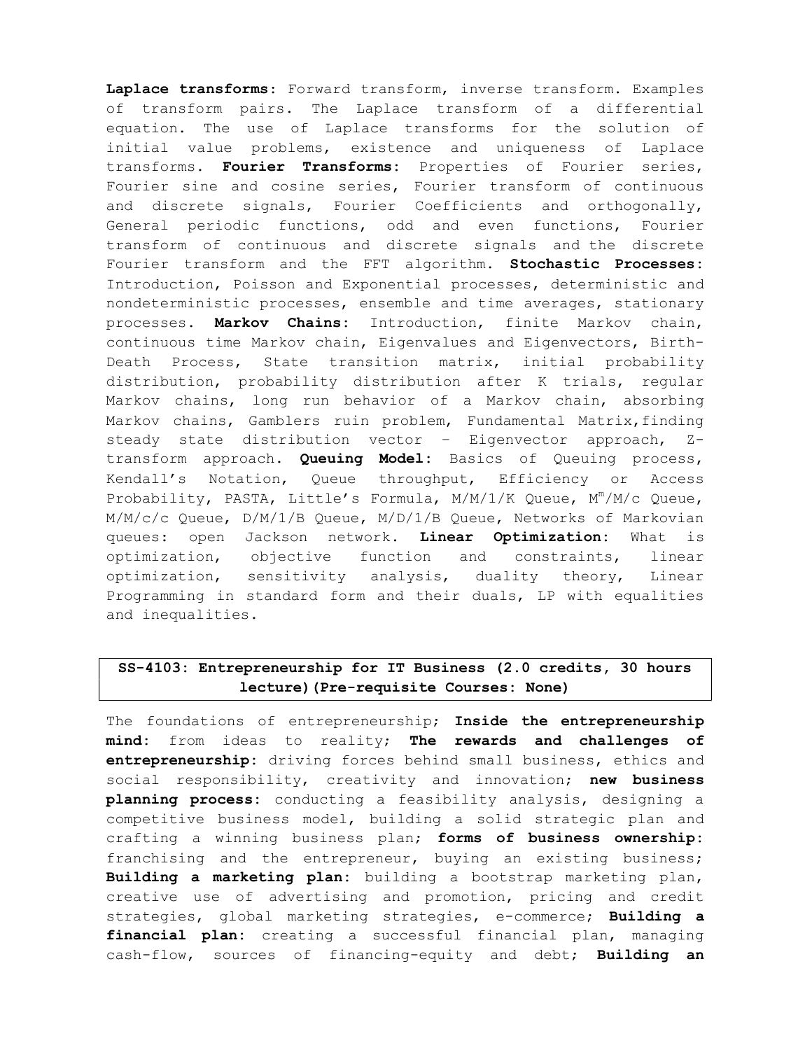**Laplace transforms:** Forward transform, inverse transform. Examples of transform pairs. The Laplace transform of a differential equation. The use of Laplace transforms for the solution of initial value problems, existence and uniqueness of Laplace transforms. **Fourier Transforms:** Properties of Fourier series, Fourier sine and cosine series, Fourier transform of continuous and discrete signals, Fourier Coefficients and orthogonally, General periodic functions, odd and even functions, Fourier transform of continuous and discrete signals and the discrete Fourier transform and the FFT algorithm. **Stochastic Processes:** Introduction, Poisson and Exponential processes, deterministic and nondeterministic processes, ensemble and time averages, stationary processes. **Markov Chains:** Introduction, finite Markov chain, continuous time Markov chain, Eigenvalues and Eigenvectors, Birth-Death Process, State transition matrix, initial probability distribution, probability distribution after K trials, regular Markov chains, long run behavior of a Markov chain, absorbing Markov chains, Gamblers ruin problem, Fundamental Matrix,finding steady state distribution vector – Eigenvector approach, Z-transform approach. **Queuing Model:** Basics of Queuing process, Kendall's Notation, Queue throughput, Efficiency or Access Probability, PASTA, Little's Formula, M/M/1/K Queue, $M^m$/M/c Queue, M/M/c/c Queue, D/M/1/B Queue, M/D/1/B Queue, Networks of Markovian queues: open Jackson network. **Linear Optimization:** What is optimization, objective function and constraints, linear optimization, sensitivity analysis, duality theory, Linear Programming in standard form and their duals, LP with equalities and inequalities.

## SS-4103: Entrepreneurship for IT Business (2.0 credits, 30 hours lecture)(Pre-requisite Courses: None)

The foundations of entrepreneurship; **Inside the entrepreneurship mind:** from ideas to reality; **The rewards and challenges of entrepreneurship:** driving forces behind small business, ethics and social responsibility, creativity and innovation; **new business planning process:** conducting a feasibility analysis, designing a competitive business model, building a solid strategic plan and crafting a winning business plan; **forms of business ownership:** franchising and the entrepreneur, buying an existing business; **Building a marketing plan:** building a bootstrap marketing plan, creative use of advertising and promotion, pricing and credit strategies, global marketing strategies, e-commerce; **Building a financial plan:** creating a successful financial plan, managing cash-flow, sources of financing-equity and debt; **Building an**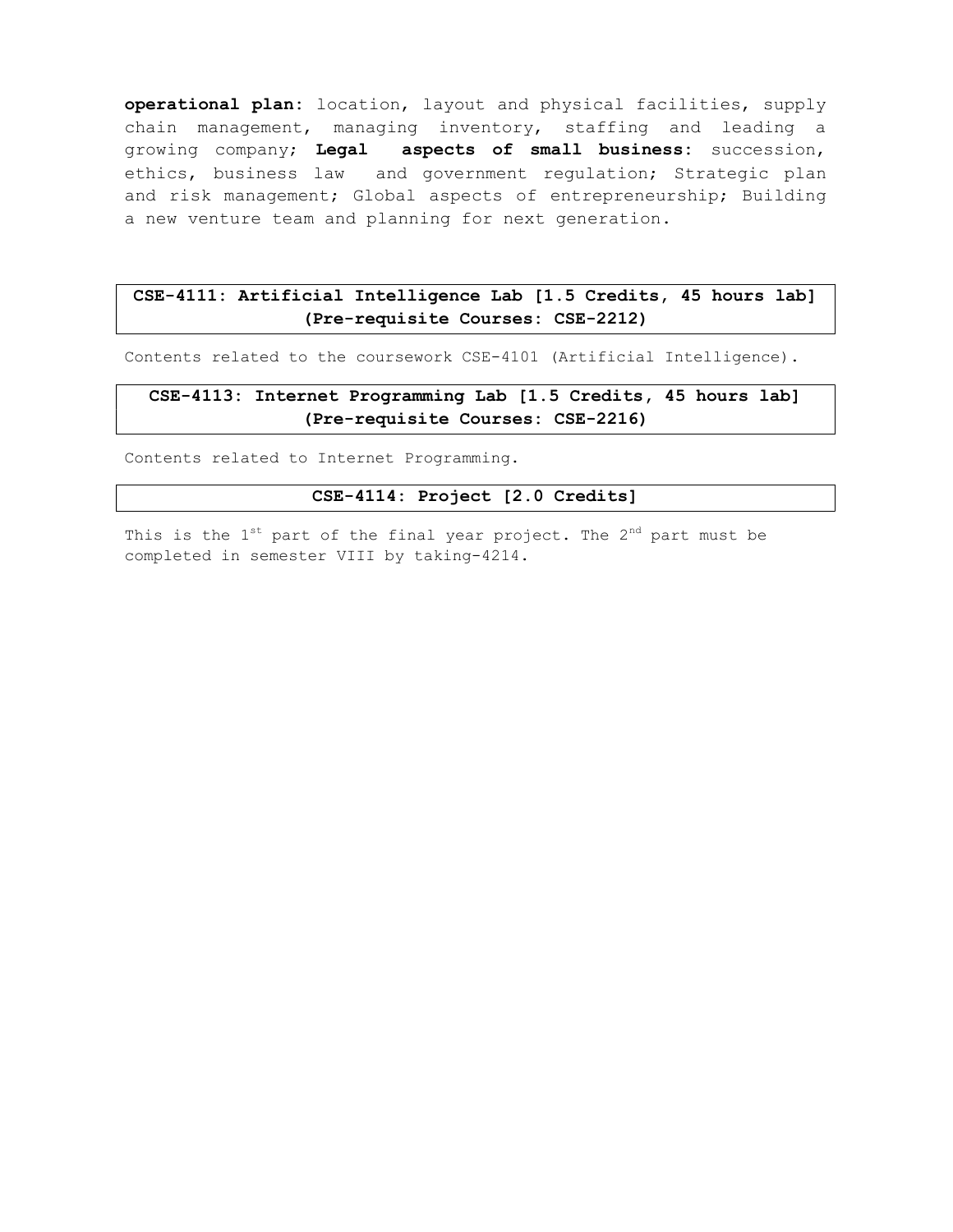**operational plan:** location, layout and physical facilities, supply chain management, managing inventory, staffing and leading a growing company; **Legal aspects of small business:** succession, ethics, business law and government regulation; Strategic plan and risk management; Global aspects of entrepreneurship; Building a new venture team and planning for next generation.

### CSE-4111: Artificial Intelligence Lab [1.5 Credits, 45 hours lab] (Pre-requisite Courses: CSE-2212)

Contents related to the coursework CSE-4101 (Artificial Intelligence).

### CSE-4113: Internet Programming Lab [1.5 Credits, 45 hours lab] (Pre-requisite Courses: CSE-2216)

Contents related to Internet Programming.

### CSE-4114: Project [2.0 Credits]

This is the 1st part of the final year project. The 2nd part must be completed in semester VIII by taking-4214.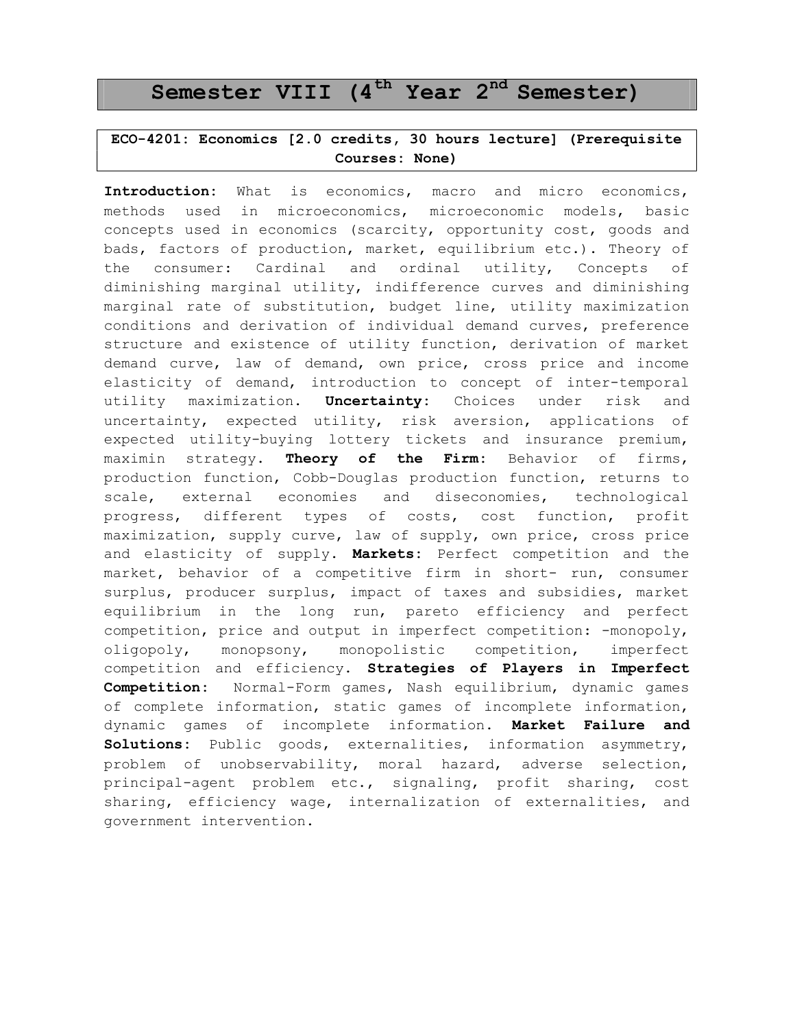# Semester VIII (4th Year 2nd Semester)

**ECO-4201: Economics [2.0 credits, 30 hours lecture] (Prerequisite Courses: None)**

**Introduction:** What is economics, macro and micro economics, methods used in microeconomics, microeconomic models, basic concepts used in economics (scarcity, opportunity cost, goods and bads, factors of production, market, equilibrium etc.). Theory of the consumer: Cardinal and ordinal utility, Concepts of diminishing marginal utility, indifference curves and diminishing marginal rate of substitution, budget line, utility maximization conditions and derivation of individual demand curves, preference structure and existence of utility function, derivation of market demand curve, law of demand, own price, cross price and income elasticity of demand, introduction to concept of inter-temporal utility maximization. **Uncertainty:** Choices under risk and uncertainty, expected utility, risk aversion, applications of expected utility-buying lottery tickets and insurance premium, maximin strategy. **Theory of the Firm:** Behavior of firms, production function, Cobb-Douglas production function, returns to scale, external economies and diseconomies, technological progress, different types of costs, cost function, profit maximization, supply curve, law of supply, own price, cross price and elasticity of supply. **Markets:** Perfect competition and the market, behavior of a competitive firm in short- run, consumer surplus, producer surplus, impact of taxes and subsidies, market equilibrium in the long run, pareto efficiency and perfect competition, price and output in imperfect competition: -monopoly, oligopoly, monopsony, monopolistic competition, imperfect competition and efficiency. **Strategies of Players in Imperfect Competition:** Normal-Form games, Nash equilibrium, dynamic games of complete information, static games of incomplete information, dynamic games of incomplete information. **Market Failure and Solutions:** Public goods, externalities, information asymmetry, problem of unobservability, moral hazard, adverse selection, principal-agent problem etc., signaling, profit sharing, cost sharing, efficiency wage, internalization of externalities, and government intervention.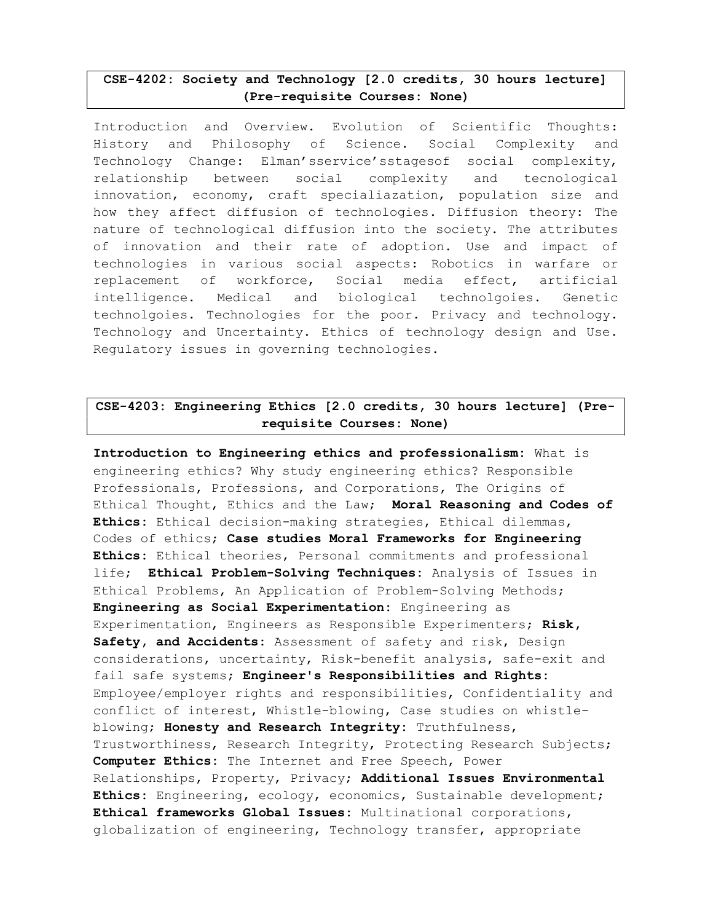**CSE-4202: Society and Technology [2.0 credits, 30 hours lecture] (Pre-requisite Courses: None)**

Introduction and Overview. Evolution of Scientific Thoughts: History and Philosophy of Science. Social Complexity and Technology Change: Elman'sservice'sstagesof social complexity, relationship between social complexity and tecnological innovation, economy, craft specialiazation, population size and how they affect diffusion of technologies. Diffusion theory: The nature of technological diffusion into the society. The attributes of innovation and their rate of adoption. Use and impact of technologies in various social aspects: Robotics in warfare or replacement of workforce, Social media effect, artificial intelligence. Medical and biological technolgoies. Genetic technolgoies. Technologies for the poor. Privacy and technology. Technology and Uncertainty. Ethics of technology design and Use. Regulatory issues in governing technologies.

**CSE-4203: Engineering Ethics [2.0 credits, 30 hours lecture] (Pre-requisite Courses: None)**

**Introduction to Engineering ethics and professionalism:** What is engineering ethics? Why study engineering ethics? Responsible Professionals, Professions, and Corporations, The Origins of Ethical Thought, Ethics and the Law; **Moral Reasoning and Codes of Ethics:** Ethical decision-making strategies, Ethical dilemmas, Codes of ethics; **Case studies Moral Frameworks for Engineering Ethics:** Ethical theories, Personal commitments and professional life; **Ethical Problem-Solving Techniques:** Analysis of Issues in Ethical Problems, An Application of Problem-Solving Methods; **Engineering as Social Experimentation:** Engineering as Experimentation, Engineers as Responsible Experimenters; **Risk, Safety, and Accidents:** Assessment of safety and risk, Design considerations, uncertainty, Risk-benefit analysis, safe-exit and fail safe systems; **Engineer's Responsibilities and Rights:** Employee/employer rights and responsibilities, Confidentiality and conflict of interest, Whistle-blowing, Case studies on whistle-blowing; **Honesty and Research Integrity:** Truthfulness, Trustworthiness, Research Integrity, Protecting Research Subjects; **Computer Ethics:** The Internet and Free Speech, Power Relationships, Property, Privacy; **Additional Issues Environmental Ethics:** Engineering, ecology, economics, Sustainable development; **Ethical frameworks Global Issues:** Multinational corporations, globalization of engineering, Technology transfer, appropriate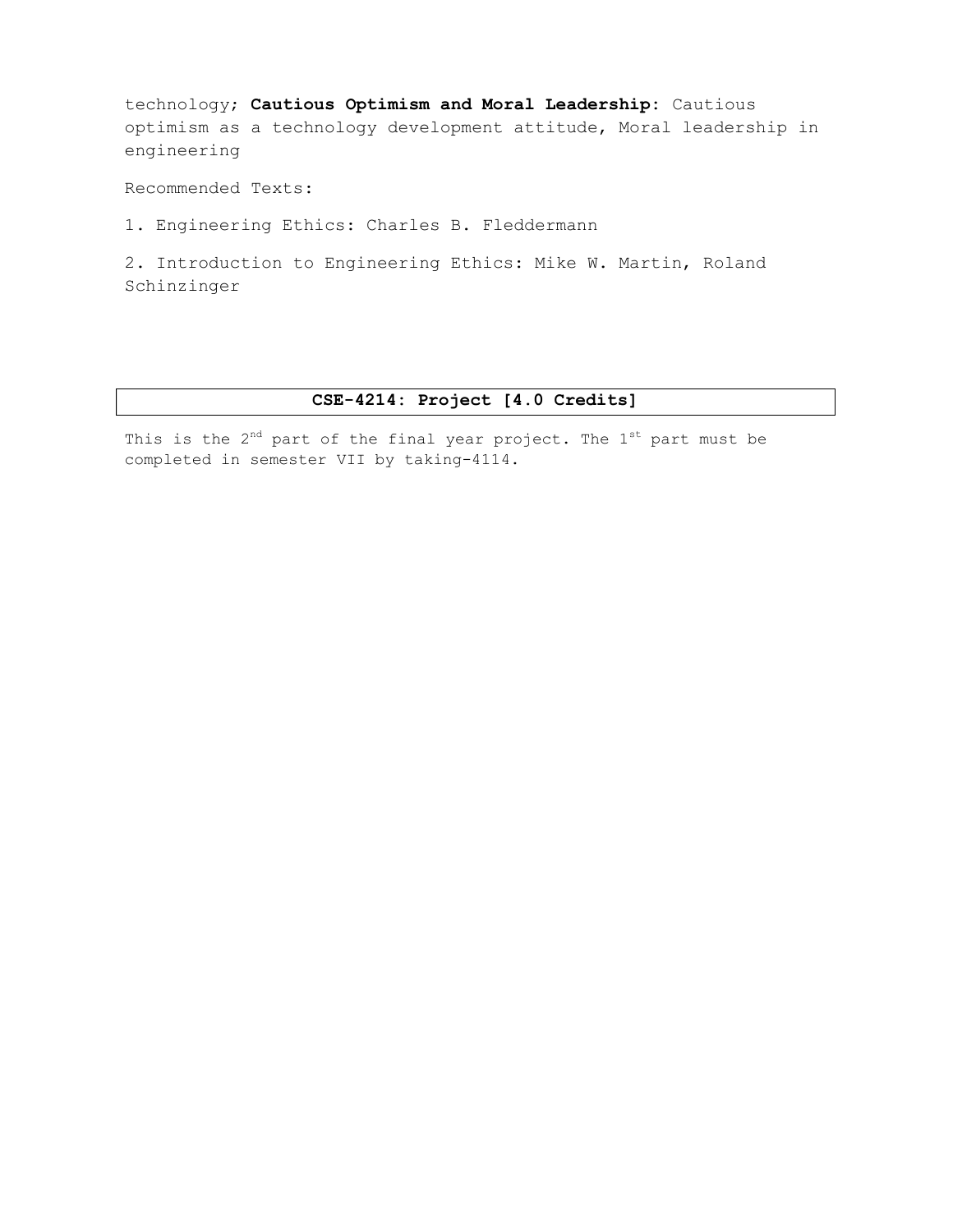technology; **Cautious Optimism and Moral Leadership:** Cautious optimism as a technology development attitude, Moral leadership in engineering

Recommended Texts:

1. Engineering Ethics: Charles B. Fleddermann

2. Introduction to Engineering Ethics: Mike W. Martin, Roland Schinzinger

## CSE-4214: Project [4.0 Credits]

This is the 2nd part of the final year project. The 1st part must be completed in semester VII by taking-4114.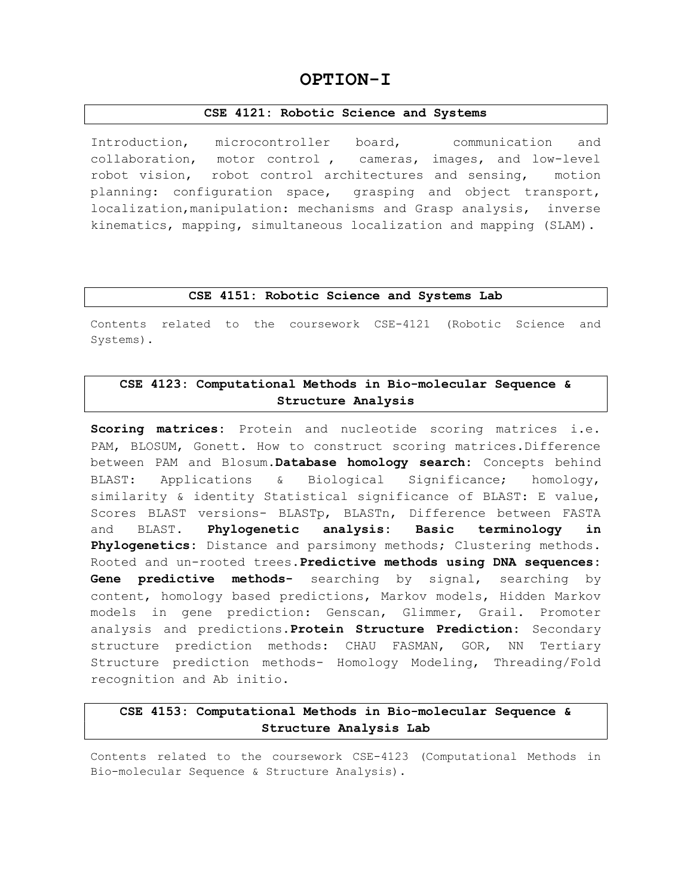# OPTION-I

## CSE 4121: Robotic Science and Systems

Introduction, microcontroller board, communication and collaboration, motor control , cameras, images, and low-level robot vision, robot control architectures and sensing, motion planning: configuration space, grasping and object transport, localization,manipulation: mechanisms and Grasp analysis, inverse kinematics, mapping, simultaneous localization and mapping (SLAM).

## CSE 4151: Robotic Science and Systems Lab

Contents related to the coursework CSE-4121 (Robotic Science and Systems).

## CSE 4123: Computational Methods in Bio-molecular Sequence & Structure Analysis

**Scoring matrices**: Protein and nucleotide scoring matrices i.e. PAM, BLOSUM, Gonett. How to construct scoring matrices.Difference between PAM and Blosum.**Database homology search**: Concepts behind BLAST: Applications & Biological Significance; homology, similarity & identity Statistical significance of BLAST: E value, Scores BLAST versions- BLASTp, BLASTn, Difference between FASTA and BLAST. **Phylogenetic analysis**: **Basic terminology in Phylogenetics**: Distance and parsimony methods; Clustering methods. Rooted and un-rooted trees.**Predictive methods using DNA sequences**: **Gene predictive methods-** searching by signal, searching by content, homology based predictions, Markov models, Hidden Markov models in gene prediction: Genscan, Glimmer, Grail. Promoter analysis and predictions.**Protein Structure Prediction**: Secondary structure prediction methods: CHAU FASMAN, GOR, NN Tertiary Structure prediction methods- Homology Modeling, Threading/Fold recognition and Ab initio.

## CSE 4153: Computational Methods in Bio-molecular Sequence & Structure Analysis Lab

Contents related to the coursework CSE-4123 (Computational Methods in Bio-molecular Sequence & Structure Analysis).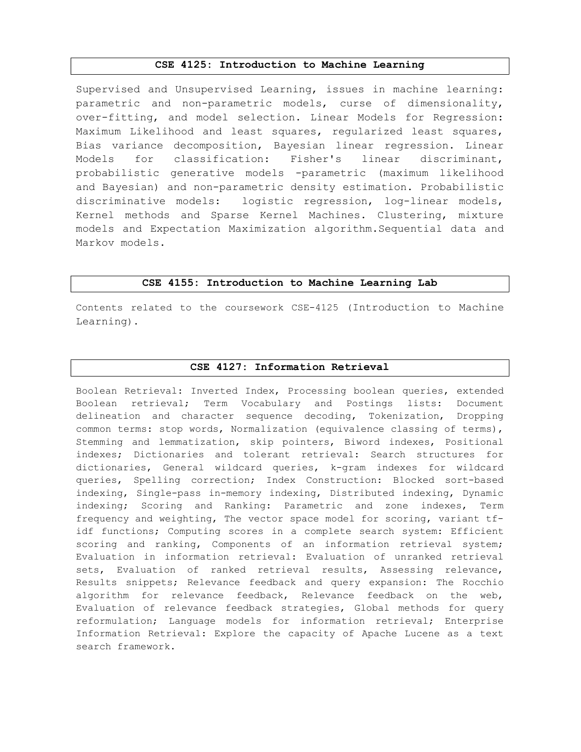## CSE 4125: Introduction to Machine Learning

Supervised and Unsupervised Learning, issues in machine learning: parametric and non-parametric models, curse of dimensionality, over-fitting, and model selection. Linear Models for Regression: Maximum Likelihood and least squares, regularized least squares, Bias variance decomposition, Bayesian linear regression. Linear Models for classification: Fisher's linear discriminant, probabilistic generative models -parametric (maximum likelihood and Bayesian) and non-parametric density estimation. Probabilistic discriminative models: logistic regression, log-linear models, Kernel methods and Sparse Kernel Machines. Clustering, mixture models and Expectation Maximization algorithm.Sequential data and Markov models.

## CSE 4155: Introduction to Machine Learning Lab

Contents related to the coursework CSE-4125 (Introduction to Machine Learning).

## CSE 4127: Information Retrieval

Boolean Retrieval: Inverted Index, Processing boolean queries, extended Boolean retrieval; Term Vocabulary and Postings lists: Document delineation and character sequence decoding, Tokenization, Dropping common terms: stop words, Normalization (equivalence classing of terms), Stemming and lemmatization, skip pointers, Biword indexes, Positional indexes; Dictionaries and tolerant retrieval: Search structures for dictionaries, General wildcard queries, k-gram indexes for wildcard queries, Spelling correction; Index Construction: Blocked sort-based indexing, Single-pass in-memory indexing, Distributed indexing, Dynamic indexing; Scoring and Ranking: Parametric and zone indexes, Term frequency and weighting, The vector space model for scoring, variant tf-idf functions; Computing scores in a complete search system: Efficient scoring and ranking, Components of an information retrieval system; Evaluation in information retrieval: Evaluation of unranked retrieval sets, Evaluation of ranked retrieval results, Assessing relevance, Results snippets; Relevance feedback and query expansion: The Rocchio algorithm for relevance feedback, Relevance feedback on the web, Evaluation of relevance feedback strategies, Global methods for query reformulation; Language models for information retrieval; Enterprise Information Retrieval: Explore the capacity of Apache Lucene as a text search framework.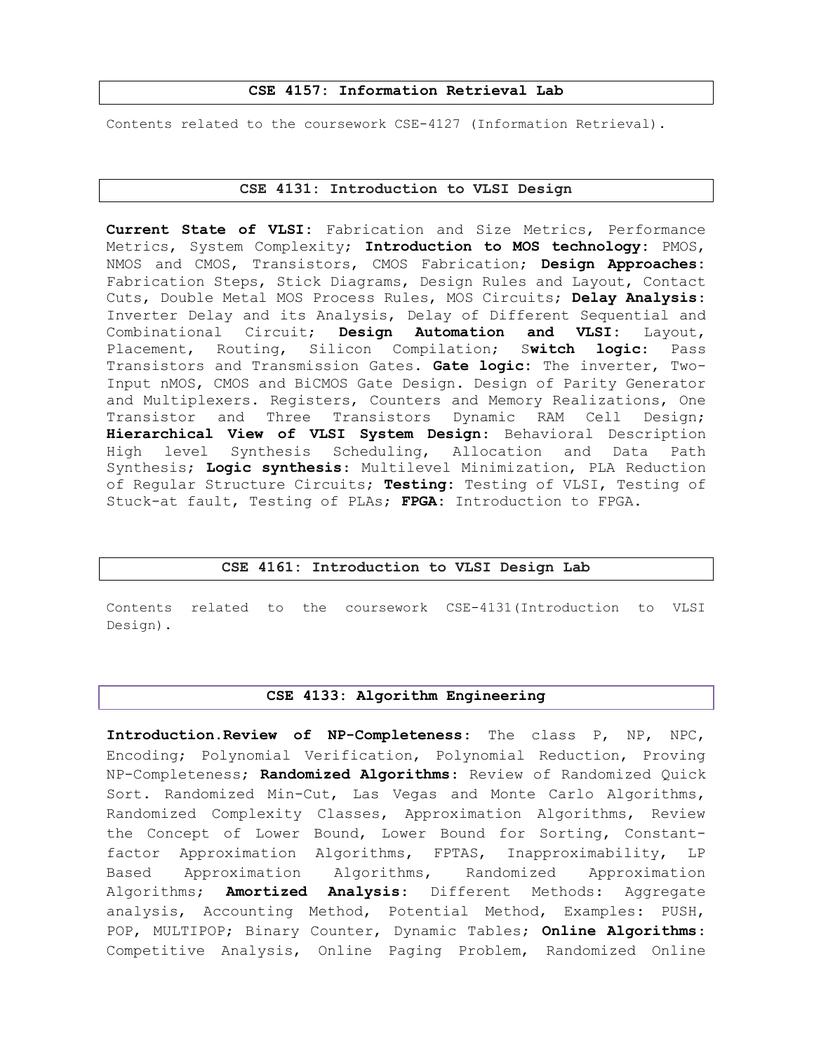## CSE 4157: Information Retrieval Lab

Contents related to the coursework CSE-4127 (Information Retrieval).

## CSE 4131: Introduction to VLSI Design

**Current State of VLSI:** Fabrication and Size Metrics, Performance Metrics, System Complexity; **Introduction to MOS technology:** PMOS, NMOS and CMOS, Transistors, CMOS Fabrication; **Design Approaches:** Fabrication Steps, Stick Diagrams, Design Rules and Layout, Contact Cuts, Double Metal MOS Process Rules, MOS Circuits; **Delay Analysis:** Inverter Delay and its Analysis, Delay of Different Sequential and Combinational Circuit; **Design Automation and VLSI:** Layout, Placement, Routing, Silicon Compilation; S**witch logic:** Pass Transistors and Transmission Gates. **Gate logic:** The inverter, Two-Input nMOS, CMOS and BiCMOS Gate Design. Design of Parity Generator and Multiplexers. Registers, Counters and Memory Realizations, One Transistor and Three Transistors Dynamic RAM Cell Design; **Hierarchical View of VLSI System Design:** Behavioral Description High level Synthesis Scheduling, Allocation and Data Path Synthesis; **Logic synthesis:** Multilevel Minimization, PLA Reduction of Regular Structure Circuits; **Testing:** Testing of VLSI, Testing of Stuck-at fault, Testing of PLAs; **FPGA:** Introduction to FPGA.

## CSE 4161: Introduction to VLSI Design Lab

Contents related to the coursework CSE-4131(Introduction to VLSI Design).

## CSE 4133: Algorithm Engineering

**Introduction.Review of NP-Completeness:** The class P, NP, NPC, Encoding; Polynomial Verification, Polynomial Reduction, Proving NP-Completeness; **Randomized Algorithms:** Review of Randomized Quick Sort. Randomized Min-Cut, Las Vegas and Monte Carlo Algorithms, Randomized Complexity Classes, Approximation Algorithms, Review the Concept of Lower Bound, Lower Bound for Sorting, Constant-factor Approximation Algorithms, FPTAS, Inapproximability, LP Based Approximation Algorithms, Randomized Approximation Algorithms; **Amortized Analysis:** Different Methods: Aggregate analysis, Accounting Method, Potential Method, Examples: PUSH, POP, MULTIPOP; Binary Counter, Dynamic Tables; **Online Algorithms:** Competitive Analysis, Online Paging Problem, Randomized Online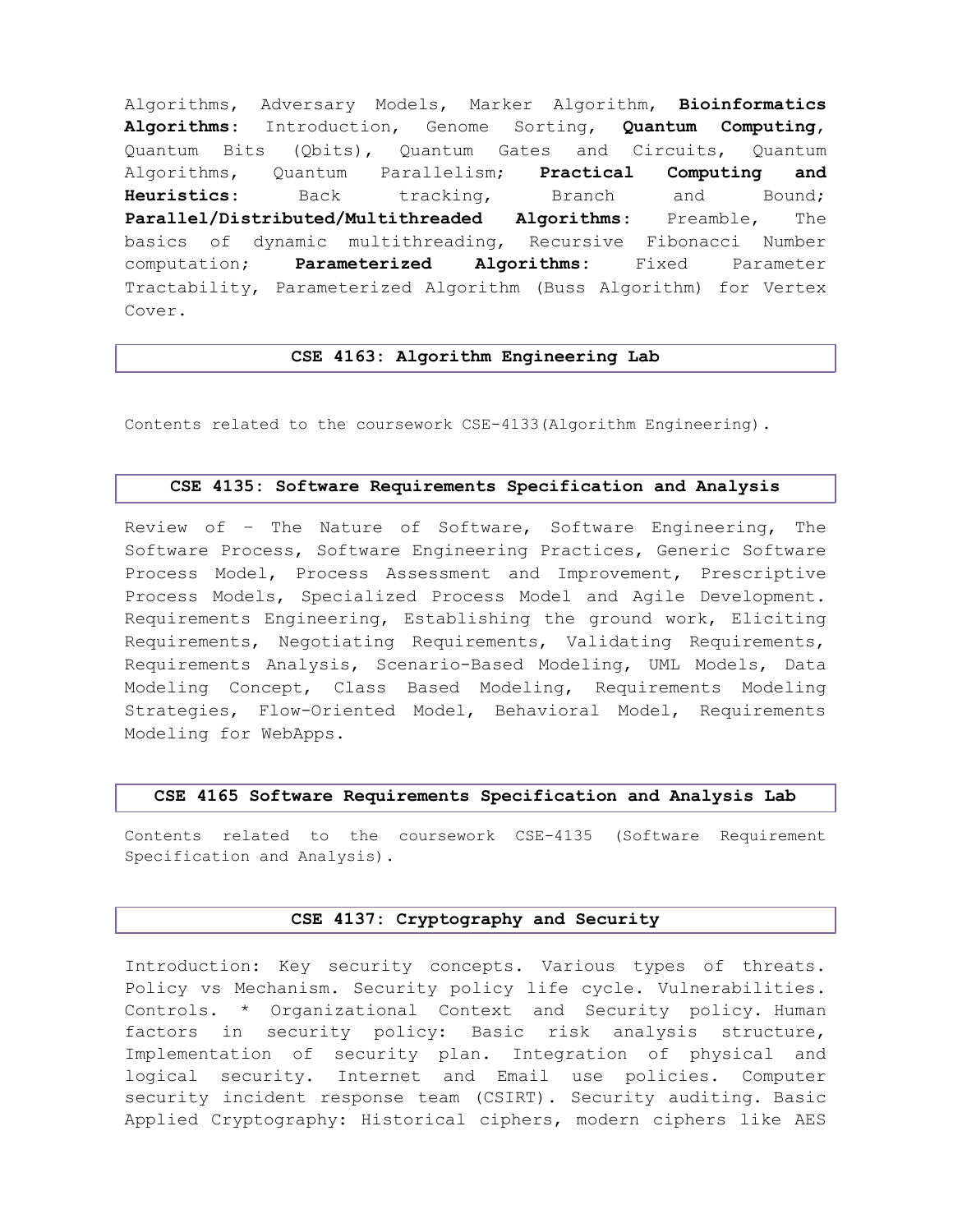Algorithms, Adversary Models, Marker Algorithm, **Bioinformatics Algorithms**: Introduction, Genome Sorting, **Quantum Computing**, Quantum Bits (Qbits), Quantum Gates and Circuits, Quantum Algorithms, Quantum Parallelism; **Practical Computing and Heuristics**: Back tracking, Branch and Bound; **Parallel/Distributed/Multithreaded Algorithms**: Preamble, The basics of dynamic multithreading, Recursive Fibonacci Number computation; **Parameterized Algorithms**: Fixed Parameter Tractability, Parameterized Algorithm (Buss Algorithm) for Vertex Cover.

## CSE 4163: Algorithm Engineering Lab

Contents related to the coursework CSE-4133(Algorithm Engineering).

## CSE 4135: Software Requirements Specification and Analysis

Review of – The Nature of Software, Software Engineering, The Software Process, Software Engineering Practices, Generic Software Process Model, Process Assessment and Improvement, Prescriptive Process Models, Specialized Process Model and Agile Development. Requirements Engineering, Establishing the ground work, Eliciting Requirements, Negotiating Requirements, Validating Requirements, Requirements Analysis, Scenario-Based Modeling, UML Models, Data Modeling Concept, Class Based Modeling, Requirements Modeling Strategies, Flow-Oriented Model, Behavioral Model, Requirements Modeling for WebApps.

## CSE 4165 Software Requirements Specification and Analysis Lab

Contents related to the coursework CSE-4135 (Software Requirement Specification and Analysis).

## CSE 4137: Cryptography and Security

Introduction: Key security concepts. Various types of threats. Policy vs Mechanism. Security policy life cycle. Vulnerabilities. Controls. * Organizational Context and Security policy. Human factors in security policy: Basic risk analysis structure, Implementation of security plan. Integration of physical and logical security. Internet and Email use policies. Computer security incident response team (CSIRT). Security auditing. Basic Applied Cryptography: Historical ciphers, modern ciphers like AES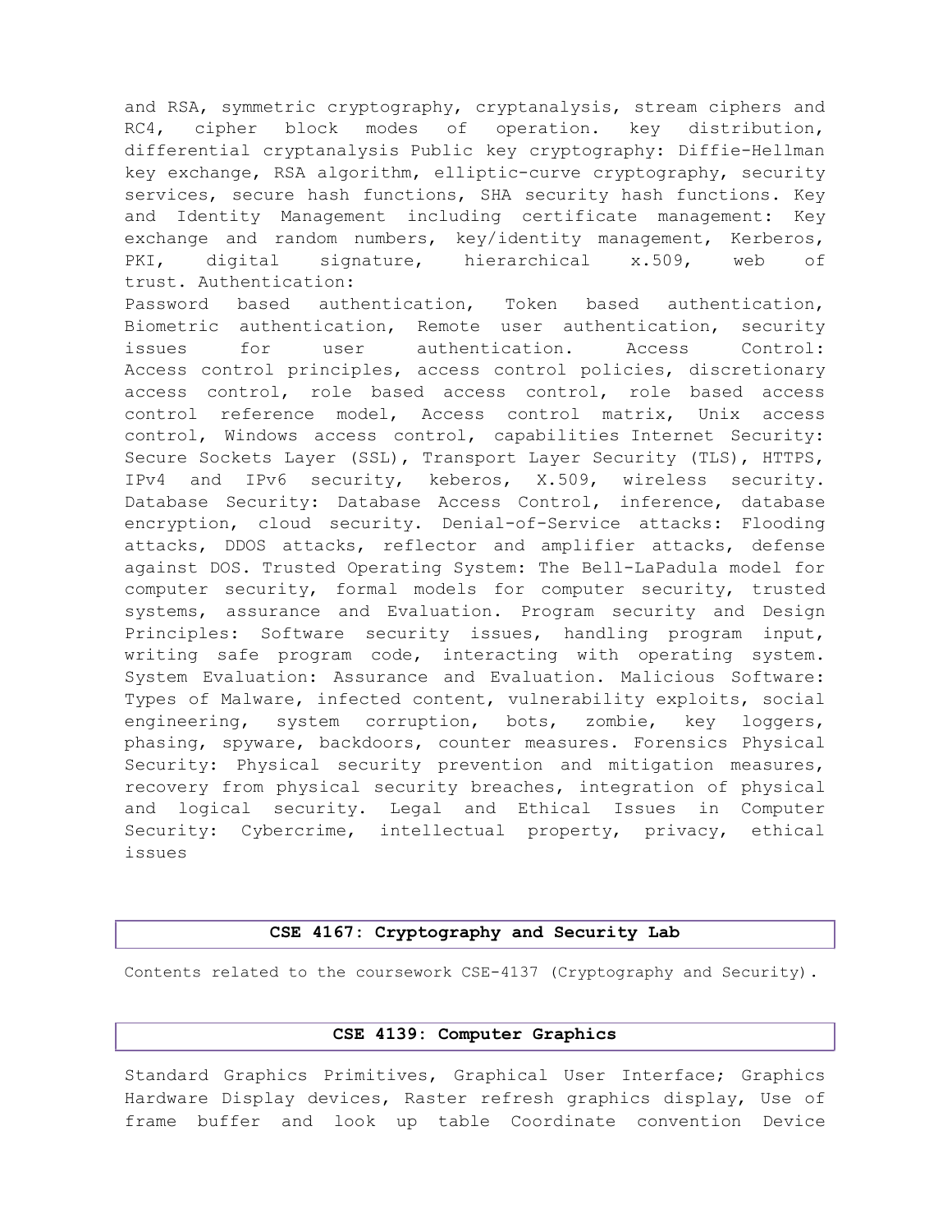and RSA, symmetric cryptography, cryptanalysis, stream ciphers and RC4, cipher block modes of operation. key distribution, differential cryptanalysis Public key cryptography: Diffie-Hellman key exchange, RSA algorithm, elliptic-curve cryptography, security services, secure hash functions, SHA security hash functions. Key and Identity Management including certificate management: Key exchange and random numbers, key/identity management, Kerberos, PKI, digital signature, hierarchical x.509, web of trust. Authentication:
Password based authentication, Token based authentication, Biometric authentication, Remote user authentication, security issues for user authentication. Access Control: Access control principles, access control policies, discretionary access control, role based access control, role based access control reference model, Access control matrix, Unix access control, Windows access control, capabilities Internet Security: Secure Sockets Layer (SSL), Transport Layer Security (TLS), HTTPS, IPv4 and IPv6 security, keberos, X.509, wireless security. Database Security: Database Access Control, inference, database encryption, cloud security. Denial-of-Service attacks: Flooding attacks, DDOS attacks, reflector and amplifier attacks, defense against DOS. Trusted Operating System: The Bell-LaPadula model for computer security, formal models for computer security, trusted systems, assurance and Evaluation. Program security and Design Principles: Software security issues, handling program input, writing safe program code, interacting with operating system. System Evaluation: Assurance and Evaluation. Malicious Software: Types of Malware, infected content, vulnerability exploits, social engineering, system corruption, bots, zombie, key loggers, phasing, spyware, backdoors, counter measures. Forensics Physical Security: Physical security prevention and mitigation measures, recovery from physical security breaches, integration of physical and logical security. Legal and Ethical Issues in Computer Security: Cybercrime, intellectual property, privacy, ethical issues

## CSE 4167: Cryptography and Security Lab

Contents related to the coursework CSE-4137 (Cryptography and Security).

## CSE 4139: Computer Graphics

Standard Graphics Primitives, Graphical User Interface; Graphics Hardware Display devices, Raster refresh graphics display, Use of frame buffer and look up table Coordinate convention Device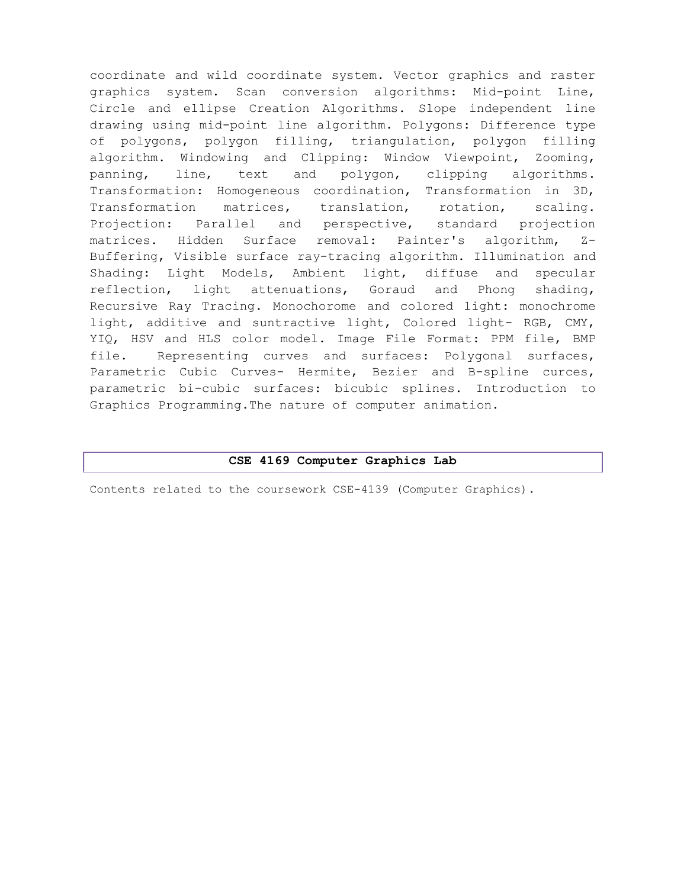coordinate and wild coordinate system. Vector graphics and raster graphics system. Scan conversion algorithms: Mid-point Line, Circle and ellipse Creation Algorithms. Slope independent line drawing using mid-point line algorithm. Polygons: Difference type of polygons, polygon filling, triangulation, polygon filling algorithm. Windowing and Clipping: Window Viewpoint, Zooming, panning, line, text and polygon, clipping algorithms. Transformation: Homogeneous coordination, Transformation in 3D, Transformation matrices, translation, rotation, scaling. Projection: Parallel and perspective, standard projection matrices. Hidden Surface removal: Painter's algorithm, Z-Buffering, Visible surface ray-tracing algorithm. Illumination and Shading: Light Models, Ambient light, diffuse and specular reflection, light attenuations, Goraud and Phong shading, Recursive Ray Tracing. Monochorome and colored light: monochrome light, additive and suntractive light, Colored light- RGB, CMY, YIQ, HSV and HLS color model. Image File Format: PPM file, BMP file. Representing curves and surfaces: Polygonal surfaces, Parametric Cubic Curves- Hermite, Bezier and B-spline curces, parametric bi-cubic surfaces: bicubic splines. Introduction to Graphics Programming.The nature of computer animation.

## CSE 4169 Computer Graphics Lab

Contents related to the coursework CSE-4139 (Computer Graphics).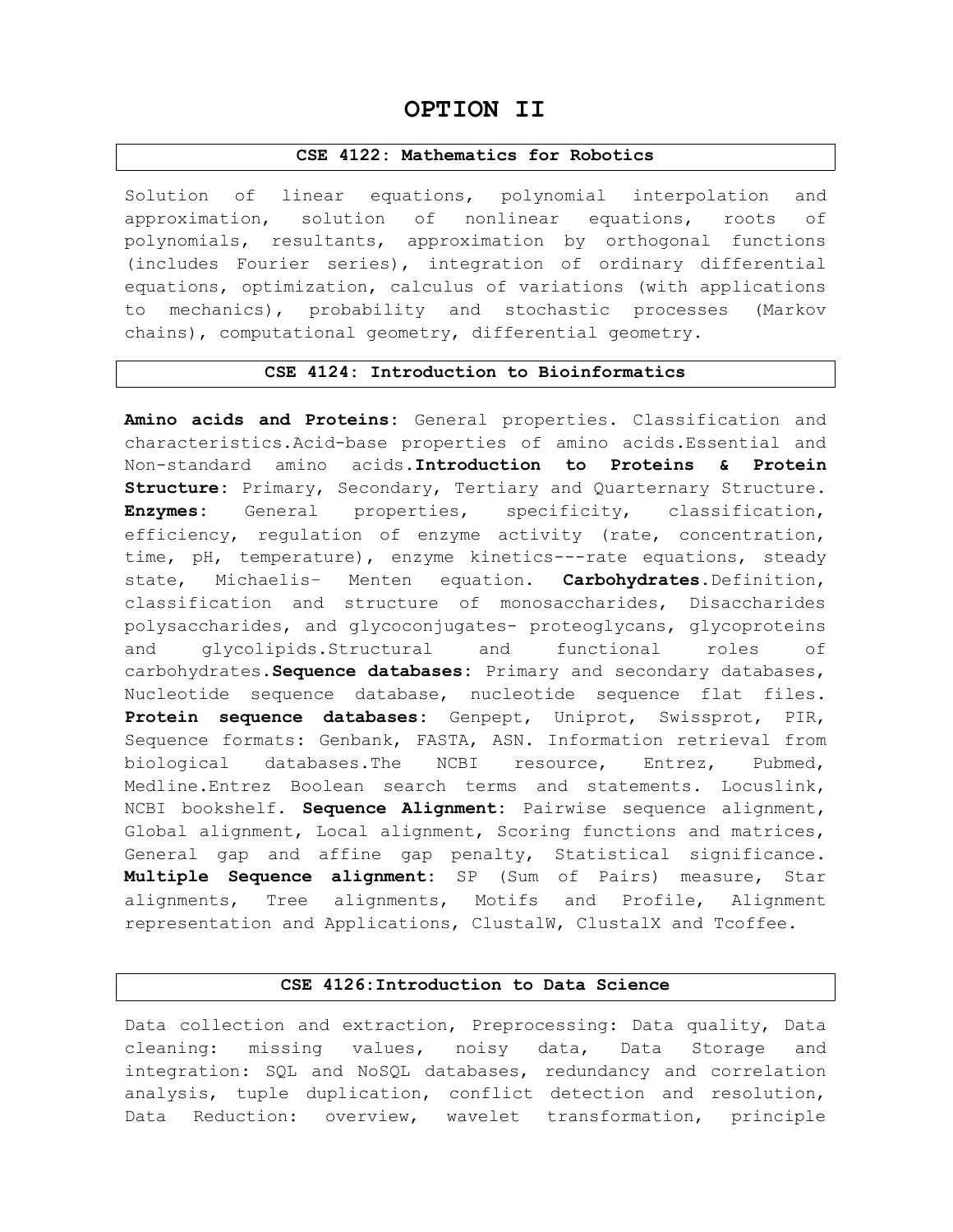# OPTION II

## CSE 4122: Mathematics for Robotics

Solution of linear equations, polynomial interpolation and approximation, solution of nonlinear equations, roots of polynomials, resultants, approximation by orthogonal functions (includes Fourier series), integration of ordinary differential equations, optimization, calculus of variations (with applications to mechanics), probability and stochastic processes (Markov chains), computational geometry, differential geometry.

## CSE 4124: Introduction to Bioinformatics

**Amino acids and Proteins:** General properties. Classification and characteristics.Acid-base properties of amino acids.Essential and Non-standard amino acids.**Introduction to Proteins & Protein Structure:** Primary, Secondary, Tertiary and Quarternary Structure. **Enzymes:** General properties, specificity, classification, efficiency, regulation of enzyme activity (rate, concentration, time, pH, temperature), enzyme kinetics---rate equations, steady state, Michaelis- Menten equation. **Carbohydrates.**Definition, classification and structure of monosaccharides, Disaccharides polysaccharides, and glycoconjugates- proteoglycans, glycoproteins and glycolipids.Structural and functional roles of carbohydrates.**Sequence databases:** Primary and secondary databases, Nucleotide sequence database, nucleotide sequence flat files. **Protein sequence databases:** Genpept, Uniprot, Swissprot, PIR, Sequence formats: Genbank, FASTA, ASN. Information retrieval from biological databases.The NCBI resource, Entrez, Pubmed, Medline.Entrez Boolean search terms and statements. Locuslink, NCBI bookshelf. **Sequence Alignment:** Pairwise sequence alignment, Global alignment, Local alignment, Scoring functions and matrices, General gap and affine gap penalty, Statistical significance. **Multiple Sequence alignment:** SP (Sum of Pairs) measure, Star alignments, Tree alignments, Motifs and Profile, Alignment representation and Applications, ClustalW, ClustalX and Tcoffee.

## CSE 4126:Introduction to Data Science

Data collection and extraction, Preprocessing: Data quality, Data cleaning: missing values, noisy data, Data Storage and integration: SQL and NoSQL databases, redundancy and correlation analysis, tuple duplication, conflict detection and resolution, Data Reduction: overview, wavelet transformation, principle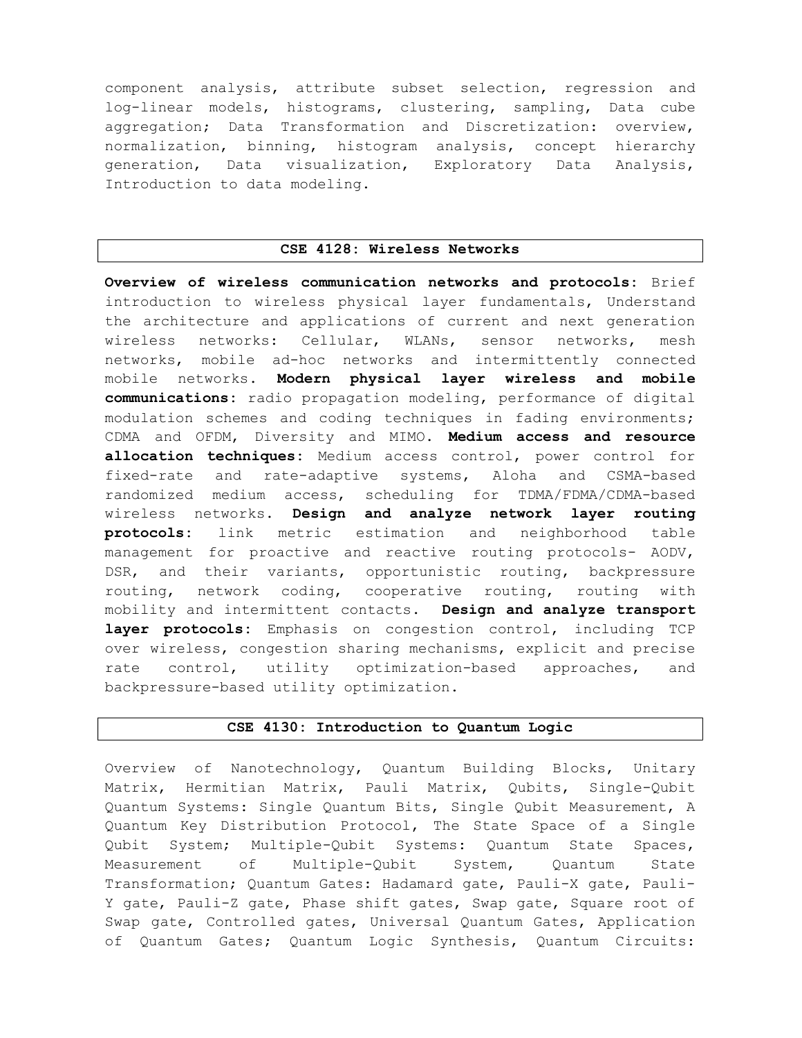component analysis, attribute subset selection, regression and log-linear models, histograms, clustering, sampling, Data cube aggregation; Data Transformation and Discretization: overview, normalization, binning, histogram analysis, concept hierarchy generation, Data visualization, Exploratory Data Analysis, Introduction to data modeling.

## CSE 4128: Wireless Networks

**Overview of wireless communication networks and protocols:** Brief introduction to wireless physical layer fundamentals, Understand the architecture and applications of current and next generation wireless networks: Cellular, WLANs, sensor networks, mesh networks, mobile ad-hoc networks and intermittently connected mobile networks. **Modern physical layer wireless and mobile communications:** radio propagation modeling, performance of digital modulation schemes and coding techniques in fading environments; CDMA and OFDM, Diversity and MIMO. **Medium access and resource allocation techniques:** Medium access control, power control for fixed-rate and rate-adaptive systems, Aloha and CSMA-based randomized medium access, scheduling for TDMA/FDMA/CDMA-based wireless networks. **Design and analyze network layer routing protocols:** link metric estimation and neighborhood table management for proactive and reactive routing protocols- AODV, DSR, and their variants, opportunistic routing, backpressure routing, network coding, cooperative routing, routing with mobility and intermittent contacts. **Design and analyze transport layer protocols:** Emphasis on congestion control, including TCP over wireless, congestion sharing mechanisms, explicit and precise rate control, utility optimization-based approaches, and backpressure-based utility optimization.

## CSE 4130: Introduction to Quantum Logic

Overview of Nanotechnology, Quantum Building Blocks, Unitary Matrix, Hermitian Matrix, Pauli Matrix, Qubits, Single-Qubit Quantum Systems: Single Quantum Bits, Single Qubit Measurement, A Quantum Key Distribution Protocol, The State Space of a Single Qubit System; Multiple-Qubit Systems: Quantum State Spaces, Measurement of Multiple-Qubit System, Quantum State Transformation; Quantum Gates: Hadamard gate, Pauli-X gate, Pauli-Y gate, Pauli-Z gate, Phase shift gates, Swap gate, Square root of Swap gate, Controlled gates, Universal Quantum Gates, Application of Quantum Gates; Quantum Logic Synthesis, Quantum Circuits: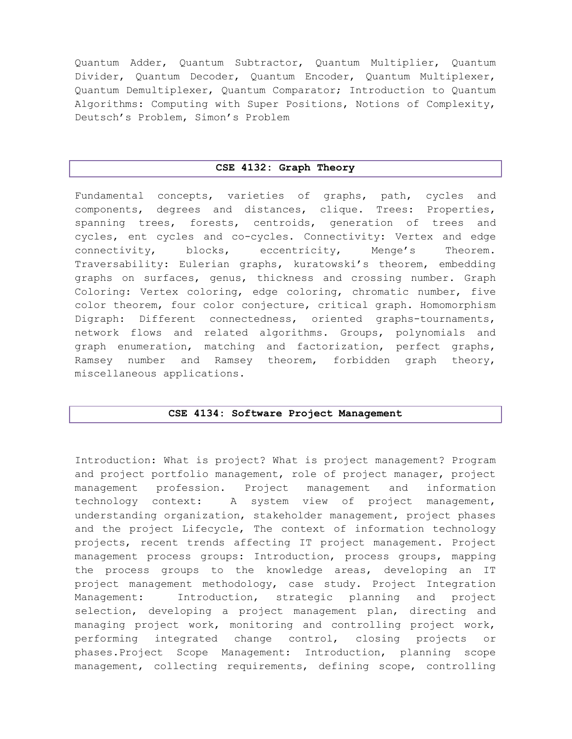Quantum Adder, Quantum Subtractor, Quantum Multiplier, Quantum Divider, Quantum Decoder, Quantum Encoder, Quantum Multiplexer, Quantum Demultiplexer, Quantum Comparator; Introduction to Quantum Algorithms: Computing with Super Positions, Notions of Complexity, Deutsch's Problem, Simon's Problem

## CSE 4132: Graph Theory

Fundamental concepts, varieties of graphs, path, cycles and components, degrees and distances, clique. Trees: Properties, spanning trees, forests, centroids, generation of trees and cycles, ent cycles and co-cycles. Connectivity: Vertex and edge connectivity, blocks, eccentricity, Menge's Theorem. Traversability: Eulerian graphs, kuratowski's theorem, embedding graphs on surfaces, genus, thickness and crossing number. Graph Coloring: Vertex coloring, edge coloring, chromatic number, five color theorem, four color conjecture, critical graph. Homomorphism Digraph: Different connectedness, oriented graphs-tournaments, network flows and related algorithms. Groups, polynomials and graph enumeration, matching and factorization, perfect graphs, Ramsey number and Ramsey theorem, forbidden graph theory, miscellaneous applications.

## CSE 4134: Software Project Management

Introduction: What is project? What is project management? Program and project portfolio management, role of project manager, project management profession. Project management and information technology context: A system view of project management, understanding organization, stakeholder management, project phases and the project Lifecycle, The context of information technology projects, recent trends affecting IT project management. Project management process groups: Introduction, process groups, mapping the process groups to the knowledge areas, developing an IT project management methodology, case study. Project Integration Management: Introduction, strategic planning and project selection, developing a project management plan, directing and managing project work, monitoring and controlling project work, performing integrated change control, closing projects or phases.Project Scope Management: Introduction, planning scope management, collecting requirements, defining scope, controlling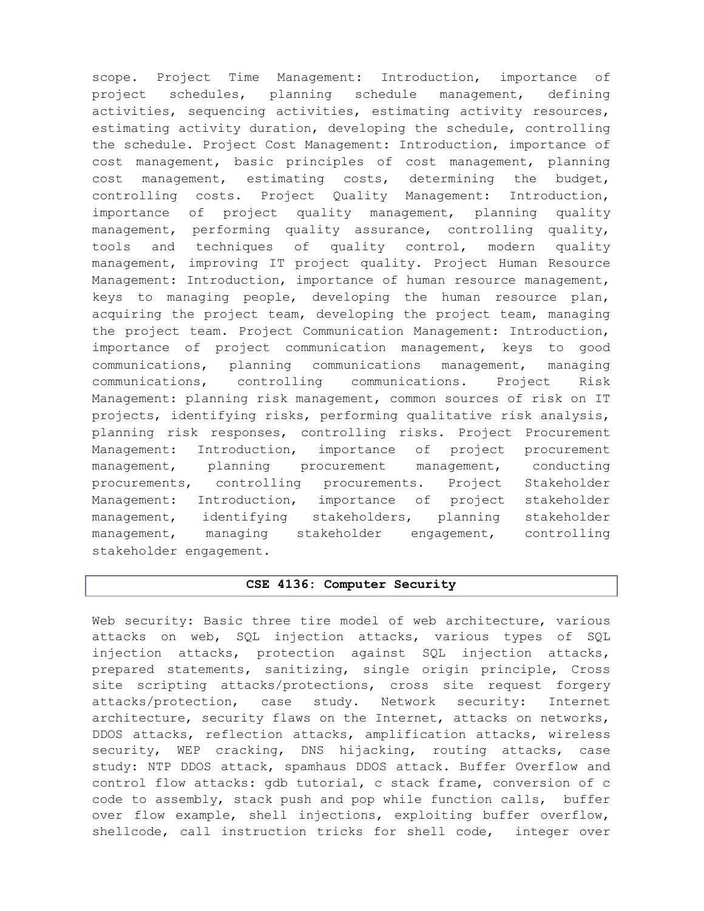scope. Project Time Management: Introduction, importance of project schedules, planning schedule management, defining activities, sequencing activities, estimating activity resources, estimating activity duration, developing the schedule, controlling the schedule. Project Cost Management: Introduction, importance of cost management, basic principles of cost management, planning cost management, estimating costs, determining the budget, controlling costs. Project Quality Management: Introduction, importance of project quality management, planning quality management, performing quality assurance, controlling quality, tools and techniques of quality control, modern quality management, improving IT project quality. Project Human Resource Management: Introduction, importance of human resource management, keys to managing people, developing the human resource plan, acquiring the project team, developing the project team, managing the project team. Project Communication Management: Introduction, importance of project communication management, keys to good communications, planning communications management, managing communications, controlling communications. Project Risk Management: planning risk management, common sources of risk on IT projects, identifying risks, performing qualitative risk analysis, planning risk responses, controlling risks. Project Procurement Management: Introduction, importance of project procurement management, planning procurement management, conducting procurements, controlling procurements. Project Stakeholder Management: Introduction, importance of project stakeholder management, identifying stakeholders, planning stakeholder management, managing stakeholder engagement, controlling stakeholder engagement.

## CSE 4136: Computer Security

Web security: Basic three tire model of web architecture, various attacks on web, SQL injection attacks, various types of SQL injection attacks, protection against SQL injection attacks, prepared statements, sanitizing, single origin principle, Cross site scripting attacks/protections, cross site request forgery attacks/protection, case study. Network security: Internet architecture, security flaws on the Internet, attacks on networks, DDOS attacks, reflection attacks, amplification attacks, wireless security, WEP cracking, DNS hijacking, routing attacks, case study: NTP DDOS attack, spamhaus DDOS attack. Buffer Overflow and control flow attacks: gdb tutorial, c stack frame, conversion of c code to assembly, stack push and pop while function calls, buffer over flow example, shell injections, exploiting buffer overflow, shellcode, call instruction tricks for shell code, integer over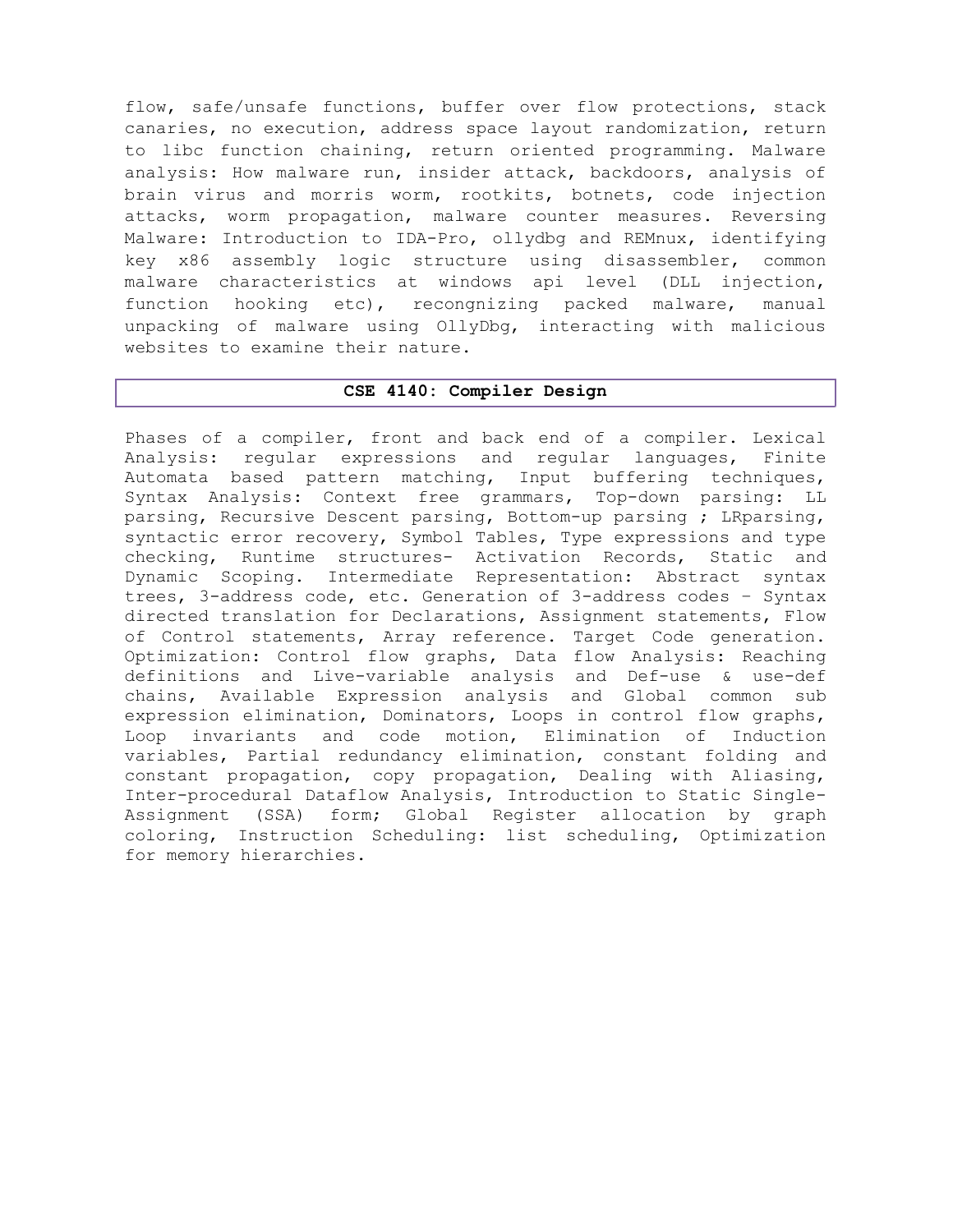flow, safe/unsafe functions, buffer over flow protections, stack canaries, no execution, address space layout randomization, return to libc function chaining, return oriented programming. Malware analysis: How malware run, insider attack, backdoors, analysis of brain virus and morris worm, rootkits, botnets, code injection attacks, worm propagation, malware counter measures. Reversing Malware: Introduction to IDA-Pro, ollydbg and REMnux, identifying key x86 assembly logic structure using disassembler, common malware characteristics at windows api level (DLL injection, function hooking etc), recongnizing packed malware, manual unpacking of malware using OllyDbg, interacting with malicious websites to examine their nature.

## CSE 4140: Compiler Design

Phases of a compiler, front and back end of a compiler. Lexical Analysis: regular expressions and regular languages, Finite Automata based pattern matching, Input buffering techniques, Syntax Analysis: Context free grammars, Top-down parsing: LL parsing, Recursive Descent parsing, Bottom-up parsing ; LRparsing, syntactic error recovery, Symbol Tables, Type expressions and type checking, Runtime structures- Activation Records, Static and Dynamic Scoping. Intermediate Representation: Abstract syntax trees, 3-address code, etc. Generation of 3-address codes – Syntax directed translation for Declarations, Assignment statements, Flow of Control statements, Array reference. Target Code generation. Optimization: Control flow graphs, Data flow Analysis: Reaching definitions and Live-variable analysis and Def-use & use-def chains, Available Expression analysis and Global common sub expression elimination, Dominators, Loops in control flow graphs, Loop invariants and code motion, Elimination of Induction variables, Partial redundancy elimination, constant folding and constant propagation, copy propagation, Dealing with Aliasing, Inter-procedural Dataflow Analysis, Introduction to Static Single-Assignment (SSA) form; Global Register allocation by graph coloring, Instruction Scheduling: list scheduling, Optimization for memory hierarchies.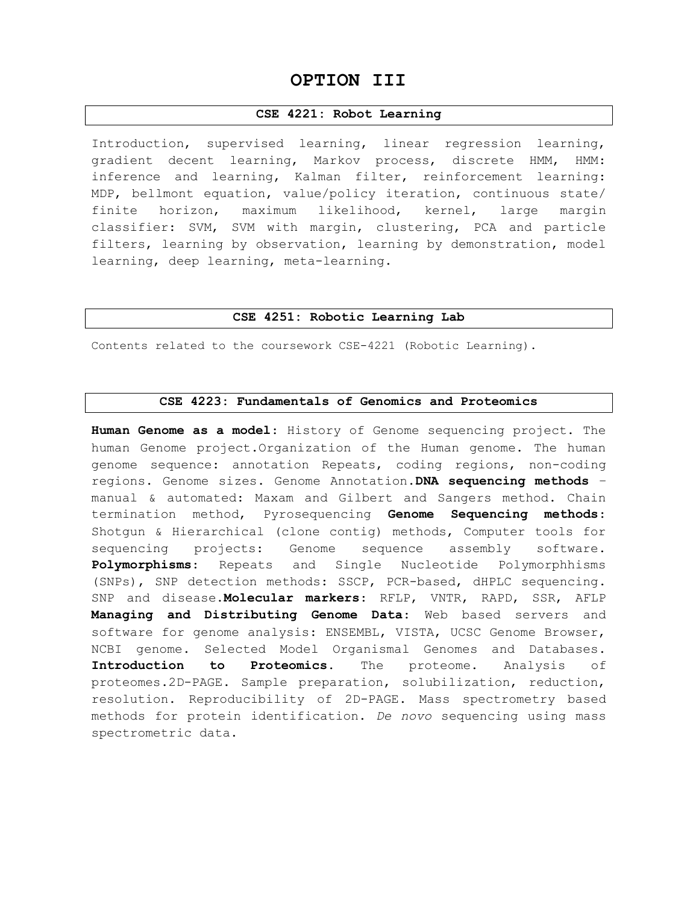# OPTION III

## CSE 4221: Robot Learning

Introduction, supervised learning, linear regression learning, gradient decent learning, Markov process, discrete HMM, HMM: inference and learning, Kalman filter, reinforcement learning: MDP, bellmont equation, value/policy iteration, continuous state/ finite horizon, maximum likelihood, kernel, large margin classifier: SVM, SVM with margin, clustering, PCA and particle filters, learning by observation, learning by demonstration, model learning, deep learning, meta-learning.

## CSE 4251: Robotic Learning Lab

Contents related to the coursework CSE-4221 (Robotic Learning).

## CSE 4223: Fundamentals of Genomics and Proteomics

**Human Genome as a model**: History of Genome sequencing project. The human Genome project.Organization of the Human genome. The human genome sequence: annotation Repeats, coding regions, non-coding regions. Genome sizes. Genome Annotation.**DNA sequencing methods** – manual & automated: Maxam and Gilbert and Sangers method. Chain termination method, Pyrosequencing **Genome Sequencing methods**: Shotgun & Hierarchical (clone contig) methods, Computer tools for sequencing projects: Genome sequence assembly software. **Polymorphisms**: Repeats and Single Nucleotide Polymorphhisms (SNPs), SNP detection methods: SSCP, PCR-based, dHPLC sequencing. SNP and disease.**Molecular markers**: RFLP, VNTR, RAPD, SSR, AFLP **Managing and Distributing Genome Data**: Web based servers and software for genome analysis: ENSEMBL, VISTA, UCSC Genome Browser, NCBI genome. Selected Model Organismal Genomes and Databases. **Introduction to Proteomics**. The proteome. Analysis of proteomes.2D-PAGE. Sample preparation, solubilization, reduction, resolution. Reproducibility of 2D-PAGE. Mass spectrometry based methods for protein identification. *De novo* sequencing using mass spectrometric data.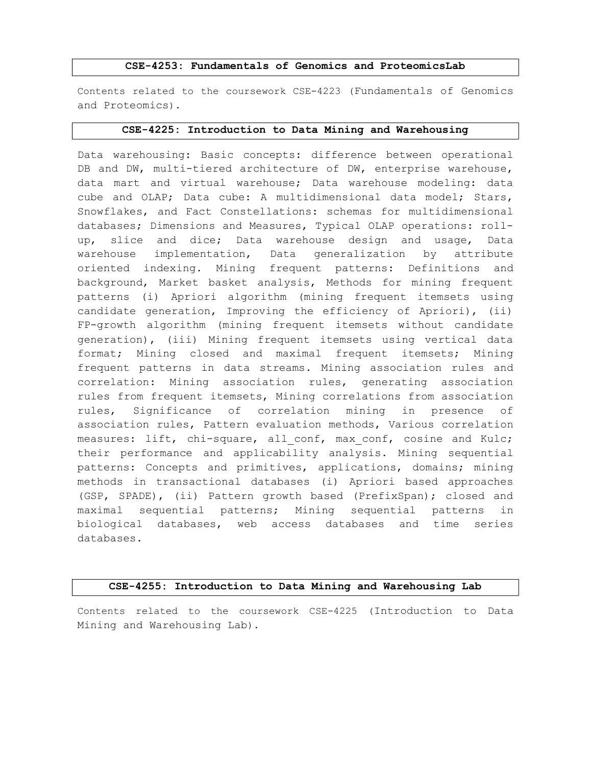## CSE-4253: Fundamentals of Genomics and ProteomicsLab

Contents related to the coursework CSE-4223 (Fundamentals of Genomics and Proteomics).

## CSE-4225: Introduction to Data Mining and Warehousing

Data warehousing: Basic concepts: difference between operational DB and DW, multi-tiered architecture of DW, enterprise warehouse, data mart and virtual warehouse; Data warehouse modeling: data cube and OLAP; Data cube: A multidimensional data model; Stars, Snowflakes, and Fact Constellations: schemas for multidimensional databases; Dimensions and Measures, Typical OLAP operations: roll-up, slice and dice; Data warehouse design and usage, Data warehouse implementation, Data generalization by attribute oriented indexing. Mining frequent patterns: Definitions and background, Market basket analysis, Methods for mining frequent patterns (i) Apriori algorithm (mining frequent itemsets using candidate generation, Improving the efficiency of Apriori), (ii) FP-growth algorithm (mining frequent itemsets without candidate generation), (iii) Mining frequent itemsets using vertical data format; Mining closed and maximal frequent itemsets; Mining frequent patterns in data streams. Mining association rules and correlation: Mining association rules, generating association rules from frequent itemsets, Mining correlations from association rules, Significance of correlation mining in presence of association rules, Pattern evaluation methods, Various correlation measures: lift, chi-square, all_conf, max_conf, cosine and Kulc; their performance and applicability analysis. Mining sequential patterns: Concepts and primitives, applications, domains; mining methods in transactional databases (i) Apriori based approaches (GSP, SPADE), (ii) Pattern growth based (PrefixSpan); closed and maximal sequential patterns; Mining sequential patterns in biological databases, web access databases and time series databases.

## CSE-4255: Introduction to Data Mining and Warehousing Lab

Contents related to the coursework CSE-4225 (Introduction to Data Mining and Warehousing Lab).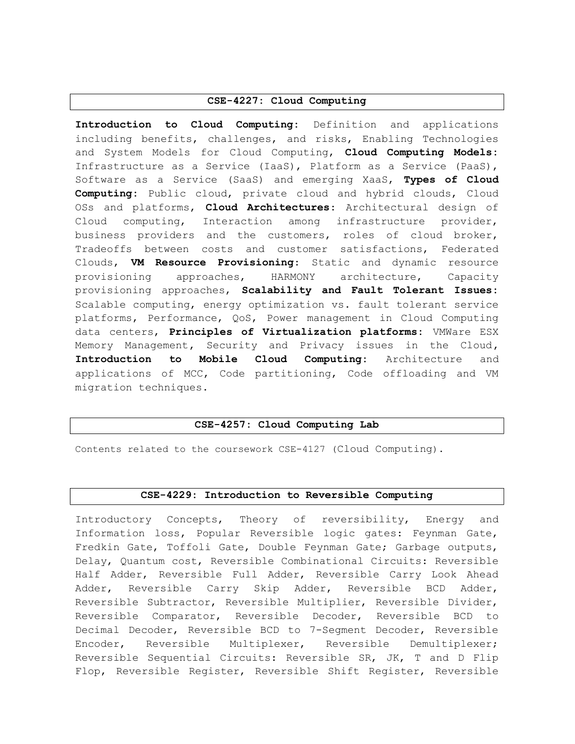## CSE-4227: Cloud Computing

**Introduction to Cloud Computing:** Definition and applications including benefits, challenges, and risks, Enabling Technologies and System Models for Cloud Computing, **Cloud Computing Models:** Infrastructure as a Service (IaaS), Platform as a Service (PaaS), Software as a Service (SaaS) and emerging XaaS, **Types of Cloud Computing:** Public cloud, private cloud and hybrid clouds, Cloud OSs and platforms, **Cloud Architectures:** Architectural design of Cloud computing, Interaction among infrastructure provider, business providers and the customers, roles of cloud broker, Tradeoffs between costs and customer satisfactions, Federated Clouds, **VM Resource Provisioning:** Static and dynamic resource provisioning approaches, HARMONY architecture, Capacity provisioning approaches, **Scalability and Fault Tolerant Issues:** Scalable computing, energy optimization vs. fault tolerant service platforms, Performance, QoS, Power management in Cloud Computing data centers, **Principles of Virtualization platforms:** VMWare ESX Memory Management, Security and Privacy issues in the Cloud, **Introduction to Mobile Cloud Computing:** Architecture and applications of MCC, Code partitioning, Code offloading and VM migration techniques.

## CSE-4257: Cloud Computing Lab

Contents related to the coursework CSE-4127 (Cloud Computing).

## CSE-4229: Introduction to Reversible Computing

Introductory Concepts, Theory of reversibility, Energy and Information loss, Popular Reversible logic gates: Feynman Gate, Fredkin Gate, Toffoli Gate, Double Feynman Gate; Garbage outputs, Delay, Quantum cost, Reversible Combinational Circuits: Reversible Half Adder, Reversible Full Adder, Reversible Carry Look Ahead Adder, Reversible Carry Skip Adder, Reversible BCD Adder, Reversible Subtractor, Reversible Multiplier, Reversible Divider, Reversible Comparator, Reversible Decoder, Reversible BCD to Decimal Decoder, Reversible BCD to 7-Segment Decoder, Reversible Encoder, Reversible Multiplexer, Reversible Demultiplexer; Reversible Sequential Circuits: Reversible SR, JK, T and D Flip Flop, Reversible Register, Reversible Shift Register, Reversible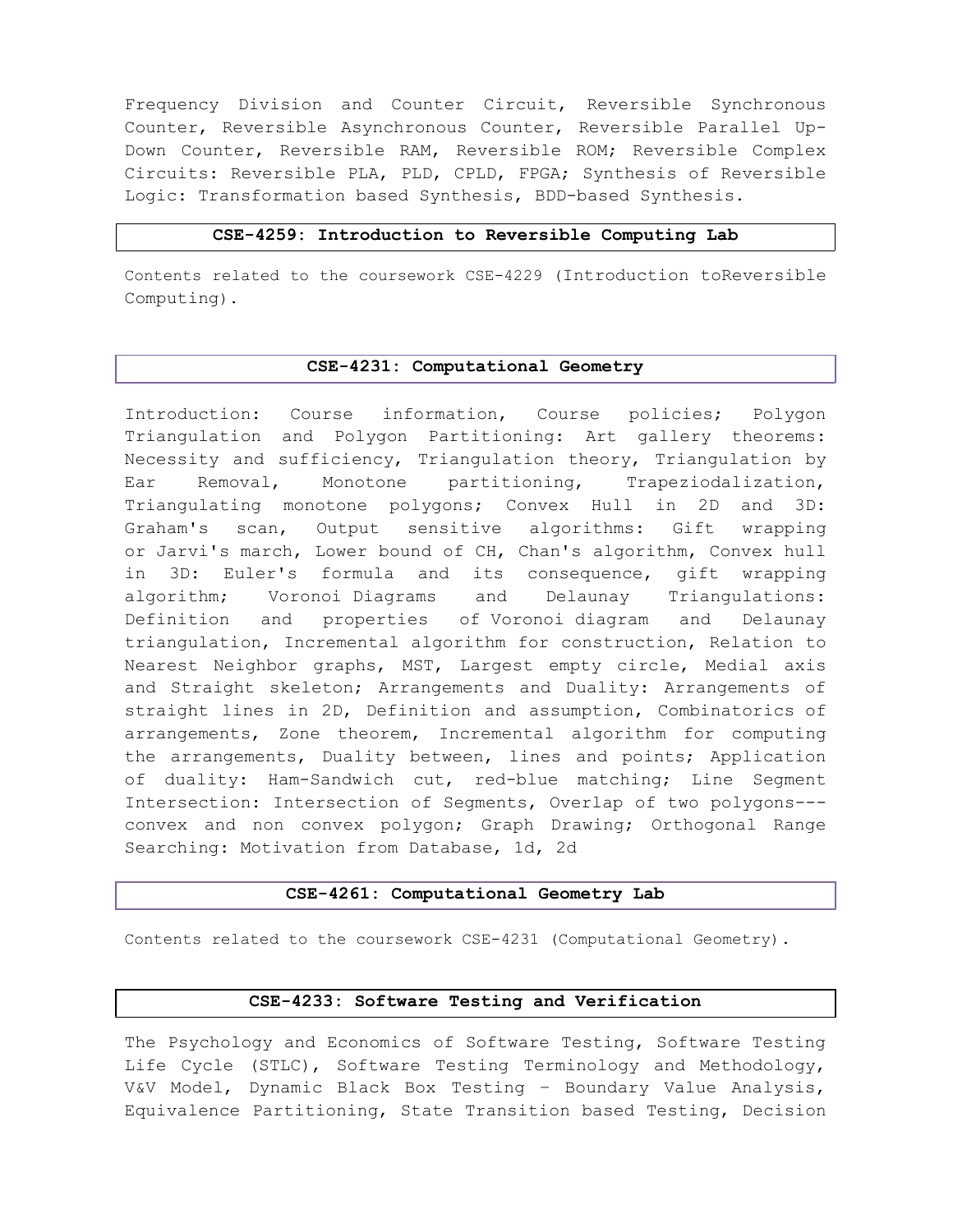Frequency Division and Counter Circuit, Reversible Synchronous Counter, Reversible Asynchronous Counter, Reversible Parallel Up-Down Counter, Reversible RAM, Reversible ROM; Reversible Complex Circuits: Reversible PLA, PLD, CPLD, FPGA; Synthesis of Reversible Logic: Transformation based Synthesis, BDD-based Synthesis.

### CSE-4259: Introduction to Reversible Computing Lab

Contents related to the coursework CSE-4229 (Introduction toReversible Computing).

### CSE-4231: Computational Geometry

Introduction: Course information, Course policies; Polygon Triangulation and Polygon Partitioning: Art gallery theorems: Necessity and sufficiency, Triangulation theory, Triangulation by Ear Removal, Monotone partitioning, Trapeziodalization, Triangulating monotone polygons; Convex Hull in 2D and 3D: Graham's scan, Output sensitive algorithms: Gift wrapping or Jarvi's march, Lower bound of CH, Chan's algorithm, Convex hull in 3D: Euler's formula and its consequence, gift wrapping algorithm; Voronoi Diagrams and Delaunay Triangulations: Definition and properties of Voronoi diagram and Delaunay triangulation, Incremental algorithm for construction, Relation to Nearest Neighbor graphs, MST, Largest empty circle, Medial axis and Straight skeleton; Arrangements and Duality: Arrangements of straight lines in 2D, Definition and assumption, Combinatorics of arrangements, Zone theorem, Incremental algorithm for computing the arrangements, Duality between, lines and points; Application of duality: Ham-Sandwich cut, red-blue matching; Line Segment Intersection: Intersection of Segments, Overlap of two polygons---convex and non convex polygon; Graph Drawing; Orthogonal Range Searching: Motivation from Database, 1d, 2d

### CSE-4261: Computational Geometry Lab

Contents related to the coursework CSE-4231 (Computational Geometry).

### CSE-4233: Software Testing and Verification

The Psychology and Economics of Software Testing, Software Testing Life Cycle (STLC), Software Testing Terminology and Methodology, V&V Model, Dynamic Black Box Testing – Boundary Value Analysis, Equivalence Partitioning, State Transition based Testing, Decision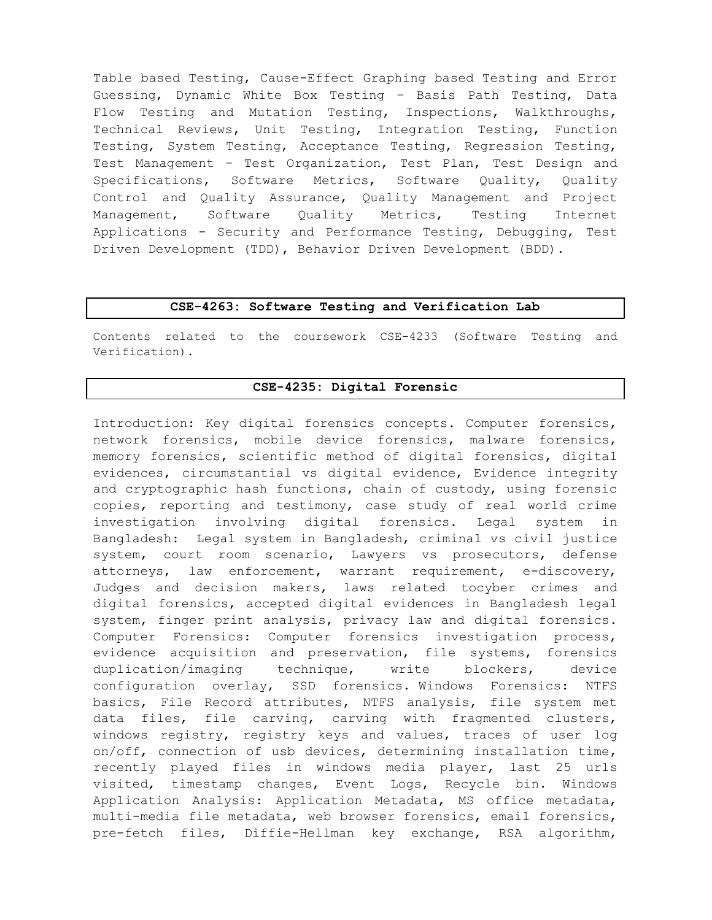Table based Testing, Cause-Effect Graphing based Testing and Error Guessing, Dynamic White Box Testing – Basis Path Testing, Data Flow Testing and Mutation Testing, Inspections, Walkthroughs, Technical Reviews, Unit Testing, Integration Testing, Function Testing, System Testing, Acceptance Testing, Regression Testing, Test Management – Test Organization, Test Plan, Test Design and Specifications, Software Metrics, Software Quality, Quality Control and Quality Assurance, Quality Management and Project Management, Software Quality Metrics, Testing Internet Applications - Security and Performance Testing, Debugging, Test Driven Development (TDD), Behavior Driven Development (BDD).

## CSE-4263: Software Testing and Verification Lab

Contents related to the coursework CSE-4233 (Software Testing and Verification).

## CSE-4235: Digital Forensic

Introduction: Key digital forensics concepts. Computer forensics, network forensics, mobile device forensics, malware forensics, memory forensics, scientific method of digital forensics, digital evidences, circumstantial vs digital evidence, Evidence integrity and cryptographic hash functions, chain of custody, using forensic copies, reporting and testimony, case study of real world crime investigation involving digital forensics. Legal system in Bangladesh: Legal system in Bangladesh, criminal vs civil justice system, court room scenario, Lawyers vs prosecutors, defense attorneys, law enforcement, warrant requirement, e-discovery, Judges and decision makers, laws related tocyber crimes and digital forensics, accepted digital evidences in Bangladesh legal system, finger print analysis, privacy law and digital forensics. Computer Forensics: Computer forensics investigation process, evidence acquisition and preservation, file systems, forensics duplication/imaging technique, write blockers, device configuration overlay, SSD forensics. Windows Forensics: NTFS basics, File Record attributes, NTFS analysis, file system met data files, file carving, carving with fragmented clusters, windows registry, registry keys and values, traces of user log on/off, connection of usb devices, determining installation time, recently played files in windows media player, last 25 urls visited, timestamp changes, Event Logs, Recycle bin. Windows Application Analysis: Application Metadata, MS office metadata, multi-media file metadata, web browser forensics, email forensics, pre-fetch files, Diffie-Hellman key exchange, RSA algorithm,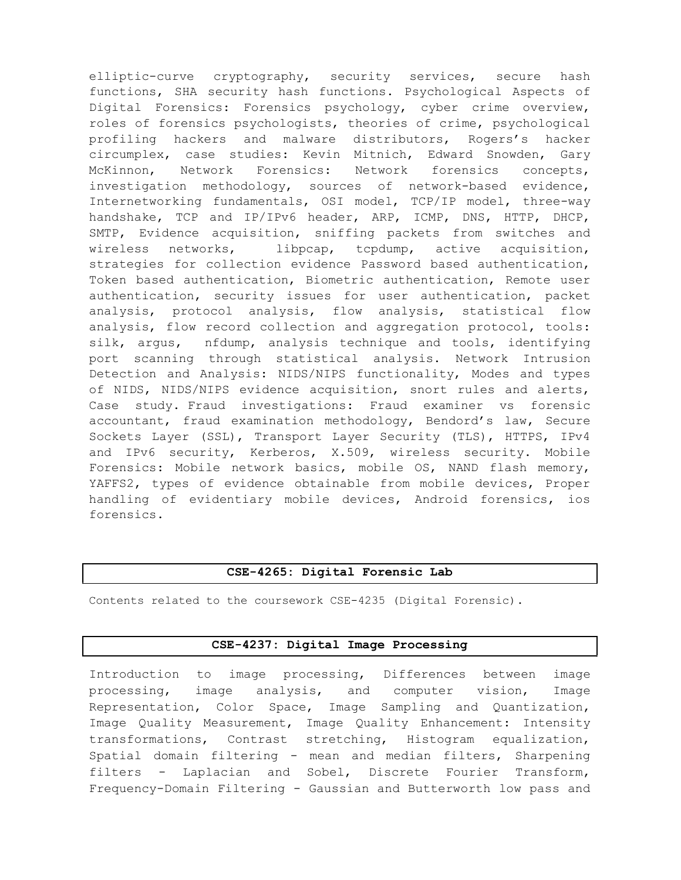elliptic-curve cryptography, security services, secure hash functions, SHA security hash functions. Psychological Aspects of Digital Forensics: Forensics psychology, cyber crime overview, roles of forensics psychologists, theories of crime, psychological profiling hackers and malware distributors, Rogers's hacker circumplex, case studies: Kevin Mitnich, Edward Snowden, Gary McKinnon, Network Forensics: Network forensics concepts, investigation methodology, sources of network-based evidence, Internetworking fundamentals, OSI model, TCP/IP model, three-way handshake, TCP and IP/IPv6 header, ARP, ICMP, DNS, HTTP, DHCP, SMTP, Evidence acquisition, sniffing packets from switches and wireless networks, libpcap, tcpdump, active acquisition, strategies for collection evidence Password based authentication, Token based authentication, Biometric authentication, Remote user authentication, security issues for user authentication, packet analysis, protocol analysis, flow analysis, statistical flow analysis, flow record collection and aggregation protocol, tools: silk, argus, nfdump, analysis technique and tools, identifying port scanning through statistical analysis. Network Intrusion Detection and Analysis: NIDS/NIPS functionality, Modes and types of NIDS, NIDS/NIPS evidence acquisition, snort rules and alerts, Case study. Fraud investigations: Fraud examiner vs forensic accountant, fraud examination methodology, Bendord's law, Secure Sockets Layer (SSL), Transport Layer Security (TLS), HTTPS, IPv4 and IPv6 security, Kerberos, X.509, wireless security. Mobile Forensics: Mobile network basics, mobile OS, NAND flash memory, YAFFS2, types of evidence obtainable from mobile devices, Proper handling of evidentiary mobile devices, Android forensics, ios forensics.

## CSE-4265: Digital Forensic Lab

Contents related to the coursework CSE-4235 (Digital Forensic).

## CSE-4237: Digital Image Processing

Introduction to image processing, Differences between image processing, image analysis, and computer vision, Image Representation, Color Space, Image Sampling and Quantization, Image Quality Measurement, Image Quality Enhancement: Intensity transformations, Contrast stretching, Histogram equalization, Spatial domain filtering - mean and median filters, Sharpening filters - Laplacian and Sobel, Discrete Fourier Transform, Frequency-Domain Filtering - Gaussian and Butterworth low pass and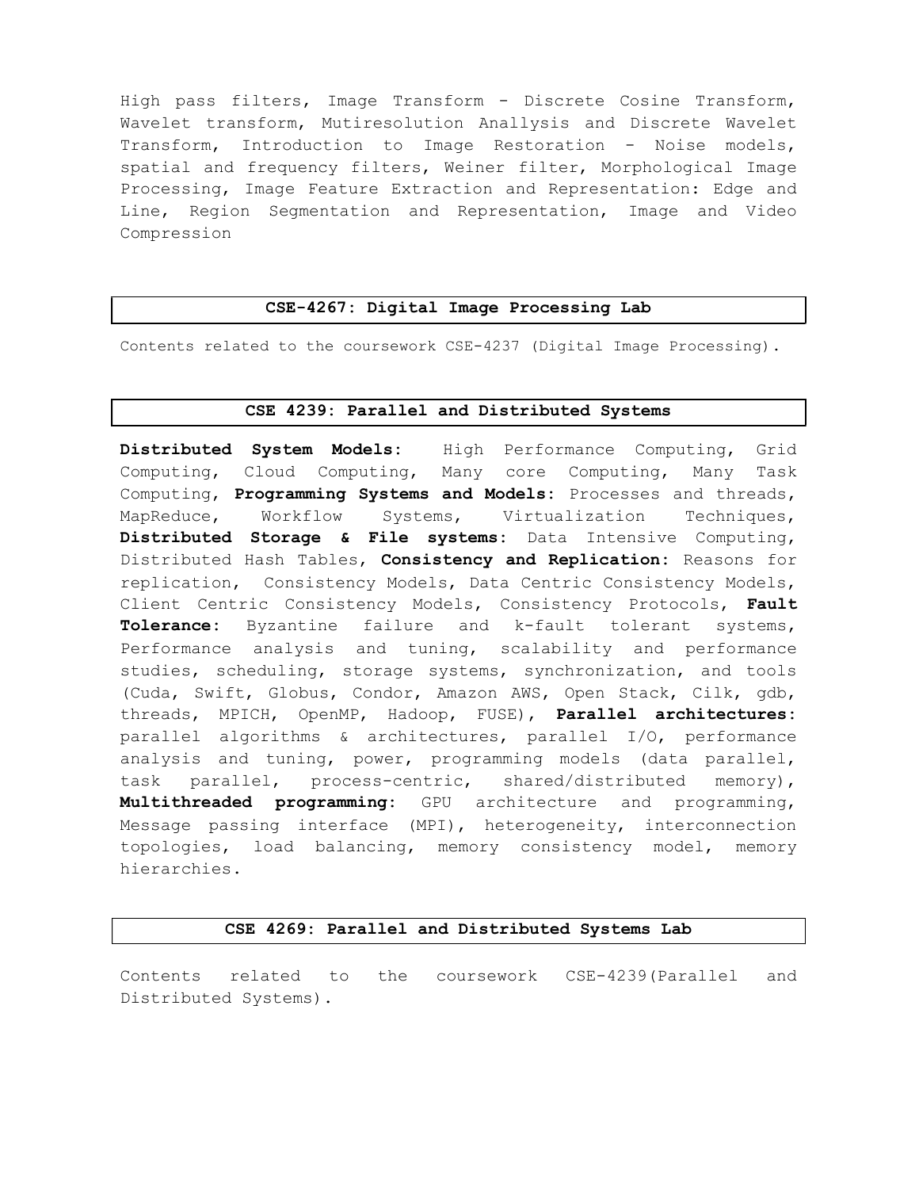High pass filters, Image Transform - Discrete Cosine Transform, Wavelet transform, Mutiresolution Anallysis and Discrete Wavelet Transform, Introduction to Image Restoration - Noise models, spatial and frequency filters, Weiner filter, Morphological Image Processing, Image Feature Extraction and Representation: Edge and Line, Region Segmentation and Representation, Image and Video Compression

## CSE-4267: Digital Image Processing Lab

Contents related to the coursework CSE-4237 (Digital Image Processing).

## CSE 4239: Parallel and Distributed Systems

**Distributed System Models:** High Performance Computing, Grid Computing, Cloud Computing, Many core Computing, Many Task Computing, **Programming Systems and Models:** Processes and threads, MapReduce, Workflow Systems, Virtualization Techniques, **Distributed Storage & File systems:** Data Intensive Computing, Distributed Hash Tables, **Consistency and Replication:** Reasons for replication, Consistency Models, Data Centric Consistency Models, Client Centric Consistency Models, Consistency Protocols, **Fault Tolerance:** Byzantine failure and k-fault tolerant systems, Performance analysis and tuning, scalability and performance studies, scheduling, storage systems, synchronization, and tools (Cuda, Swift, Globus, Condor, Amazon AWS, Open Stack, Cilk, gdb, threads, MPICH, OpenMP, Hadoop, FUSE), **Parallel architectures:** parallel algorithms & architectures, parallel I/O, performance analysis and tuning, power, programming models (data parallel, task parallel, process-centric, shared/distributed memory), **Multithreaded programming:** GPU architecture and programming, Message passing interface (MPI), heterogeneity, interconnection topologies, load balancing, memory consistency model, memory hierarchies.

## CSE 4269: Parallel and Distributed Systems Lab

Contents related to the coursework CSE-4239(Parallel and Distributed Systems).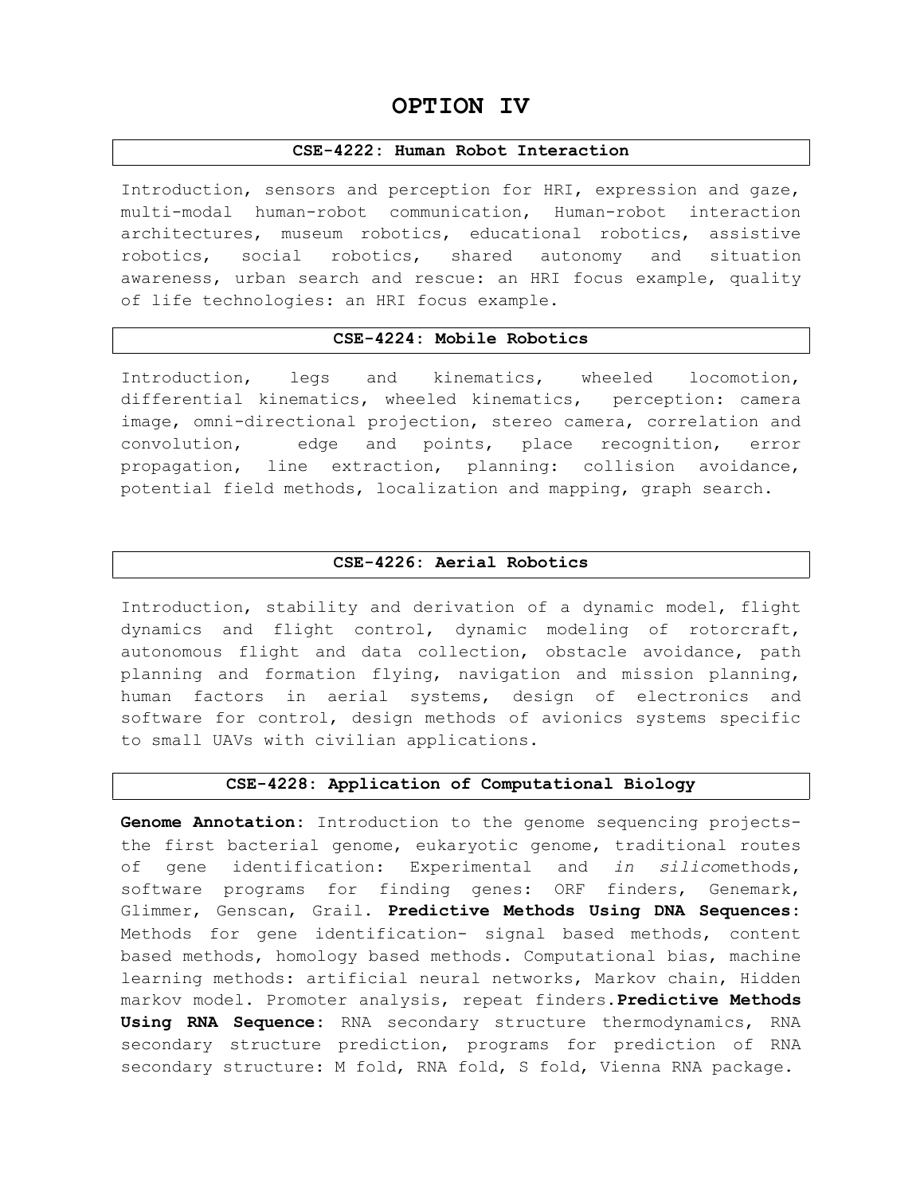# OPTION IV

## CSE-4222: Human Robot Interaction

Introduction, sensors and perception for HRI, expression and gaze, multi-modal human-robot communication, Human-robot interaction architectures, museum robotics, educational robotics, assistive robotics, social robotics, shared autonomy and situation awareness, urban search and rescue: an HRI focus example, quality of life technologies: an HRI focus example.

## CSE-4224: Mobile Robotics

Introduction, legs and kinematics, wheeled locomotion, differential kinematics, wheeled kinematics, perception: camera image, omni-directional projection, stereo camera, correlation and convolution, edge and points, place recognition, error propagation, line extraction, planning: collision avoidance, potential field methods, localization and mapping, graph search.

## CSE-4226: Aerial Robotics

Introduction, stability and derivation of a dynamic model, flight dynamics and flight control, dynamic modeling of rotorcraft, autonomous flight and data collection, obstacle avoidance, path planning and formation flying, navigation and mission planning, human factors in aerial systems, design of electronics and software for control, design methods of avionics systems specific to small UAVs with civilian applications.

## CSE-4228: Application of Computational Biology

**Genome Annotation:** Introduction to the genome sequencing projects- the first bacterial genome, eukaryotic genome, traditional routes of gene identification: Experimental and *in silico*methods, software programs for finding genes: ORF finders, Genemark, Glimmer, Genscan, Grail. **Predictive Methods Using DNA Sequences:** Methods for gene identification- signal based methods, content based methods, homology based methods. Computational bias, machine learning methods: artificial neural networks, Markov chain, Hidden markov model. Promoter analysis, repeat finders.**Predictive Methods Using RNA Sequence:** RNA secondary structure thermodynamics, RNA secondary structure prediction, programs for prediction of RNA secondary structure: M fold, RNA fold, S fold, Vienna RNA package.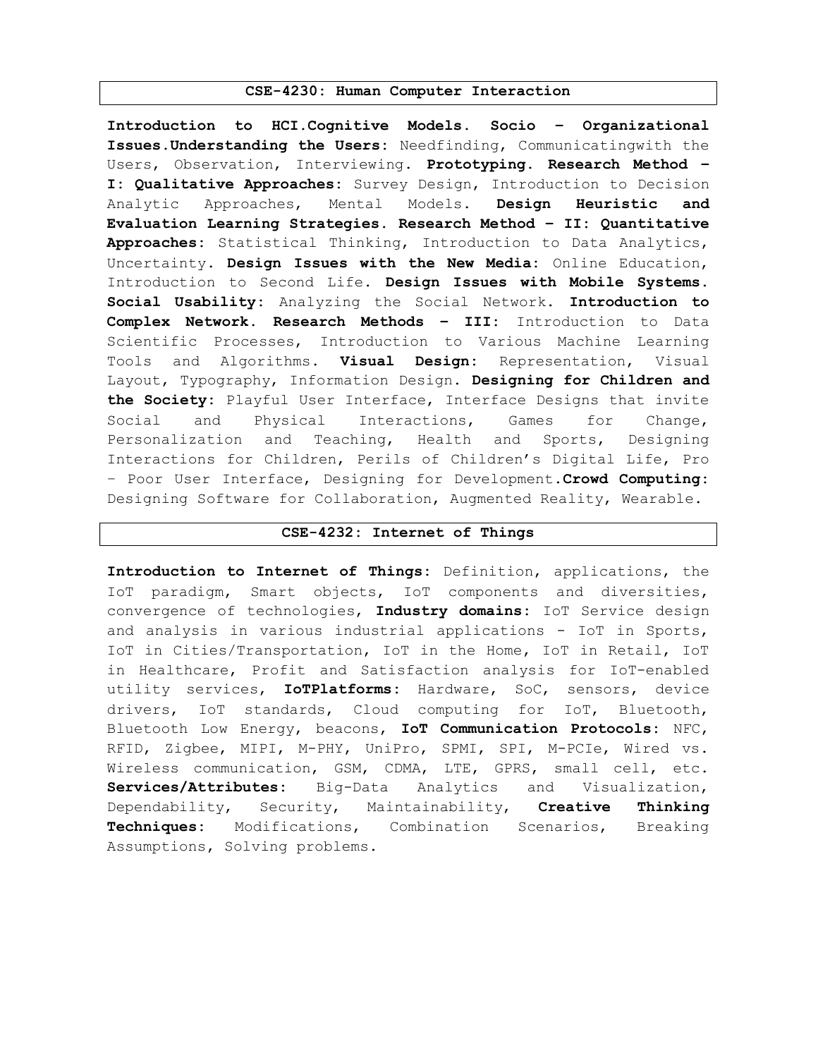## CSE-4230: Human Computer Interaction

**Introduction to HCI.Cognitive Models. Socio – Organizational Issues.Understanding the Users:** Needfinding, Communicatingwith the Users, Observation, Interviewing. **Prototyping. Research Method – I: Qualitative Approaches:** Survey Design, Introduction to Decision Analytic Approaches, Mental Models. **Design Heuristic and Evaluation Learning Strategies. Research Method – II: Quantitative Approaches:** Statistical Thinking, Introduction to Data Analytics, Uncertainty. **Design Issues with the New Media:** Online Education, Introduction to Second Life. **Design Issues with Mobile Systems. Social Usability:** Analyzing the Social Network. **Introduction to Complex Network. Research Methods – III:** Introduction to Data Scientific Processes, Introduction to Various Machine Learning Tools and Algorithms. **Visual Design:** Representation, Visual Layout, Typography, Information Design. **Designing for Children and the Society:** Playful User Interface, Interface Designs that invite Social and Physical Interactions, Games for Change, Personalization and Teaching, Health and Sports, Designing Interactions for Children, Perils of Children's Digital Life, Pro – Poor User Interface, Designing for Development.**Crowd Computing:** Designing Software for Collaboration, Augmented Reality, Wearable.

## CSE-4232: Internet of Things

**Introduction to Internet of Things:** Definition, applications, the IoT paradigm, Smart objects, IoT components and diversities, convergence of technologies, **Industry domains:** IoT Service design and analysis in various industrial applications - IoT in Sports, IoT in Cities/Transportation, IoT in the Home, IoT in Retail, IoT in Healthcare, Profit and Satisfaction analysis for IoT-enabled utility services, **IoTPlatforms:** Hardware, SoC, sensors, device drivers, IoT standards, Cloud computing for IoT, Bluetooth, Bluetooth Low Energy, beacons, **IoT Communication Protocols:** NFC, RFID, Zigbee, MIPI, M-PHY, UniPro, SPMI, SPI, M-PCIe, Wired vs. Wireless communication, GSM, CDMA, LTE, GPRS, small cell, etc. **Services/Attributes:** Big-Data Analytics and Visualization, Dependability, Security, Maintainability, **Creative Thinking Techniques:** Modifications, Combination Scenarios, Breaking Assumptions, Solving problems.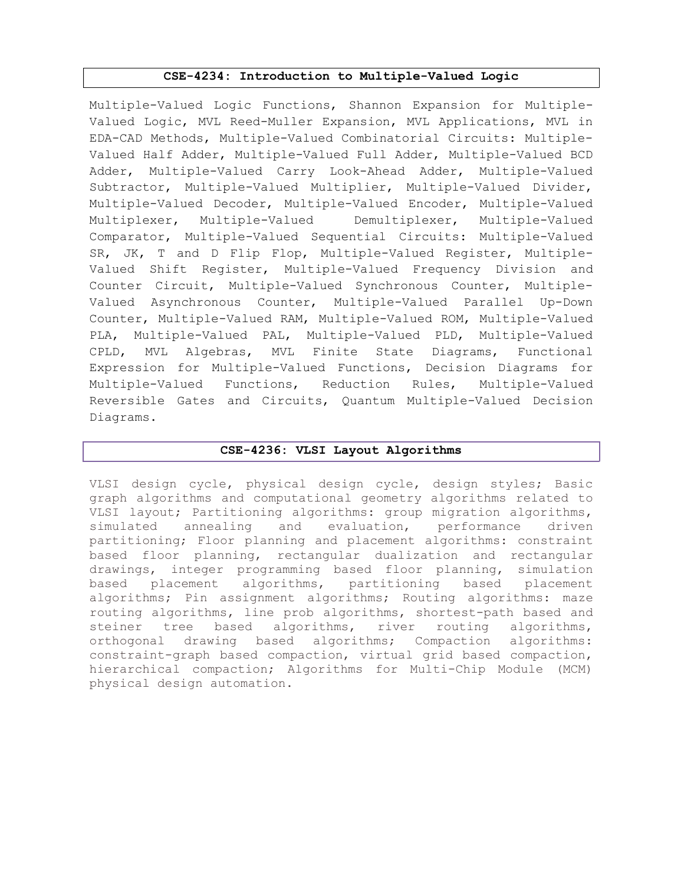## CSE-4234: Introduction to Multiple-Valued Logic

Multiple-Valued Logic Functions, Shannon Expansion for Multiple-Valued Logic, MVL Reed-Muller Expansion, MVL Applications, MVL in EDA-CAD Methods, Multiple-Valued Combinatorial Circuits: Multiple-Valued Half Adder, Multiple-Valued Full Adder, Multiple-Valued BCD Adder, Multiple-Valued Carry Look-Ahead Adder, Multiple-Valued Subtractor, Multiple-Valued Multiplier, Multiple-Valued Divider, Multiple-Valued Decoder, Multiple-Valued Encoder, Multiple-Valued Multiplexer, Multiple-Valued Demultiplexer, Multiple-Valued Comparator, Multiple-Valued Sequential Circuits: Multiple-Valued SR, JK, T and D Flip Flop, Multiple-Valued Register, Multiple-Valued Shift Register, Multiple-Valued Frequency Division and Counter Circuit, Multiple-Valued Synchronous Counter, Multiple-Valued Asynchronous Counter, Multiple-Valued Parallel Up-Down Counter, Multiple-Valued RAM, Multiple-Valued ROM, Multiple-Valued PLA, Multiple-Valued PAL, Multiple-Valued PLD, Multiple-Valued CPLD, MVL Algebras, MVL Finite State Diagrams, Functional Expression for Multiple-Valued Functions, Decision Diagrams for Multiple-Valued Functions, Reduction Rules, Multiple-Valued Reversible Gates and Circuits, Quantum Multiple-Valued Decision Diagrams.

## CSE-4236: VLSI Layout Algorithms

VLSI design cycle, physical design cycle, design styles; Basic graph algorithms and computational geometry algorithms related to VLSI layout; Partitioning algorithms: group migration algorithms, simulated annealing and evaluation, performance driven partitioning; Floor planning and placement algorithms: constraint based floor planning, rectangular dualization and rectangular drawings, integer programming based floor planning, simulation based placement algorithms, partitioning based placement algorithms; Pin assignment algorithms; Routing algorithms: maze routing algorithms, line prob algorithms, shortest-path based and steiner tree based algorithms, river routing algorithms, orthogonal drawing based algorithms; Compaction algorithms: constraint-graph based compaction, virtual grid based compaction, hierarchical compaction; Algorithms for Multi-Chip Module (MCM) physical design automation.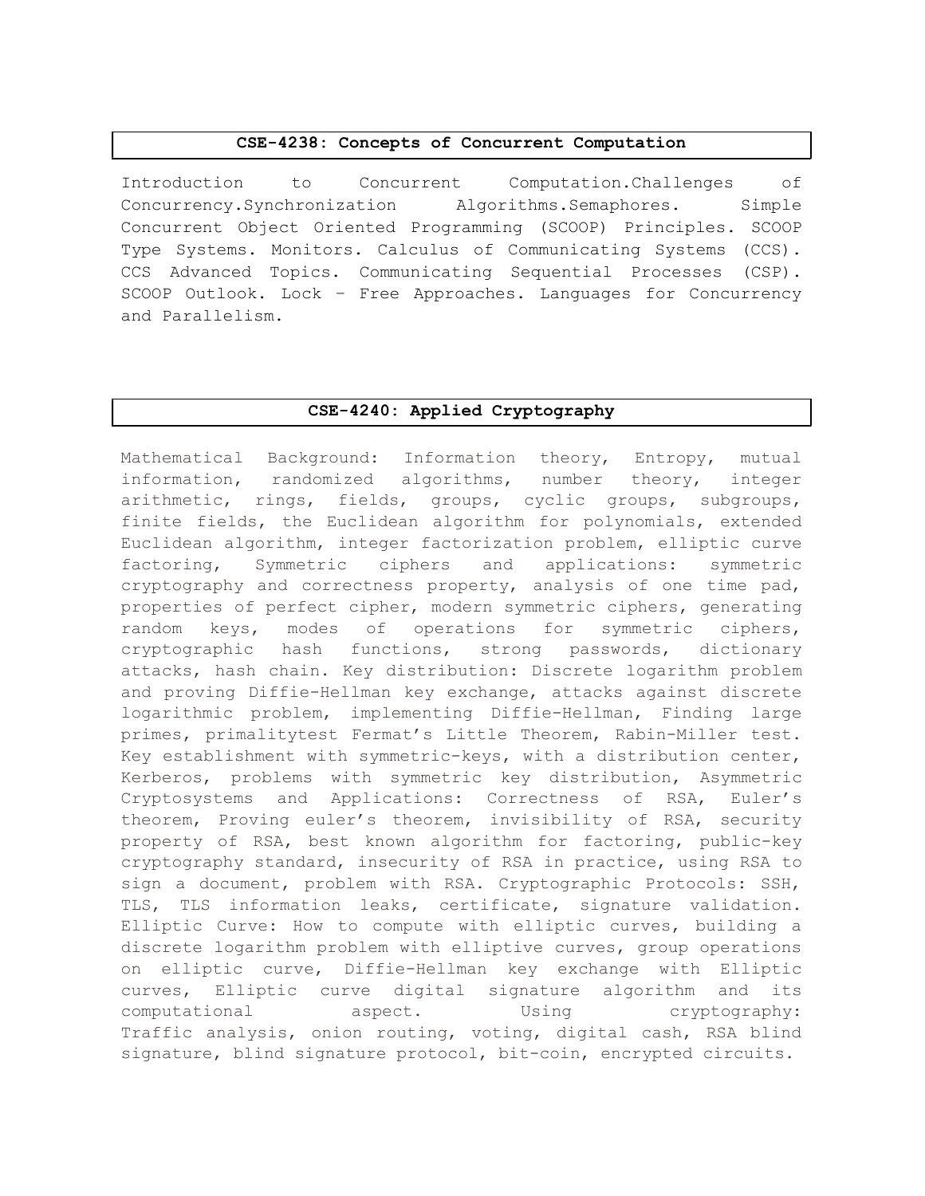## CSE-4238: Concepts of Concurrent Computation

Introduction to Concurrent Computation.Challenges of Concurrency.Synchronization Algorithms.Semaphores. Simple Concurrent Object Oriented Programming (SCOOP) Principles. SCOOP Type Systems. Monitors. Calculus of Communicating Systems (CCS). CCS Advanced Topics. Communicating Sequential Processes (CSP). SCOOP Outlook. Lock – Free Approaches. Languages for Concurrency and Parallelism.

## CSE-4240: Applied Cryptography

Mathematical Background: Information theory, Entropy, mutual information, randomized algorithms, number theory, integer arithmetic, rings, fields, groups, cyclic groups, subgroups, finite fields, the Euclidean algorithm for polynomials, extended Euclidean algorithm, integer factorization problem, elliptic curve factoring, Symmetric ciphers and applications: symmetric cryptography and correctness property, analysis of one time pad, properties of perfect cipher, modern symmetric ciphers, generating random keys, modes of operations for symmetric ciphers, cryptographic hash functions, strong passwords, dictionary attacks, hash chain. Key distribution: Discrete logarithm problem and proving Diffie-Hellman key exchange, attacks against discrete logarithmic problem, implementing Diffie-Hellman, Finding large primes, primalitytest Fermat's Little Theorem, Rabin-Miller test. Key establishment with symmetric-keys, with a distribution center, Kerberos, problems with symmetric key distribution, Asymmetric Cryptosystems and Applications: Correctness of RSA, Euler's theorem, Proving euler's theorem, invisibility of RSA, security property of RSA, best known algorithm for factoring, public-key cryptography standard, insecurity of RSA in practice, using RSA to sign a document, problem with RSA. Cryptographic Protocols: SSH, TLS, TLS information leaks, certificate, signature validation. Elliptic Curve: How to compute with elliptic curves, building a discrete logarithm problem with ellliptive curves, group operations on elliptic curve, Diffie-Hellman key exchange with Elliptic curves, Elliptic curve digital signature algorithm and its computational aspect. Using cryptography: Traffic analysis, onion routing, voting, digital cash, RSA blind signature, blind signature protocol, bit-coin, encrypted circuits.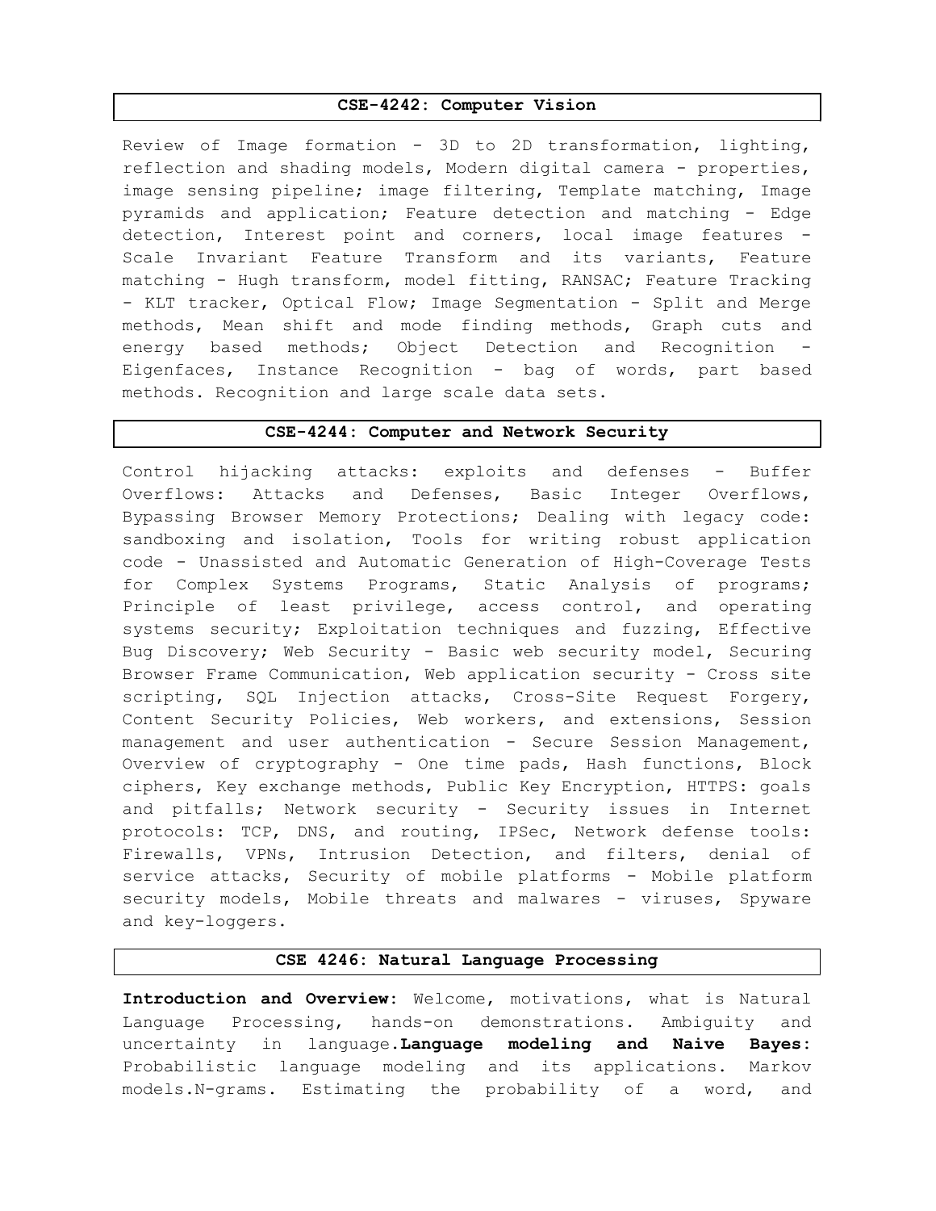## CSE-4242: Computer Vision

Review of Image formation - 3D to 2D transformation, lighting, reflection and shading models, Modern digital camera - properties, image sensing pipeline; image filtering, Template matching, Image pyramids and application; Feature detection and matching - Edge detection, Interest point and corners, local image features - Scale Invariant Feature Transform and its variants, Feature matching - Hugh transform, model fitting, RANSAC; Feature Tracking - KLT tracker, Optical Flow; Image Segmentation - Split and Merge methods, Mean shift and mode finding methods, Graph cuts and energy based methods; Object Detection and Recognition - Eigenfaces, Instance Recognition - bag of words, part based methods. Recognition and large scale data sets.

## CSE-4244: Computer and Network Security

Control hijacking attacks: exploits and defenses - Buffer Overflows: Attacks and Defenses, Basic Integer Overflows, Bypassing Browser Memory Protections; Dealing with legacy code: sandboxing and isolation, Tools for writing robust application code - Unassisted and Automatic Generation of High-Coverage Tests for Complex Systems Programs, Static Analysis of programs; Principle of least privilege, access control, and operating systems security; Exploitation techniques and fuzzing, Effective Bug Discovery; Web Security - Basic web security model, Securing Browser Frame Communication, Web application security - Cross site scripting, SQL Injection attacks, Cross-Site Request Forgery, Content Security Policies, Web workers, and extensions, Session management and user authentication - Secure Session Management, Overview of cryptography - One time pads, Hash functions, Block ciphers, Key exchange methods, Public Key Encryption, HTTPS: goals and pitfalls; Network security - Security issues in Internet protocols: TCP, DNS, and routing, IPSec, Network defense tools: Firewalls, VPNs, Intrusion Detection, and filters, denial of service attacks, Security of mobile platforms - Mobile platform security models, Mobile threats and malwares - viruses, Spyware and key-loggers.

## CSE 4246: Natural Language Processing

**Introduction and Overview**: Welcome, motivations, what is Natural Language Processing, hands-on demonstrations. Ambiguity and uncertainty in language.**Language modeling and Naive Bayes**: Probabilistic language modeling and its applications. Markov models.N-grams. Estimating the probability of a word, and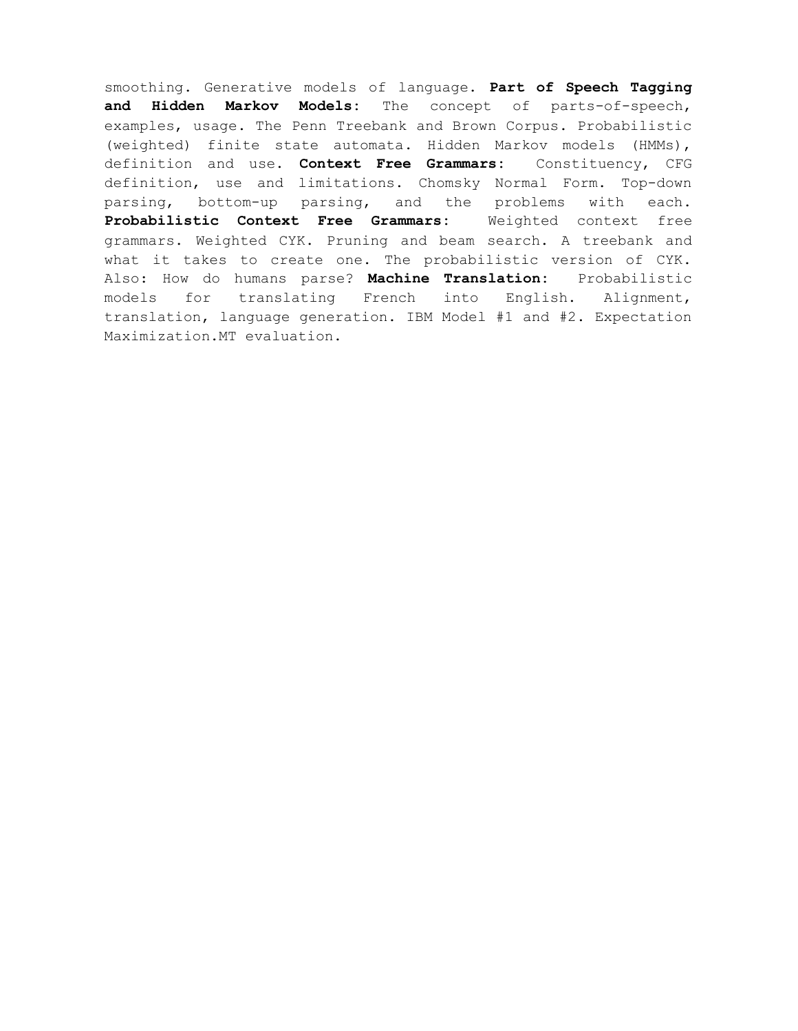smoothing. Generative models of language. **Part of Speech Tagging and Hidden Markov Models:** The concept of parts-of-speech, examples, usage. The Penn Treebank and Brown Corpus. Probabilistic (weighted) finite state automata. Hidden Markov models (HMMs), definition and use. **Context Free Grammars:** Constituency, CFG definition, use and limitations. Chomsky Normal Form. Top-down parsing, bottom-up parsing, and the problems with each. **Probabilistic Context Free Grammars:** Weighted context free grammars. Weighted CYK. Pruning and beam search. A treebank and what it takes to create one. The probabilistic version of CYK. Also: How do humans parse? **Machine Translation:** Probabilistic models for translating French into English. Alignment, translation, language generation. IBM Model #1 and #2. Expectation Maximization.MT evaluation.